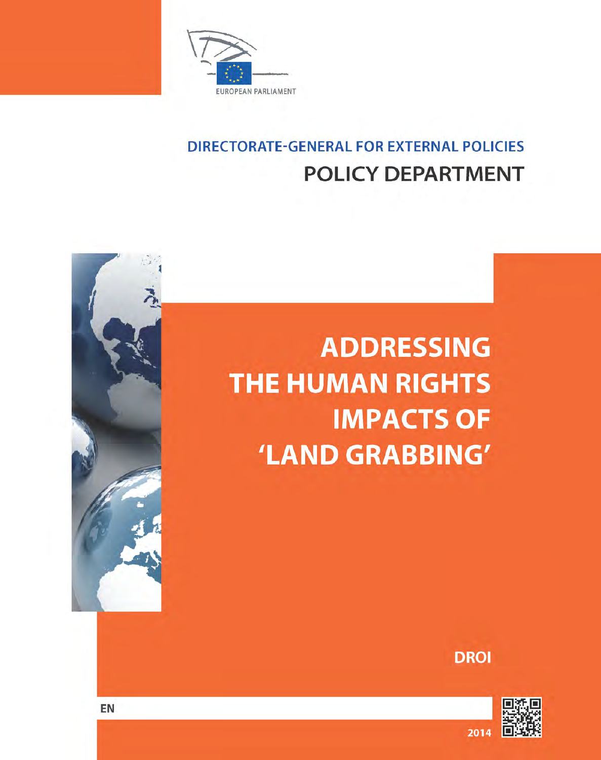EUROPEAN PARLIAMENT

DIRECTORATE-GENERAL FOR EXTERNAL POLICIES

POLICY DEPARTMENT

# ADDRESSING THE HUMAN RIGHTS IMPACTS OF 'LAND GRABBING'

DROI

EN

2014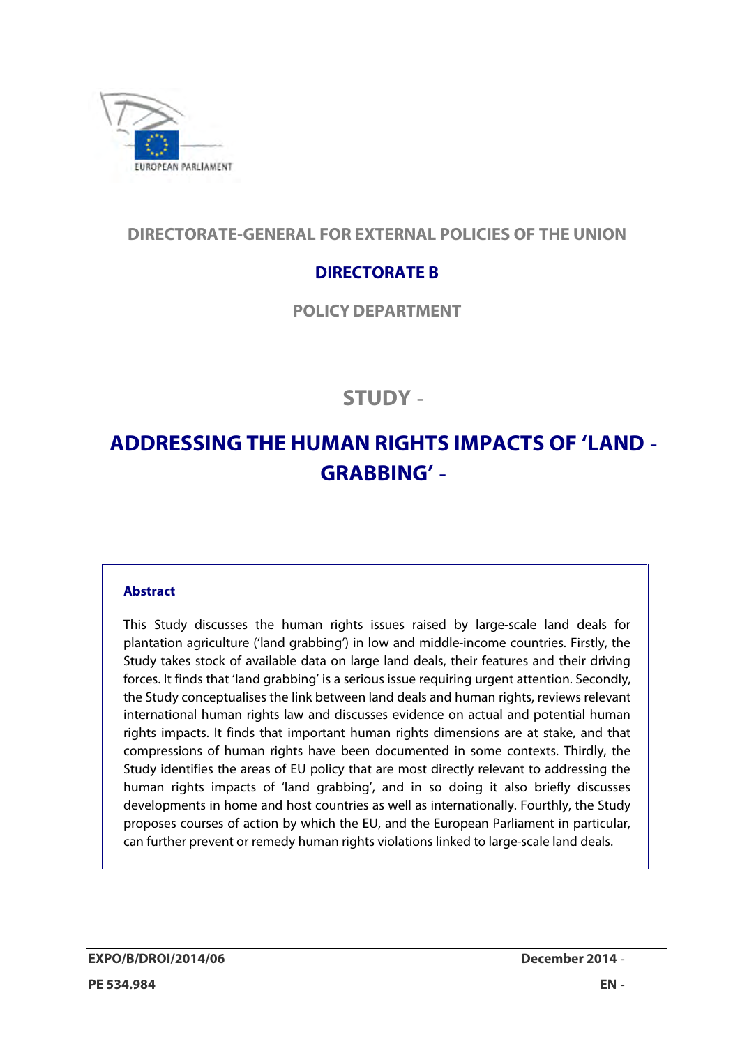EUROPEAN PARLIAMENT

DIRECTORATE-GENERAL FOR EXTERNAL POLICIES OF THE UNION

DIRECTORATE B

POLICY DEPARTMENT

# STUDY

# ADDRESSING THE HUMAN RIGHTS IMPACTS OF 'LAND GRABBING'

**Abstract**

This Study discusses the human rights issues raised by large-scale land deals for plantation agriculture ('land grabbing') in low and middle-income countries. Firstly, the Study takes stock of available data on large land deals, their features and their driving forces. It finds that 'land grabbing' is a serious issue requiring urgent attention. Secondly, the Study conceptualises the link between land deals and human rights, reviews relevant international human rights law and discusses evidence on actual and potential human rights impacts. It finds that important human rights dimensions are at stake, and that compressions of human rights have been documented in some contexts. Thirdly, the Study identifies the areas of EU policy that are most directly relevant to addressing the human rights impacts of 'land grabbing', and in so doing it also briefly discusses developments in home and host countries as well as internationally. Fourthly, the Study proposes courses of action by which the EU, and the European Parliament in particular, can further prevent or remedy human rights violations linked to large-scale land deals.

**EXPO/B/DROI/2014/06** | **December 2014**

**PE 534.984** | **EN**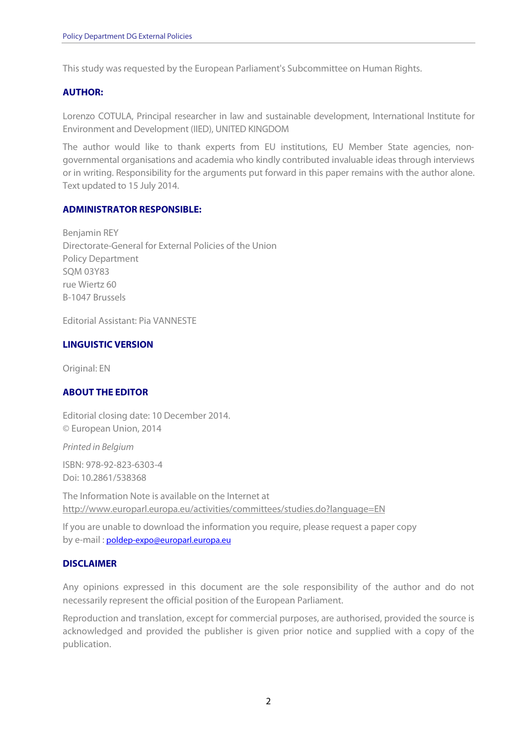This study was requested by the European Parliament's Subcommittee on Human Rights.

### AUTHOR:

Lorenzo COTULA, Principal researcher in law and sustainable development, International Institute for Environment and Development (IIED), UNITED KINGDOM

The author would like to thank experts from EU institutions, EU Member State agencies, non-governmental organisations and academia who kindly contributed invaluable ideas through interviews or in writing. Responsibility for the arguments put forward in this paper remains with the author alone. Text updated to 15 July 2014.

### ADMINISTRATOR RESPONSIBLE:

Benjamin REY
Directorate-General for External Policies of the Union
Policy Department
SQM 03Y83
rue Wiertz 60
B-1047 Brussels

Editorial Assistant: Pia VANNESTE

### LINGUISTIC VERSION

Original: EN

### ABOUT THE EDITOR

Editorial closing date: 10 December 2014.
© European Union, 2014

*Printed in Belgium*

ISBN: 978-92-823-6303-4
Doi: 10.2861/538368

The Information Note is available on the Internet at
http://www.europarl.europa.eu/activities/committees/studies.do?language=EN

If you are unable to download the information you require, please request a paper copy
by e-mail : poldep-expo@europarl.europa.eu

### DISCLAIMER

Any opinions expressed in this document are the sole responsibility of the author and do not necessarily represent the official position of the European Parliament.

Reproduction and translation, except for commercial purposes, are authorised, provided the source is acknowledged and provided the publisher is given prior notice and supplied with a copy of the publication.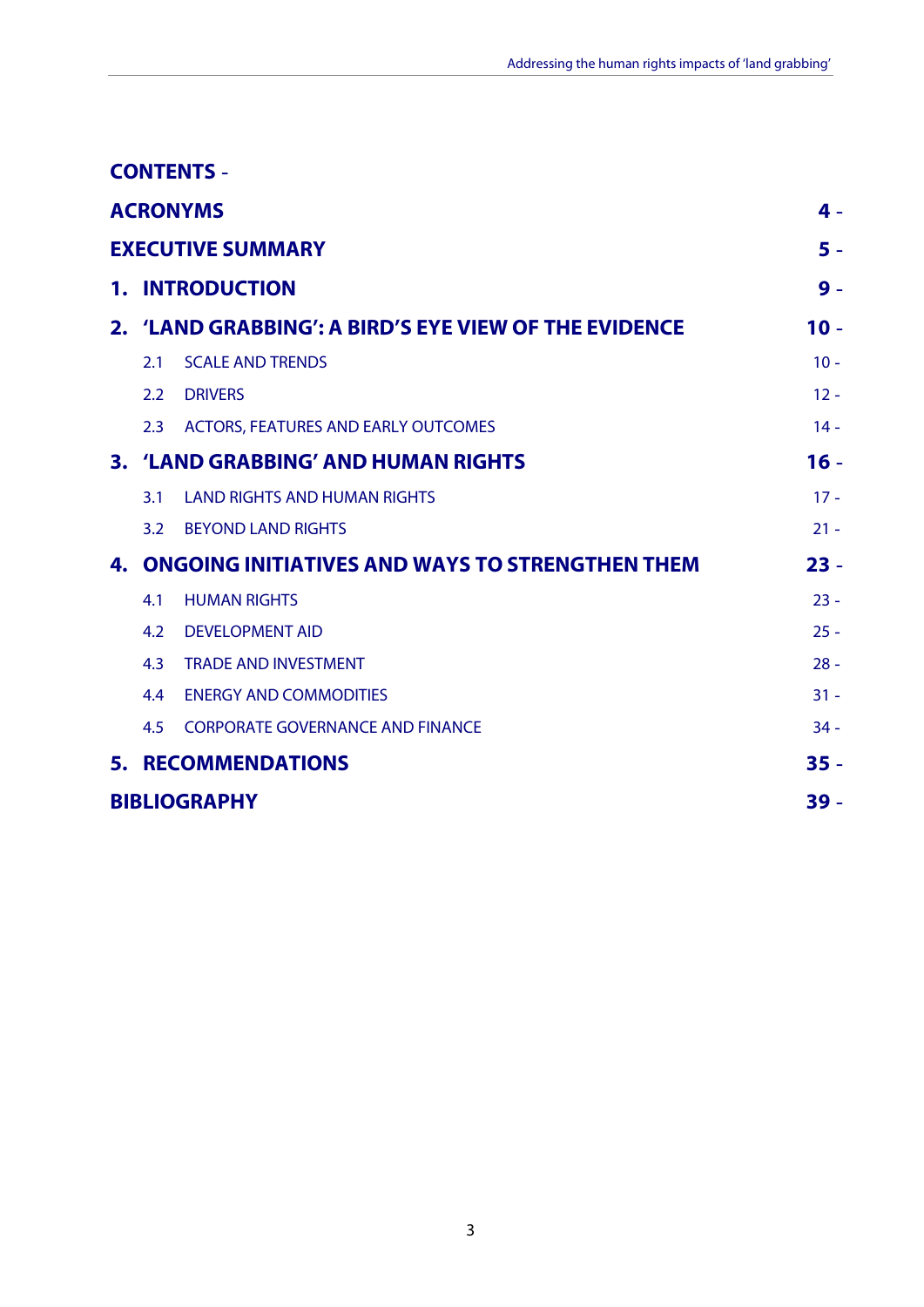# CONTENTS -

| | | |
|---|---|---|
| **ACRONYMS** | | **4 -** |
| **EXECUTIVE SUMMARY** | | **5 -** |
| **1.** | **INTRODUCTION** | **9 -** |
| **2.** | **'LAND GRABBING': A BIRD'S EYE VIEW OF THE EVIDENCE** | **10 -** |
| 2.1 | SCALE AND TRENDS | 10 - |
| 2.2 | DRIVERS | 12 - |
| 2.3 | ACTORS, FEATURES AND EARLY OUTCOMES | 14 - |
| **3.** | **'LAND GRABBING' AND HUMAN RIGHTS** | **16 -** |
| 3.1 | LAND RIGHTS AND HUMAN RIGHTS | 17 - |
| 3.2 | BEYOND LAND RIGHTS | 21 - |
| **4.** | **ONGOING INITIATIVES AND WAYS TO STRENGTHEN THEM** | **23 -** |
| 4.1 | HUMAN RIGHTS | 23 - |
| 4.2 | DEVELOPMENT AID | 25 - |
| 4.3 | TRADE AND INVESTMENT | 28 - |
| 4.4 | ENERGY AND COMMODITIES | 31 - |
| 4.5 | CORPORATE GOVERNANCE AND FINANCE | 34 - |
| **5.** | **RECOMMENDATIONS** | **35 -** |
| **BIBLIOGRAPHY** | | **39 -** |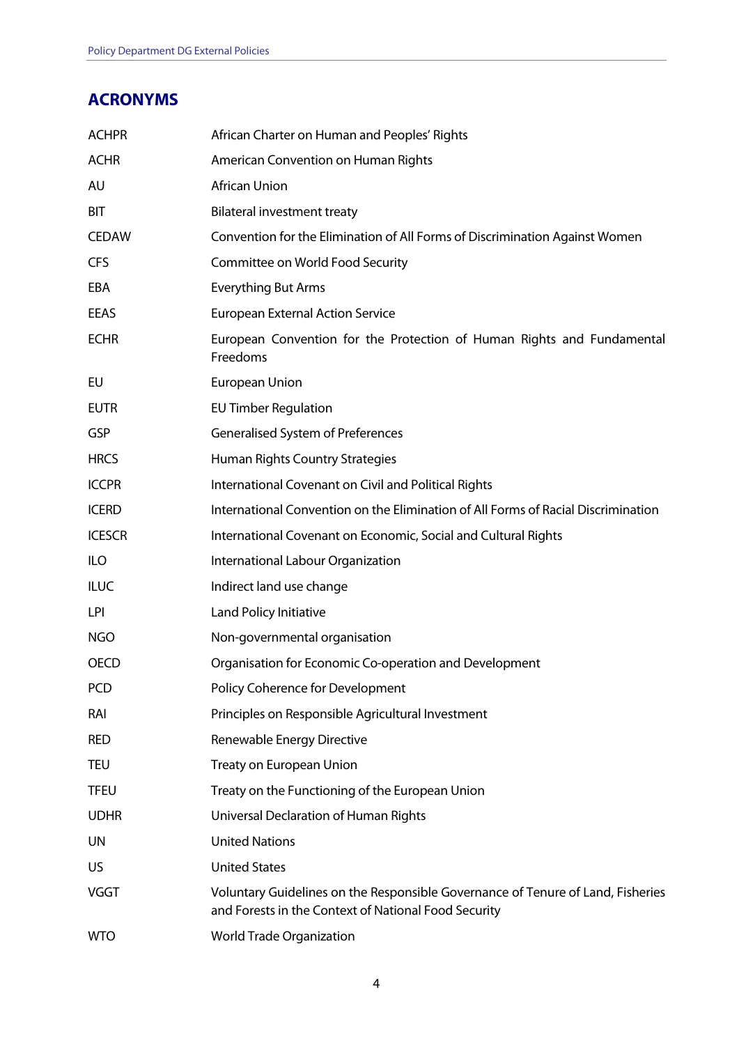## ACRONYMS

| | |
|---|---|
| ACHPR | African Charter on Human and Peoples' Rights |
| ACHR | American Convention on Human Rights |
| AU | African Union |
| BIT | Bilateral investment treaty |
| CEDAW | Convention for the Elimination of All Forms of Discrimination Against Women |
| CFS | Committee on World Food Security |
| EBA | Everything But Arms |
| EEAS | European External Action Service |
| ECHR | European Convention for the Protection of Human Rights and Fundamental Freedoms |
| EU | European Union |
| EUTR | EU Timber Regulation |
| GSP | Generalised System of Preferences |
| HRCS | Human Rights Country Strategies |
| ICCPR | International Covenant on Civil and Political Rights |
| ICERD | International Convention on the Elimination of All Forms of Racial Discrimination |
| ICESCR | International Covenant on Economic, Social and Cultural Rights |
| ILO | International Labour Organization |
| ILUC | Indirect land use change |
| LPI | Land Policy Initiative |
| NGO | Non-governmental organisation |
| OECD | Organisation for Economic Co-operation and Development |
| PCD | Policy Coherence for Development |
| RAI | Principles on Responsible Agricultural Investment |
| RED | Renewable Energy Directive |
| TEU | Treaty on European Union |
| TFEU | Treaty on the Functioning of the European Union |
| UDHR | Universal Declaration of Human Rights |
| UN | United Nations |
| US | United States |
| VGGT | Voluntary Guidelines on the Responsible Governance of Tenure of Land, Fisheries and Forests in the Context of National Food Security |
| WTO | World Trade Organization |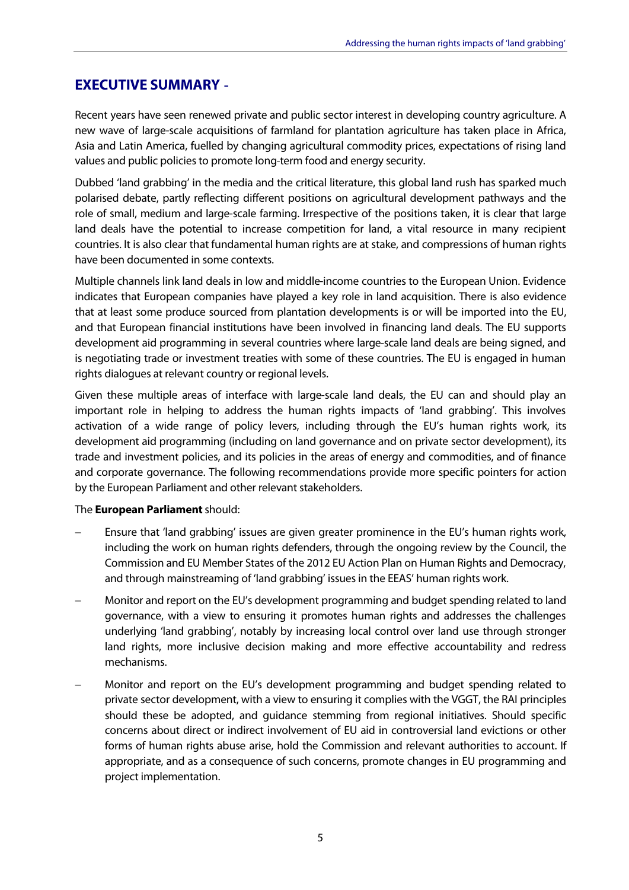## EXECUTIVE SUMMARY -

Recent years have seen renewed private and public sector interest in developing country agriculture. A new wave of large-scale acquisitions of farmland for plantation agriculture has taken place in Africa, Asia and Latin America, fuelled by changing agricultural commodity prices, expectations of rising land values and public policies to promote long-term food and energy security.

Dubbed 'land grabbing' in the media and the critical literature, this global land rush has sparked much polarised debate, partly reflecting different positions on agricultural development pathways and the role of small, medium and large-scale farming. Irrespective of the positions taken, it is clear that large land deals have the potential to increase competition for land, a vital resource in many recipient countries. It is also clear that fundamental human rights are at stake, and compressions of human rights have been documented in some contexts.

Multiple channels link land deals in low and middle-income countries to the European Union. Evidence indicates that European companies have played a key role in land acquisition. There is also evidence that at least some produce sourced from plantation developments is or will be imported into the EU, and that European financial institutions have been involved in financing land deals. The EU supports development aid programming in several countries where large-scale land deals are being signed, and is negotiating trade or investment treaties with some of these countries. The EU is engaged in human rights dialogues at relevant country or regional levels.

Given these multiple areas of interface with large-scale land deals, the EU can and should play an important role in helping to address the human rights impacts of 'land grabbing'. This involves activation of a wide range of policy levers, including through the EU's human rights work, its development aid programming (including on land governance and on private sector development), its trade and investment policies, and its policies in the areas of energy and commodities, and of finance and corporate governance. The following recommendations provide more specific pointers for action by the European Parliament and other relevant stakeholders.

The **European Parliament** should:

- Ensure that 'land grabbing' issues are given greater prominence in the EU's human rights work, including the work on human rights defenders, through the ongoing review by the Council, the Commission and EU Member States of the 2012 EU Action Plan on Human Rights and Democracy, and through mainstreaming of 'land grabbing' issues in the EEAS' human rights work.
- Monitor and report on the EU's development programming and budget spending related to land governance, with a view to ensuring it promotes human rights and addresses the challenges underlying 'land grabbing', notably by increasing local control over land use through stronger land rights, more inclusive decision making and more effective accountability and redress mechanisms.
- Monitor and report on the EU's development programming and budget spending related to private sector development, with a view to ensuring it complies with the VGGT, the RAI principles should these be adopted, and guidance stemming from regional initiatives. Should specific concerns about direct or indirect involvement of EU aid in controversial land evictions or other forms of human rights abuse arise, hold the Commission and relevant authorities to account. If appropriate, and as a consequence of such concerns, promote changes in EU programming and project implementation.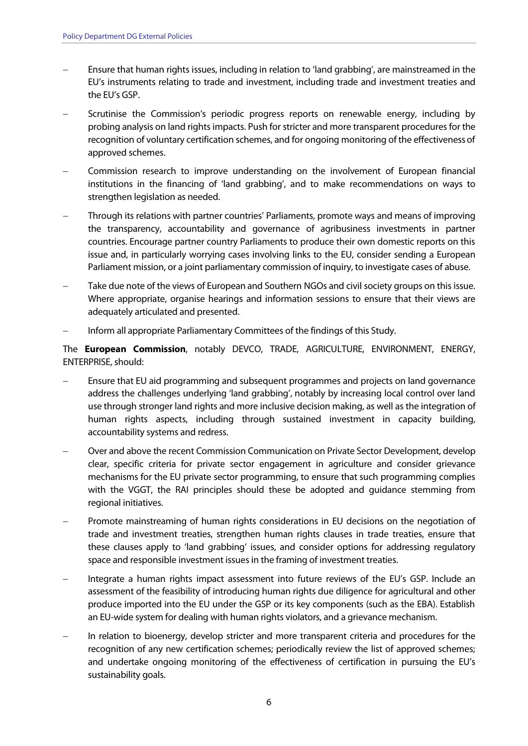- Ensure that human rights issues, including in relation to 'land grabbing', are mainstreamed in the EU's instruments relating to trade and investment, including trade and investment treaties and the EU's GSP.
- Scrutinise the Commission's periodic progress reports on renewable energy, including by probing analysis on land rights impacts. Push for stricter and more transparent procedures for the recognition of voluntary certification schemes, and for ongoing monitoring of the effectiveness of approved schemes.
- Commission research to improve understanding on the involvement of European financial institutions in the financing of 'land grabbing', and to make recommendations on ways to strengthen legislation as needed.
- Through its relations with partner countries' Parliaments, promote ways and means of improving the transparency, accountability and governance of agribusiness investments in partner countries. Encourage partner country Parliaments to produce their own domestic reports on this issue and, in particularly worrying cases involving links to the EU, consider sending a European Parliament mission, or a joint parliamentary commission of inquiry, to investigate cases of abuse.
- Take due note of the views of European and Southern NGOs and civil society groups on this issue. Where appropriate, organise hearings and information sessions to ensure that their views are adequately articulated and presented.
- Inform all appropriate Parliamentary Committees of the findings of this Study.

The **European Commission**, notably DEVCO, TRADE, AGRICULTURE, ENVIRONMENT, ENERGY, ENTERPRISE, should:

- Ensure that EU aid programming and subsequent programmes and projects on land governance address the challenges underlying 'land grabbing', notably by increasing local control over land use through stronger land rights and more inclusive decision making, as well as the integration of human rights aspects, including through sustained investment in capacity building, accountability systems and redress.
- Over and above the recent Commission Communication on Private Sector Development, develop clear, specific criteria for private sector engagement in agriculture and consider grievance mechanisms for the EU private sector programming, to ensure that such programming complies with the VGGT, the RAI principles should these be adopted and guidance stemming from regional initiatives.
- Promote mainstreaming of human rights considerations in EU decisions on the negotiation of trade and investment treaties, strengthen human rights clauses in trade treaties, ensure that these clauses apply to 'land grabbing' issues, and consider options for addressing regulatory space and responsible investment issues in the framing of investment treaties.
- Integrate a human rights impact assessment into future reviews of the EU's GSP. Include an assessment of the feasibility of introducing human rights due diligence for agricultural and other produce imported into the EU under the GSP or its key components (such as the EBA). Establish an EU-wide system for dealing with human rights violators, and a grievance mechanism.
- In relation to bioenergy, develop stricter and more transparent criteria and procedures for the recognition of any new certification schemes; periodically review the list of approved schemes; and undertake ongoing monitoring of the effectiveness of certification in pursuing the EU's sustainability goals.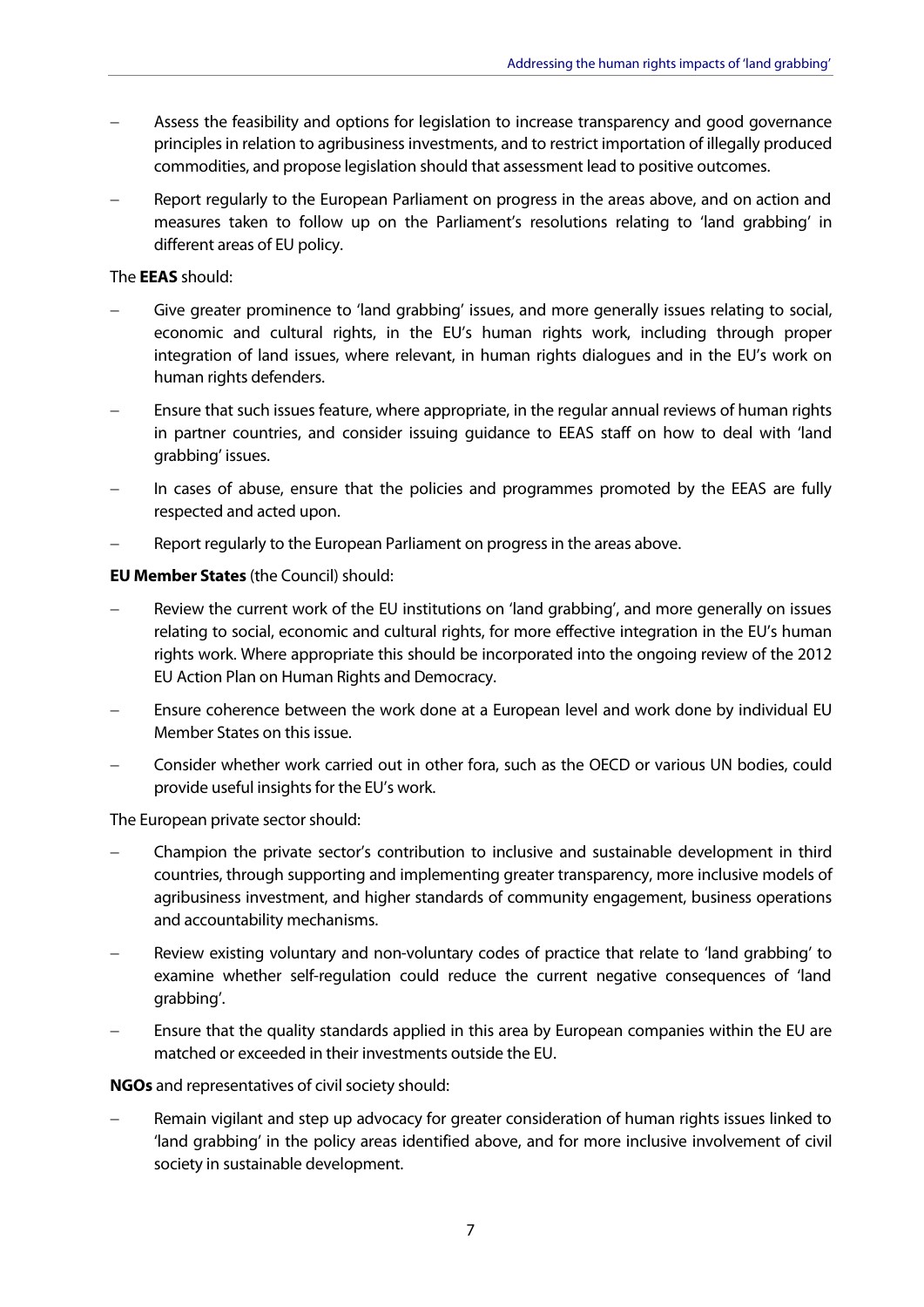- Assess the feasibility and options for legislation to increase transparency and good governance principles in relation to agribusiness investments, and to restrict importation of illegally produced commodities, and propose legislation should that assessment lead to positive outcomes.
- Report regularly to the European Parliament on progress in the areas above, and on action and measures taken to follow up on the Parliament's resolutions relating to 'land grabbing' in different areas of EU policy.

The **EEAS** should:

- Give greater prominence to 'land grabbing' issues, and more generally issues relating to social, economic and cultural rights, in the EU's human rights work, including through proper integration of land issues, where relevant, in human rights dialogues and in the EU's work on human rights defenders.
- Ensure that such issues feature, where appropriate, in the regular annual reviews of human rights in partner countries, and consider issuing guidance to EEAS staff on how to deal with 'land grabbing' issues.
- In cases of abuse, ensure that the policies and programmes promoted by the EEAS are fully respected and acted upon.
- Report regularly to the European Parliament on progress in the areas above.

**EU Member States** (the Council) should:

- Review the current work of the EU institutions on 'land grabbing', and more generally on issues relating to social, economic and cultural rights, for more effective integration in the EU's human rights work. Where appropriate this should be incorporated into the ongoing review of the 2012 EU Action Plan on Human Rights and Democracy.
- Ensure coherence between the work done at a European level and work done by individual EU Member States on this issue.
- Consider whether work carried out in other fora, such as the OECD or various UN bodies, could provide useful insights for the EU's work.

The European private sector should:

- Champion the private sector's contribution to inclusive and sustainable development in third countries, through supporting and implementing greater transparency, more inclusive models of agribusiness investment, and higher standards of community engagement, business operations and accountability mechanisms.
- Review existing voluntary and non-voluntary codes of practice that relate to 'land grabbing' to examine whether self-regulation could reduce the current negative consequences of 'land grabbing'.
- Ensure that the quality standards applied in this area by European companies within the EU are matched or exceeded in their investments outside the EU.

**NGOs** and representatives of civil society should:

- Remain vigilant and step up advocacy for greater consideration of human rights issues linked to 'land grabbing' in the policy areas identified above, and for more inclusive involvement of civil society in sustainable development.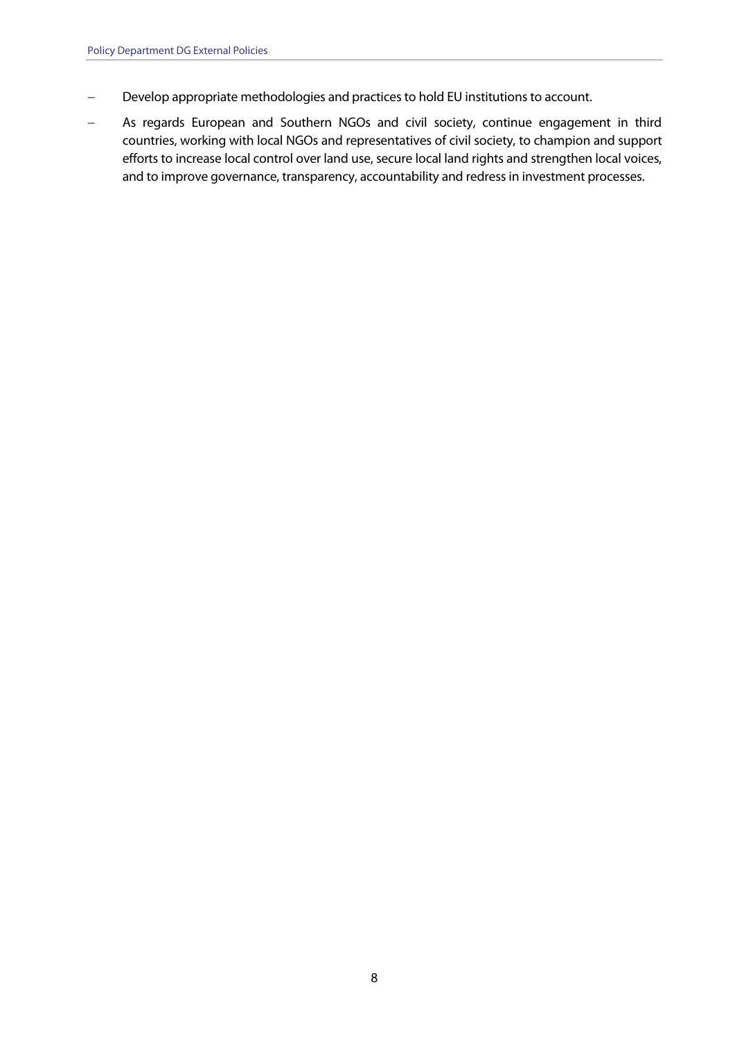- Develop appropriate methodologies and practices to hold EU institutions to account.
- As regards European and Southern NGOs and civil society, continue engagement in third countries, working with local NGOs and representatives of civil society, to champion and support efforts to increase local control over land use, secure local land rights and strengthen local voices, and to improve governance, transparency, accountability and redress in investment processes.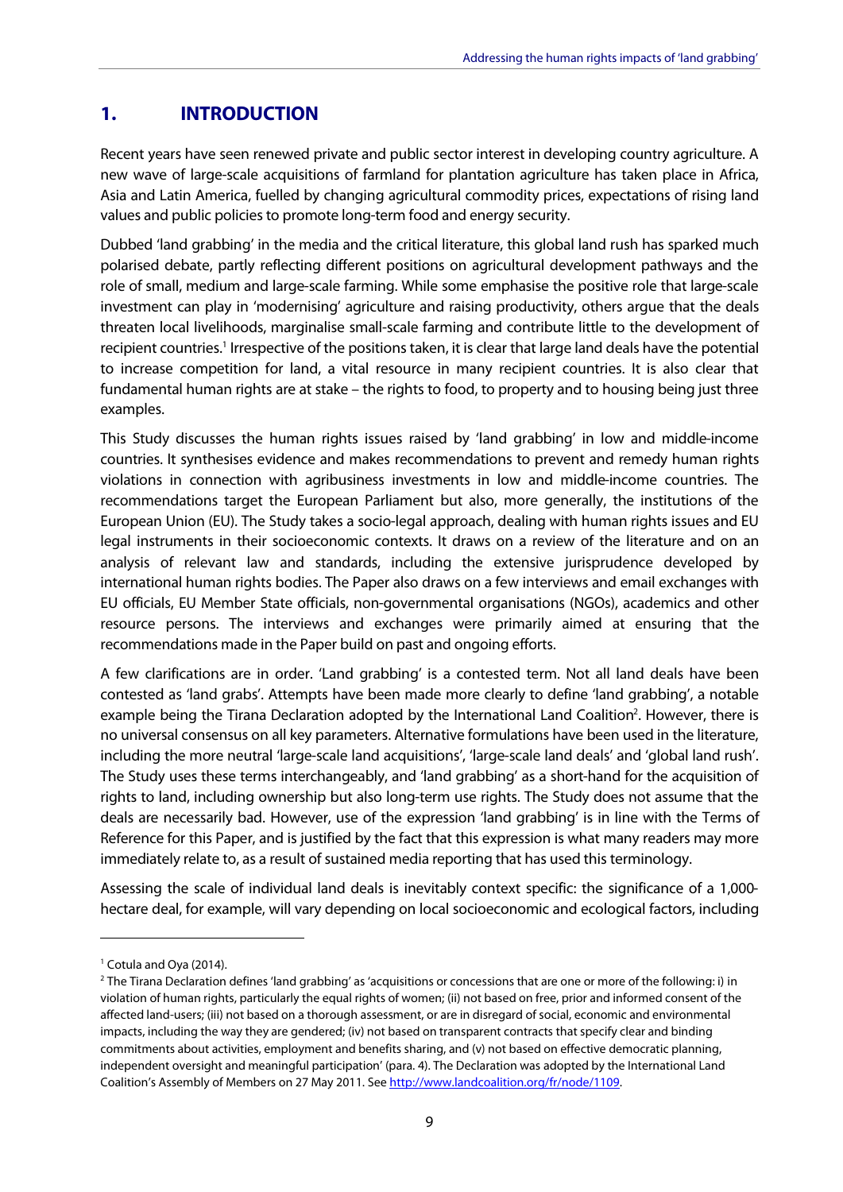# 1. INTRODUCTION

Recent years have seen renewed private and public sector interest in developing country agriculture. A new wave of large-scale acquisitions of farmland for plantation agriculture has taken place in Africa, Asia and Latin America, fuelled by changing agricultural commodity prices, expectations of rising land values and public policies to promote long-term food and energy security.

Dubbed 'land grabbing' in the media and the critical literature, this global land rush has sparked much polarised debate, partly reflecting different positions on agricultural development pathways and the role of small, medium and large-scale farming. While some emphasise the positive role that large-scale investment can play in 'modernising' agriculture and raising productivity, others argue that the deals threaten local livelihoods, marginalise small-scale farming and contribute little to the development of recipient countries.[1] Irrespective of the positions taken, it is clear that large land deals have the potential to increase competition for land, a vital resource in many recipient countries. It is also clear that fundamental human rights are at stake – the rights to food, to property and to housing being just three examples.

This Study discusses the human rights issues raised by 'land grabbing' in low and middle-income countries. It synthesises evidence and makes recommendations to prevent and remedy human rights violations in connection with agribusiness investments in low and middle-income countries. The recommendations target the European Parliament but also, more generally, the institutions of the European Union (EU). The Study takes a socio-legal approach, dealing with human rights issues and EU legal instruments in their socioeconomic contexts. It draws on a review of the literature and on an analysis of relevant law and standards, including the extensive jurisprudence developed by international human rights bodies. The Paper also draws on a few interviews and email exchanges with EU officials, EU Member State officials, non-governmental organisations (NGOs), academics and other resource persons. The interviews and exchanges were primarily aimed at ensuring that the recommendations made in the Paper build on past and ongoing efforts.

A few clarifications are in order. 'Land grabbing' is a contested term. Not all land deals have been contested as 'land grabs'. Attempts have been made more clearly to define 'land grabbing', a notable example being the Tirana Declaration adopted by the International Land Coalition[2]. However, there is no universal consensus on all key parameters. Alternative formulations have been used in the literature, including the more neutral 'large-scale land acquisitions', 'large-scale land deals' and 'global land rush'. The Study uses these terms interchangeably, and 'land grabbing' as a short-hand for the acquisition of rights to land, including ownership but also long-term use rights. The Study does not assume that the deals are necessarily bad. However, use of the expression 'land grabbing' is in line with the Terms of Reference for this Paper, and is justified by the fact that this expression is what many readers may more immediately relate to, as a result of sustained media reporting that has used this terminology.

Assessing the scale of individual land deals is inevitably context specific: the significance of a 1,000-hectare deal, for example, will vary depending on local socioeconomic and ecological factors, including

---

[1] Cotula and Oya (2014).

[2] The Tirana Declaration defines 'land grabbing' as 'acquisitions or concessions that are one or more of the following: i) in violation of human rights, particularly the equal rights of women; (ii) not based on free, prior and informed consent of the affected land-users; (iii) not based on a thorough assessment, or are in disregard of social, economic and environmental impacts, including the way they are gendered; (iv) not based on transparent contracts that specify clear and binding commitments about activities, employment and benefits sharing, and (v) not based on effective democratic planning, independent oversight and meaningful participation' (para. 4). The Declaration was adopted by the International Land Coalition's Assembly of Members on 27 May 2011. See http://www.landcoalition.org/fr/node/1109.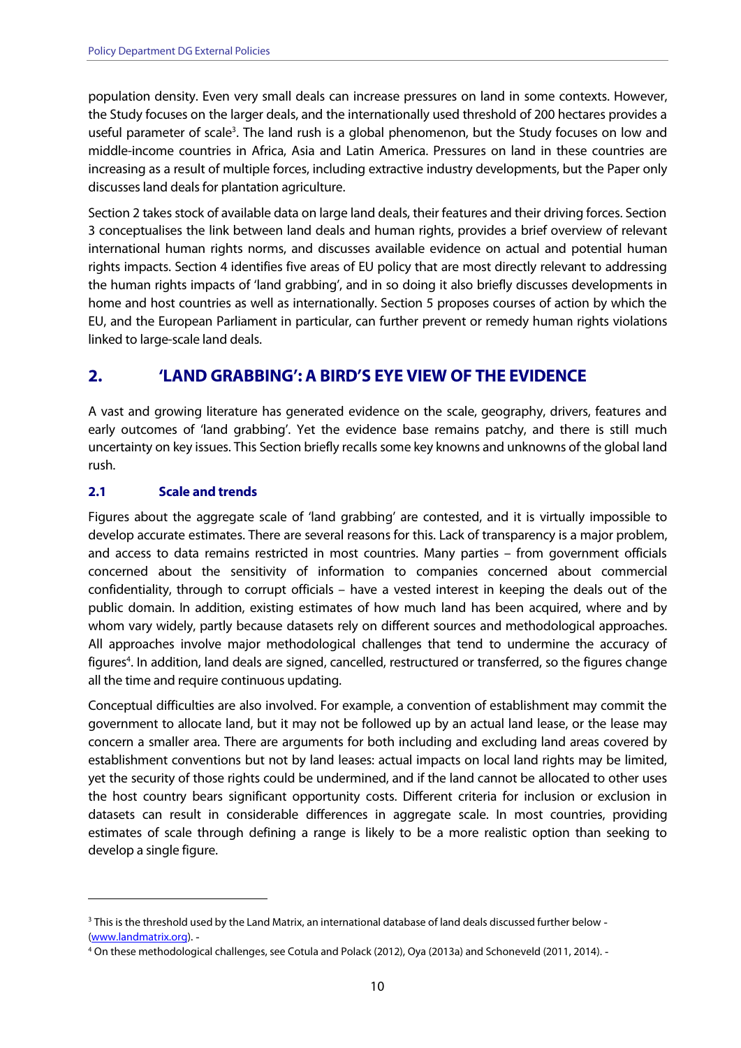population density. Even very small deals can increase pressures on land in some contexts. However, the Study focuses on the larger deals, and the internationally used threshold of 200 hectares provides a useful parameter of scale[3]. The land rush is a global phenomenon, but the Study focuses on low and middle-income countries in Africa, Asia and Latin America. Pressures on land in these countries are increasing as a result of multiple forces, including extractive industry developments, but the Paper only discusses land deals for plantation agriculture.

Section 2 takes stock of available data on large land deals, their features and their driving forces. Section 3 conceptualises the link between land deals and human rights, provides a brief overview of relevant international human rights norms, and discusses available evidence on actual and potential human rights impacts. Section 4 identifies five areas of EU policy that are most directly relevant to addressing the human rights impacts of 'land grabbing', and in so doing it also briefly discusses developments in home and host countries as well as internationally. Section 5 proposes courses of action by which the EU, and the European Parliament in particular, can further prevent or remedy human rights violations linked to large-scale land deals.

## 2. 'LAND GRABBING': A BIRD'S EYE VIEW OF THE EVIDENCE

A vast and growing literature has generated evidence on the scale, geography, drivers, features and early outcomes of 'land grabbing'. Yet the evidence base remains patchy, and there is still much uncertainty on key issues. This Section briefly recalls some key knowns and unknowns of the global land rush.

### 2.1 Scale and trends

Figures about the aggregate scale of 'land grabbing' are contested, and it is virtually impossible to develop accurate estimates. There are several reasons for this. Lack of transparency is a major problem, and access to data remains restricted in most countries. Many parties – from government officials concerned about the sensitivity of information to companies concerned about commercial confidentiality, through to corrupt officials – have a vested interest in keeping the deals out of the public domain. In addition, existing estimates of how much land has been acquired, where and by whom vary widely, partly because datasets rely on different sources and methodological approaches. All approaches involve major methodological challenges that tend to undermine the accuracy of figures[4]. In addition, land deals are signed, cancelled, restructured or transferred, so the figures change all the time and require continuous updating.

Conceptual difficulties are also involved. For example, a convention of establishment may commit the government to allocate land, but it may not be followed up by an actual land lease, or the lease may concern a smaller area. There are arguments for both including and excluding land areas covered by establishment conventions but not by land leases: actual impacts on local land rights may be limited, yet the security of those rights could be undermined, and if the land cannot be allocated to other uses the host country bears significant opportunity costs. Different criteria for inclusion or exclusion in datasets can result in considerable differences in aggregate scale. In most countries, providing estimates of scale through defining a range is likely to be a more realistic option than seeking to develop a single figure.

---

[3] This is the threshold used by the Land Matrix, an international database of land deals discussed further below - (www.landmatrix.org). -

[4] On these methodological challenges, see Cotula and Polack (2012), Oya (2013a) and Schoneveld (2011, 2014). -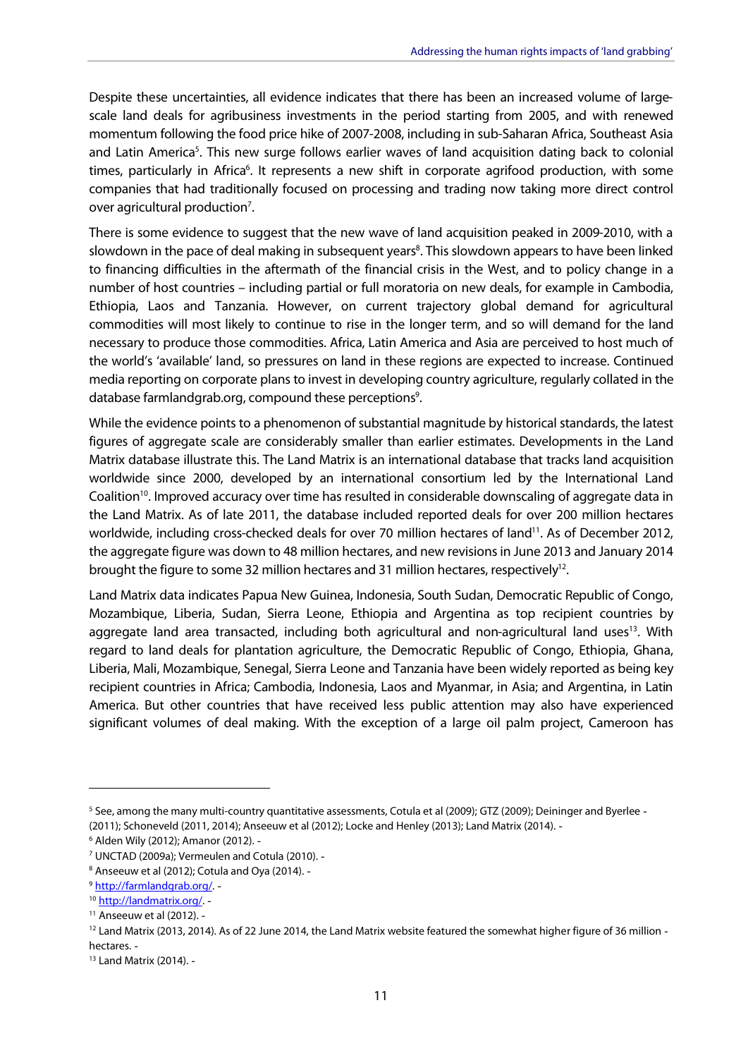Despite these uncertainties, all evidence indicates that there has been an increased volume of large-scale land deals for agribusiness investments in the period starting from 2005, and with renewed momentum following the food price hike of 2007-2008, including in sub-Saharan Africa, Southeast Asia and Latin America[5]. This new surge follows earlier waves of land acquisition dating back to colonial times, particularly in Africa[6]. It represents a new shift in corporate agrifood production, with some companies that had traditionally focused on processing and trading now taking more direct control over agricultural production[7].

There is some evidence to suggest that the new wave of land acquisition peaked in 2009-2010, with a slowdown in the pace of deal making in subsequent years[8]. This slowdown appears to have been linked to financing difficulties in the aftermath of the financial crisis in the West, and to policy change in a number of host countries – including partial or full moratoria on new deals, for example in Cambodia, Ethiopia, Laos and Tanzania. However, on current trajectory global demand for agricultural commodities will most likely to continue to rise in the longer term, and so will demand for the land necessary to produce those commodities. Africa, Latin America and Asia are perceived to host much of the world's 'available' land, so pressures on land in these regions are expected to increase. Continued media reporting on corporate plans to invest in developing country agriculture, regularly collated in the database farmlandgrab.org, compound these perceptions[9].

While the evidence points to a phenomenon of substantial magnitude by historical standards, the latest figures of aggregate scale are considerably smaller than earlier estimates. Developments in the Land Matrix database illustrate this. The Land Matrix is an international database that tracks land acquisition worldwide since 2000, developed by an international consortium led by the International Land Coalition[10]. Improved accuracy over time has resulted in considerable downscaling of aggregate data in the Land Matrix. As of late 2011, the database included reported deals for over 200 million hectares worldwide, including cross-checked deals for over 70 million hectares of land[11]. As of December 2012, the aggregate figure was down to 48 million hectares, and new revisions in June 2013 and January 2014 brought the figure to some 32 million hectares and 31 million hectares, respectively[12].

Land Matrix data indicates Papua New Guinea, Indonesia, South Sudan, Democratic Republic of Congo, Mozambique, Liberia, Sudan, Sierra Leone, Ethiopia and Argentina as top recipient countries by aggregate land area transacted, including both agricultural and non-agricultural land uses[13]. With regard to land deals for plantation agriculture, the Democratic Republic of Congo, Ethiopia, Ghana, Liberia, Mali, Mozambique, Senegal, Sierra Leone and Tanzania have been widely reported as being key recipient countries in Africa; Cambodia, Indonesia, Laos and Myanmar, in Asia; and Argentina, in Latin America. But other countries that have received less public attention may also have experienced significant volumes of deal making. With the exception of a large oil palm project, Cameroon has

---

[5] See, among the many multi-country quantitative assessments, Cotula et al (2009); GTZ (2009); Deininger and Byerlee (2011); Schoneveld (2011, 2014); Anseeuw et al (2012); Locke and Henley (2013); Land Matrix (2014).

[6] Alden Wily (2012); Amanor (2012).

[7] UNCTAD (2009a); Vermeulen and Cotula (2010).

[8] Anseeuw et al (2012); Cotula and Oya (2014).

[9] http://farmlandgrab.org/.

[10] http://landmatrix.org/.

[11] Anseeuw et al (2012).

[12] Land Matrix (2013, 2014). As of 22 June 2014, the Land Matrix website featured the somewhat higher figure of 36 million hectares.

[13] Land Matrix (2014).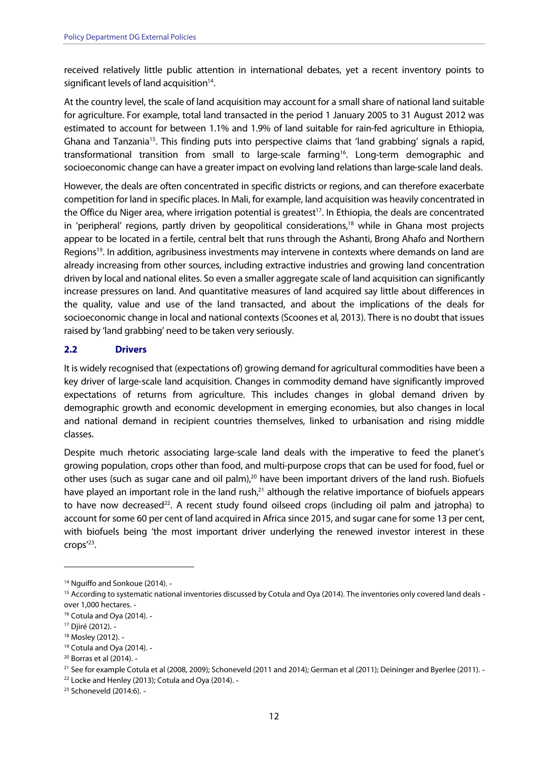received relatively little public attention in international debates, yet a recent inventory points to significant levels of land acquisition[14].

At the country level, the scale of land acquisition may account for a small share of national land suitable for agriculture. For example, total land transacted in the period 1 January 2005 to 31 August 2012 was estimated to account for between 1.1% and 1.9% of land suitable for rain-fed agriculture in Ethiopia, Ghana and Tanzania[15]. This finding puts into perspective claims that 'land grabbing' signals a rapid, transformational transition from small to large-scale farming[16]. Long-term demographic and socioeconomic change can have a greater impact on evolving land relations than large-scale land deals.

However, the deals are often concentrated in specific districts or regions, and can therefore exacerbate competition for land in specific places. In Mali, for example, land acquisition was heavily concentrated in the Office du Niger area, where irrigation potential is greatest[17]. In Ethiopia, the deals are concentrated in 'peripheral' regions, partly driven by geopolitical considerations,[18] while in Ghana most projects appear to be located in a fertile, central belt that runs through the Ashanti, Brong Ahafo and Northern Regions[19]. In addition, agribusiness investments may intervene in contexts where demands on land are already increasing from other sources, including extractive industries and growing land concentration driven by local and national elites. So even a smaller aggregate scale of land acquisition can significantly increase pressures on land. And quantitative measures of land acquired say little about differences in the quality, value and use of the land transacted, and about the implications of the deals for socioeconomic change in local and national contexts (Scoones et al, 2013). There is no doubt that issues raised by 'land grabbing' need to be taken very seriously.

## 2.2 Drivers

It is widely recognised that (expectations of) growing demand for agricultural commodities have been a key driver of large-scale land acquisition. Changes in commodity demand have significantly improved expectations of returns from agriculture. This includes changes in global demand driven by demographic growth and economic development in emerging economies, but also changes in local and national demand in recipient countries themselves, linked to urbanisation and rising middle classes.

Despite much rhetoric associating large-scale land deals with the imperative to feed the planet's growing population, crops other than food, and multi-purpose crops that can be used for food, fuel or other uses (such as sugar cane and oil palm),[20] have been important drivers of the land rush. Biofuels have played an important role in the land rush,[21] although the relative importance of biofuels appears to have now decreased[22]. A recent study found oilseed crops (including oil palm and jatropha) to account for some 60 per cent of land acquired in Africa since 2015, and sugar cane for some 13 per cent, with biofuels being 'the most important driver underlying the renewed investor interest in these crops'[23].

---

[14] Nguiffo and Sonkoue (2014). -

[15] According to systematic national inventories discussed by Cotula and Oya (2014). The inventories only covered land deals - over 1,000 hectares. -

[16] Cotula and Oya (2014). -

[17] Djiré (2012). -

[18] Mosley (2012). -

[19] Cotula and Oya (2014). -

[20] Borras et al (2014). -

[21] See for example Cotula et al (2008, 2009); Schoneveld (2011 and 2014); German et al (2011); Deininger and Byerlee (2011). -

[22] Locke and Henley (2013); Cotula and Oya (2014). -

[23] Schoneveld (2014:6). -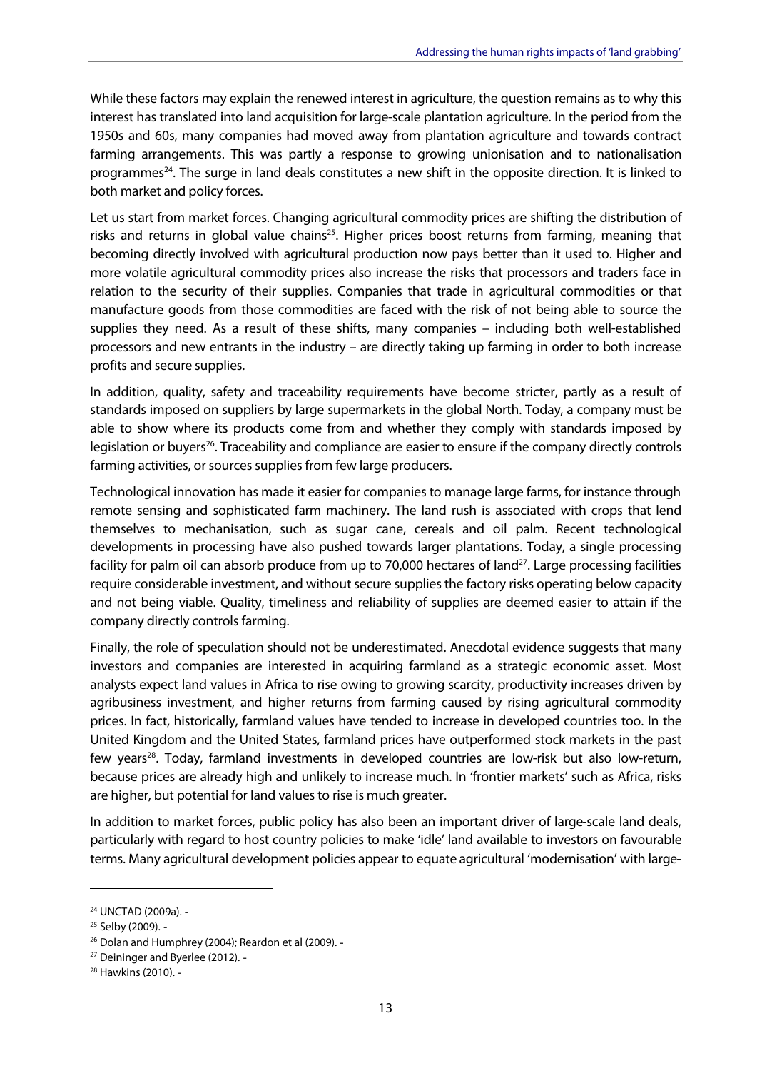While these factors may explain the renewed interest in agriculture, the question remains as to why this interest has translated into land acquisition for large-scale plantation agriculture. In the period from the 1950s and 60s, many companies had moved away from plantation agriculture and towards contract farming arrangements. This was partly a response to growing unionisation and to nationalisation programmes[24]. The surge in land deals constitutes a new shift in the opposite direction. It is linked to both market and policy forces.

Let us start from market forces. Changing agricultural commodity prices are shifting the distribution of risks and returns in global value chains[25]. Higher prices boost returns from farming, meaning that becoming directly involved with agricultural production now pays better than it used to. Higher and more volatile agricultural commodity prices also increase the risks that processors and traders face in relation to the security of their supplies. Companies that trade in agricultural commodities or that manufacture goods from those commodities are faced with the risk of not being able to source the supplies they need. As a result of these shifts, many companies – including both well-established processors and new entrants in the industry – are directly taking up farming in order to both increase profits and secure supplies.

In addition, quality, safety and traceability requirements have become stricter, partly as a result of standards imposed on suppliers by large supermarkets in the global North. Today, a company must be able to show where its products come from and whether they comply with standards imposed by legislation or buyers[26]. Traceability and compliance are easier to ensure if the company directly controls farming activities, or sources supplies from few large producers.

Technological innovation has made it easier for companies to manage large farms, for instance through remote sensing and sophisticated farm machinery. The land rush is associated with crops that lend themselves to mechanisation, such as sugar cane, cereals and oil palm. Recent technological developments in processing have also pushed towards larger plantations. Today, a single processing facility for palm oil can absorb produce from up to 70,000 hectares of land[27]. Large processing facilities require considerable investment, and without secure supplies the factory risks operating below capacity and not being viable. Quality, timeliness and reliability of supplies are deemed easier to attain if the company directly controls farming.

Finally, the role of speculation should not be underestimated. Anecdotal evidence suggests that many investors and companies are interested in acquiring farmland as a strategic economic asset. Most analysts expect land values in Africa to rise owing to growing scarcity, productivity increases driven by agribusiness investment, and higher returns from farming caused by rising agricultural commodity prices. In fact, historically, farmland values have tended to increase in developed countries too. In the United Kingdom and the United States, farmland prices have outperformed stock markets in the past few years[28]. Today, farmland investments in developed countries are low-risk but also low-return, because prices are already high and unlikely to increase much. In 'frontier markets' such as Africa, risks are higher, but potential for land values to rise is much greater.

In addition to market forces, public policy has also been an important driver of large-scale land deals, particularly with regard to host country policies to make 'idle' land available to investors on favourable terms. Many agricultural development policies appear to equate agricultural 'modernisation' with large-

---

[24] UNCTAD (2009a). -

[25] Selby (2009). -

[26] Dolan and Humphrey (2004); Reardon et al (2009). -

[27] Deininger and Byerlee (2012). -

[28] Hawkins (2010). -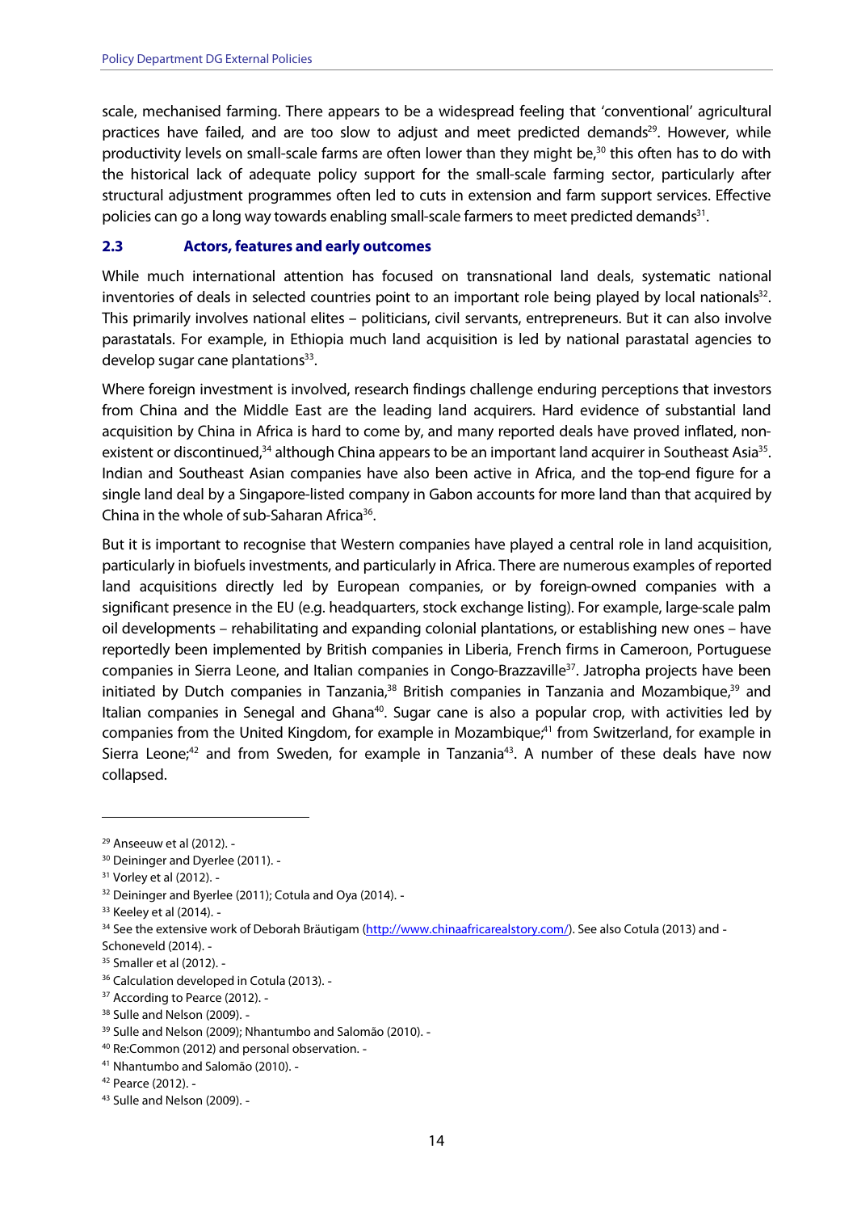scale, mechanised farming. There appears to be a widespread feeling that 'conventional' agricultural practices have failed, and are too slow to adjust and meet predicted demands[29]. However, while productivity levels on small-scale farms are often lower than they might be,[30] this often has to do with the historical lack of adequate policy support for the small-scale farming sector, particularly after structural adjustment programmes often led to cuts in extension and farm support services. Effective policies can go a long way towards enabling small-scale farmers to meet predicted demands[31].

### 2.3 Actors, features and early outcomes

While much international attention has focused on transnational land deals, systematic national inventories of deals in selected countries point to an important role being played by local nationals[32]. This primarily involves national elites – politicians, civil servants, entrepreneurs. But it can also involve parastatals. For example, in Ethiopia much land acquisition is led by national parastatal agencies to develop sugar cane plantations[33].

Where foreign investment is involved, research findings challenge enduring perceptions that investors from China and the Middle East are the leading land acquirers. Hard evidence of substantial land acquisition by China in Africa is hard to come by, and many reported deals have proved inflated, non-existent or discontinued,[34] although China appears to be an important land acquirer in Southeast Asia[35]. Indian and Southeast Asian companies have also been active in Africa, and the top-end figure for a single land deal by a Singapore-listed company in Gabon accounts for more land than that acquired by China in the whole of sub-Saharan Africa[36].

But it is important to recognise that Western companies have played a central role in land acquisition, particularly in biofuels investments, and particularly in Africa. There are numerous examples of reported land acquisitions directly led by European companies, or by foreign-owned companies with a significant presence in the EU (e.g. headquarters, stock exchange listing). For example, large-scale palm oil developments – rehabilitating and expanding colonial plantations, or establishing new ones – have reportedly been implemented by British companies in Liberia, French firms in Cameroon, Portuguese companies in Sierra Leone, and Italian companies in Congo-Brazzaville[37]. Jatropha projects have been initiated by Dutch companies in Tanzania,[38] British companies in Tanzania and Mozambique,[39] and Italian companies in Senegal and Ghana[40]. Sugar cane is also a popular crop, with activities led by companies from the United Kingdom, for example in Mozambique;[41] from Switzerland, for example in Sierra Leone;[42] and from Sweden, for example in Tanzania[43]. A number of these deals have now collapsed.

---

[29] Anseeuw et al (2012). -

[30] Deininger and Dyerlee (2011). -

[31] Vorley et al (2012). -

[32] Deininger and Byerlee (2011); Cotula and Oya (2014). -

[33] Keeley et al (2014). -

[34] See the extensive work of Deborah Bräutigam (http://www.chinaafricarealstory.com/). See also Cotula (2013) and - Schoneveld (2014). -

[35] Smaller et al (2012). -

[36] Calculation developed in Cotula (2013). -

[37] According to Pearce (2012). -

[38] Sulle and Nelson (2009). -

[39] Sulle and Nelson (2009); Nhantumbo and Salomão (2010). -

[40] Re:Common (2012) and personal observation. -

[41] Nhantumbo and Salomão (2010). -

[42] Pearce (2012). -

[43] Sulle and Nelson (2009). -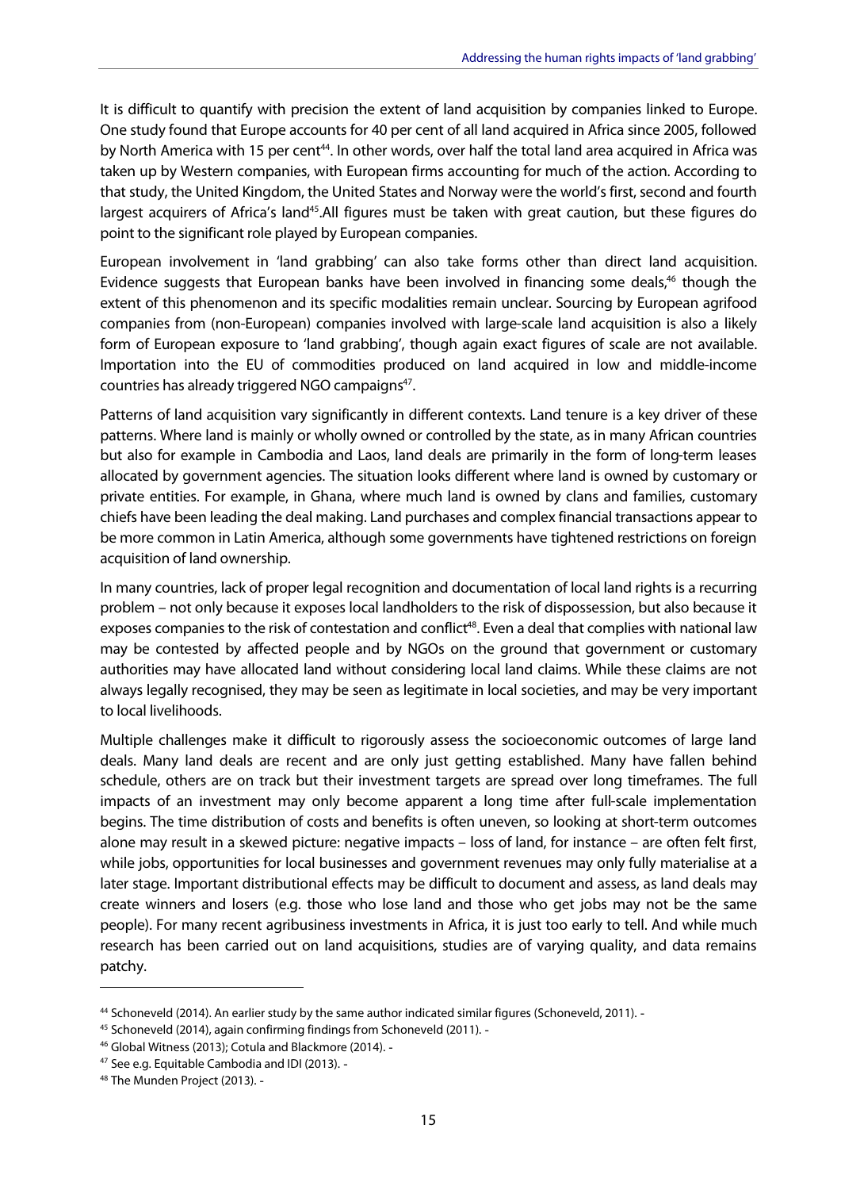It is difficult to quantify with precision the extent of land acquisition by companies linked to Europe. One study found that Europe accounts for 40 per cent of all land acquired in Africa since 2005, followed by North America with 15 per cent[44]. In other words, over half the total land area acquired in Africa was taken up by Western companies, with European firms accounting for much of the action. According to that study, the United Kingdom, the United States and Norway were the world's first, second and fourth largest acquirers of Africa's land[45].All figures must be taken with great caution, but these figures do point to the significant role played by European companies.

European involvement in 'land grabbing' can also take forms other than direct land acquisition. Evidence suggests that European banks have been involved in financing some deals,[46] though the extent of this phenomenon and its specific modalities remain unclear. Sourcing by European agrifood companies from (non-European) companies involved with large-scale land acquisition is also a likely form of European exposure to 'land grabbing', though again exact figures of scale are not available. Importation into the EU of commodities produced on land acquired in low and middle-income countries has already triggered NGO campaigns[47].

Patterns of land acquisition vary significantly in different contexts. Land tenure is a key driver of these patterns. Where land is mainly or wholly owned or controlled by the state, as in many African countries but also for example in Cambodia and Laos, land deals are primarily in the form of long-term leases allocated by government agencies. The situation looks different where land is owned by customary or private entities. For example, in Ghana, where much land is owned by clans and families, customary chiefs have been leading the deal making. Land purchases and complex financial transactions appear to be more common in Latin America, although some governments have tightened restrictions on foreign acquisition of land ownership.

In many countries, lack of proper legal recognition and documentation of local land rights is a recurring problem – not only because it exposes local landholders to the risk of dispossession, but also because it exposes companies to the risk of contestation and conflict[48]. Even a deal that complies with national law may be contested by affected people and by NGOs on the ground that government or customary authorities may have allocated land without considering local land claims. While these claims are not always legally recognised, they may be seen as legitimate in local societies, and may be very important to local livelihoods.

Multiple challenges make it difficult to rigorously assess the socioeconomic outcomes of large land deals. Many land deals are recent and are only just getting established. Many have fallen behind schedule, others are on track but their investment targets are spread over long timeframes. The full impacts of an investment may only become apparent a long time after full-scale implementation begins. The time distribution of costs and benefits is often uneven, so looking at short-term outcomes alone may result in a skewed picture: negative impacts – loss of land, for instance – are often felt first, while jobs, opportunities for local businesses and government revenues may only fully materialise at a later stage. Important distributional effects may be difficult to document and assess, as land deals may create winners and losers (e.g. those who lose land and those who get jobs may not be the same people). For many recent agribusiness investments in Africa, it is just too early to tell. And while much research has been carried out on land acquisitions, studies are of varying quality, and data remains patchy.

[44] Schoneveld (2014). An earlier study by the same author indicated similar figures (Schoneveld, 2011). -

[45] Schoneveld (2014), again confirming findings from Schoneveld (2011). -

[46] Global Witness (2013); Cotula and Blackmore (2014). -

[47] See e.g. Equitable Cambodia and IDI (2013). -

[48] The Munden Project (2013). -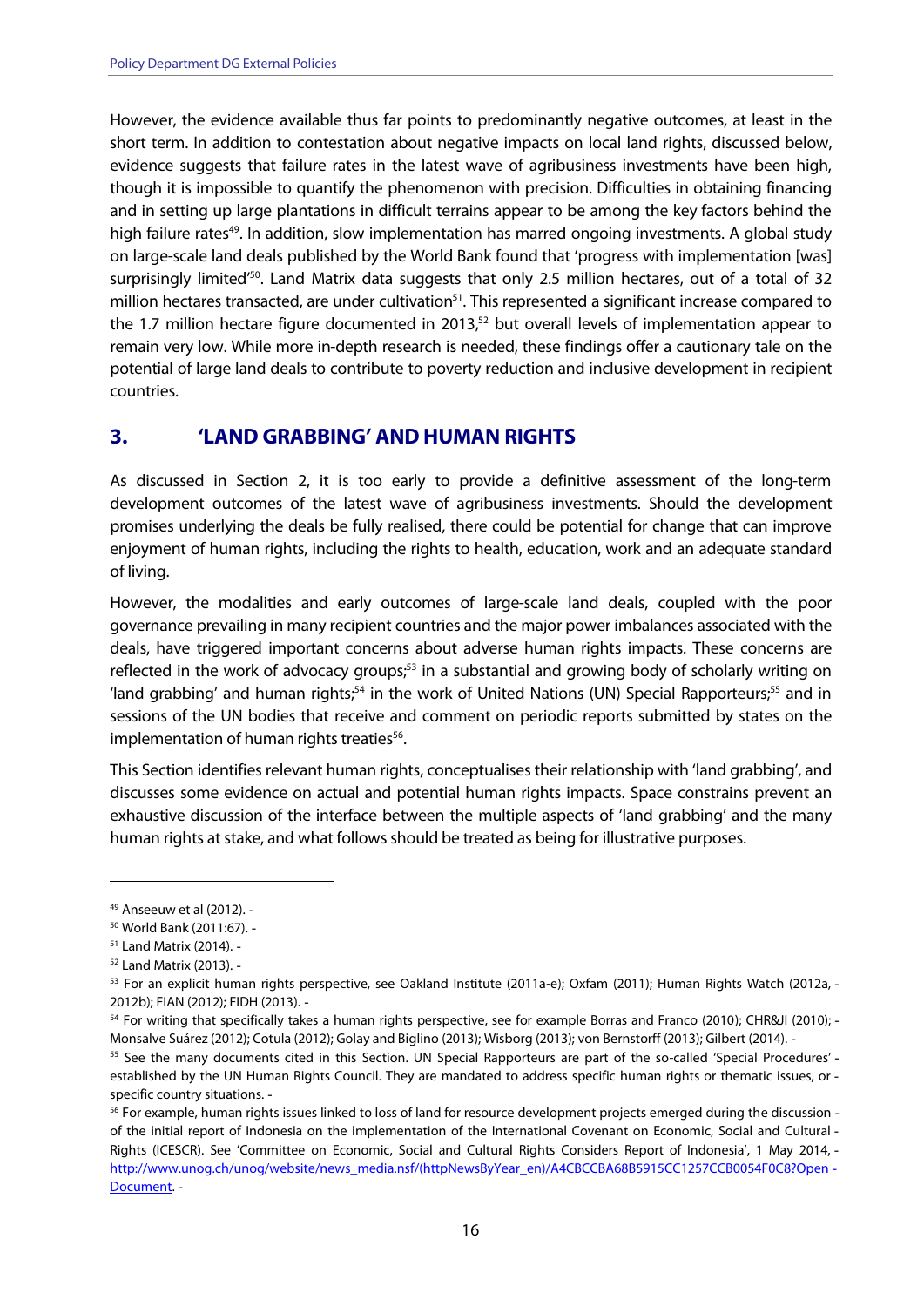However, the evidence available thus far points to predominantly negative outcomes, at least in the short term. In addition to contestation about negative impacts on local land rights, discussed below, evidence suggests that failure rates in the latest wave of agribusiness investments have been high, though it is impossible to quantify the phenomenon with precision. Difficulties in obtaining financing and in setting up large plantations in difficult terrains appear to be among the key factors behind the high failure rates[49]. In addition, slow implementation has marred ongoing investments. A global study on large-scale land deals published by the World Bank found that 'progress with implementation [was] surprisingly limited'[50]. Land Matrix data suggests that only 2.5 million hectares, out of a total of 32 million hectares transacted, are under cultivation[51]. This represented a significant increase compared to the 1.7 million hectare figure documented in 2013,[52] but overall levels of implementation appear to remain very low. While more in-depth research is needed, these findings offer a cautionary tale on the potential of large land deals to contribute to poverty reduction and inclusive development in recipient countries.

# 3. 'LAND GRABBING' AND HUMAN RIGHTS

As discussed in Section 2, it is too early to provide a definitive assessment of the long-term development outcomes of the latest wave of agribusiness investments. Should the development promises underlying the deals be fully realised, there could be potential for change that can improve enjoyment of human rights, including the rights to health, education, work and an adequate standard of living.

However, the modalities and early outcomes of large-scale land deals, coupled with the poor governance prevailing in many recipient countries and the major power imbalances associated with the deals, have triggered important concerns about adverse human rights impacts. These concerns are reflected in the work of advocacy groups;[53] in a substantial and growing body of scholarly writing on 'land grabbing' and human rights;[54] in the work of United Nations (UN) Special Rapporteurs;[55] and in sessions of the UN bodies that receive and comment on periodic reports submitted by states on the implementation of human rights treaties[56].

This Section identifies relevant human rights, conceptualises their relationship with 'land grabbing', and discusses some evidence on actual and potential human rights impacts. Space constrains prevent an exhaustive discussion of the interface between the multiple aspects of 'land grabbing' and the many human rights at stake, and what follows should be treated as being for illustrative purposes.

---

[49] Anseeuw et al (2012).

[50] World Bank (2011:67).

[51] Land Matrix (2014).

[52] Land Matrix (2013).

[53] For an explicit human rights perspective, see Oakland Institute (2011a-e); Oxfam (2011); Human Rights Watch (2012a, 2012b); FIAN (2012); FIDH (2013).

[54] For writing that specifically takes a human rights perspective, see for example Borras and Franco (2010); CHR&JI (2010); Monsalve Suárez (2012); Cotula (2012); Golay and Biglino (2013); Wisborg (2013); von Bernstorff (2013); Gilbert (2014).

[55] See the many documents cited in this Section. UN Special Rapporteurs are part of the so-called 'Special Procedures' established by the UN Human Rights Council. They are mandated to address specific human rights or thematic issues, or specific country situations.

[56] For example, human rights issues linked to loss of land for resource development projects emerged during the discussion of the initial report of Indonesia on the implementation of the International Covenant on Economic, Social and Cultural Rights (ICESCR). See 'Committee on Economic, Social and Cultural Rights Considers Report of Indonesia', 1 May 2014, [http://www.unog.ch/unog/website/news_media.nsf/(httpNewsByYear_en)/A4CBCCBA68B5915CC1257CCB0054F0C8?OpenDocument](http://www.unog.ch/unog/website/news_media.nsf/(httpNewsByYear_en)/A4CBCCBA68B5915CC1257CCB0054F0C8?OpenDocument).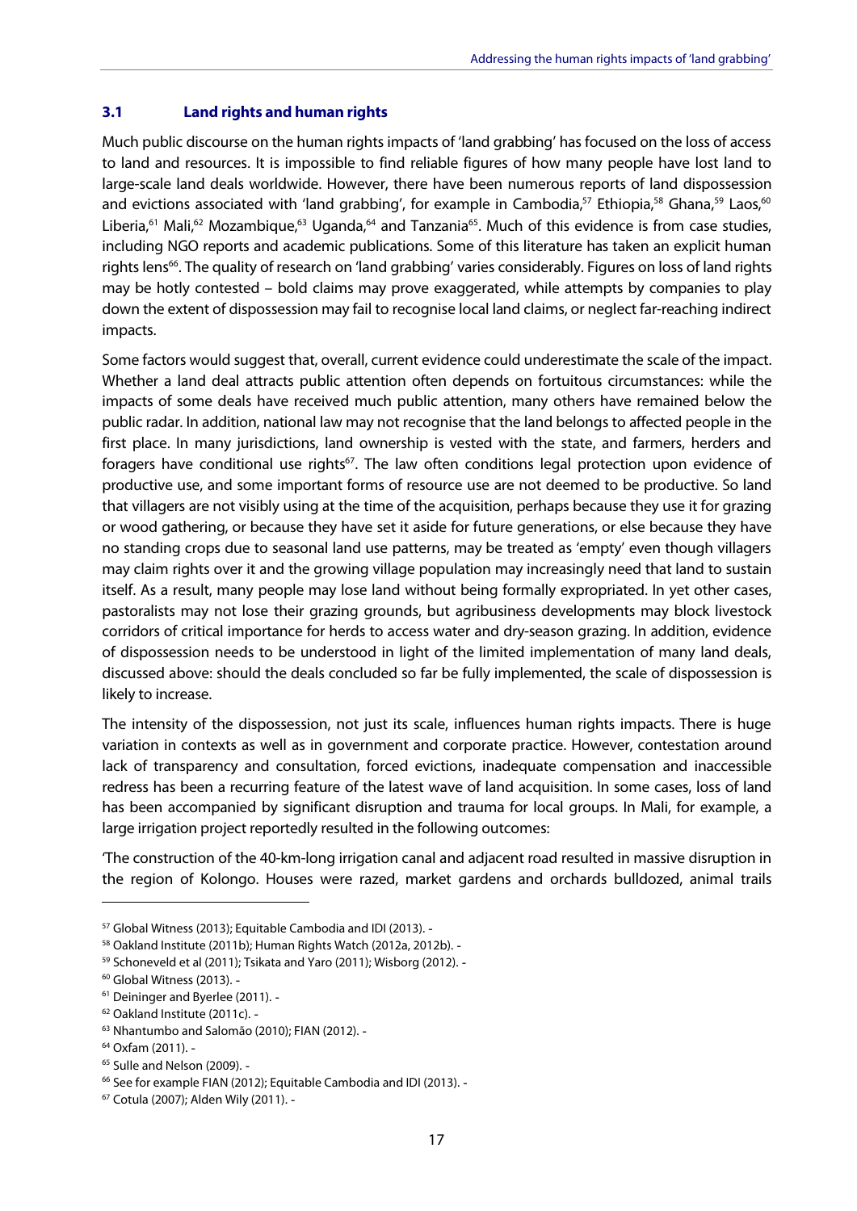### 3.1 Land rights and human rights

Much public discourse on the human rights impacts of 'land grabbing' has focused on the loss of access to land and resources. It is impossible to find reliable figures of how many people have lost land to large-scale land deals worldwide. However, there have been numerous reports of land dispossession and evictions associated with 'land grabbing', for example in Cambodia,[57] Ethiopia,[58] Ghana,[59] Laos,[60] Liberia,[61] Mali,[62] Mozambique,[63] Uganda,[64] and Tanzania[65]. Much of this evidence is from case studies, including NGO reports and academic publications. Some of this literature has taken an explicit human rights lens[66]. The quality of research on 'land grabbing' varies considerably. Figures on loss of land rights may be hotly contested – bold claims may prove exaggerated, while attempts by companies to play down the extent of dispossession may fail to recognise local land claims, or neglect far-reaching indirect impacts.

Some factors would suggest that, overall, current evidence could underestimate the scale of the impact. Whether a land deal attracts public attention often depends on fortuitous circumstances: while the impacts of some deals have received much public attention, many others have remained below the public radar. In addition, national law may not recognise that the land belongs to affected people in the first place. In many jurisdictions, land ownership is vested with the state, and farmers, herders and foragers have conditional use rights[67]. The law often conditions legal protection upon evidence of productive use, and some important forms of resource use are not deemed to be productive. So land that villagers are not visibly using at the time of the acquisition, perhaps because they use it for grazing or wood gathering, or because they have set it aside for future generations, or else because they have no standing crops due to seasonal land use patterns, may be treated as 'empty' even though villagers may claim rights over it and the growing village population may increasingly need that land to sustain itself. As a result, many people may lose land without being formally expropriated. In yet other cases, pastoralists may not lose their grazing grounds, but agribusiness developments may block livestock corridors of critical importance for herds to access water and dry-season grazing. In addition, evidence of dispossession needs to be understood in light of the limited implementation of many land deals, discussed above: should the deals concluded so far be fully implemented, the scale of dispossession is likely to increase.

The intensity of the dispossession, not just its scale, influences human rights impacts. There is huge variation in contexts as well as in government and corporate practice. However, contestation around lack of transparency and consultation, forced evictions, inadequate compensation and inaccessible redress has been a recurring feature of the latest wave of land acquisition. In some cases, loss of land has been accompanied by significant disruption and trauma for local groups. In Mali, for example, a large irrigation project reportedly resulted in the following outcomes:

'The construction of the 40-km-long irrigation canal and adjacent road resulted in massive disruption in the region of Kolongo. Houses were razed, market gardens and orchards bulldozed, animal trails

---

[57] Global Witness (2013); Equitable Cambodia and IDI (2013). -

[58] Oakland Institute (2011b); Human Rights Watch (2012a, 2012b). -

[59] Schoneveld et al (2011); Tsikata and Yaro (2011); Wisborg (2012). -

[60] Global Witness (2013). -

[61] Deininger and Byerlee (2011). -

[62] Oakland Institute (2011c). -

[63] Nhantumbo and Salomão (2010); FIAN (2012). -

[64] Oxfam (2011). -

[65] Sulle and Nelson (2009). -

[66] See for example FIAN (2012); Equitable Cambodia and IDI (2013). -

[67] Cotula (2007); Alden Wily (2011). -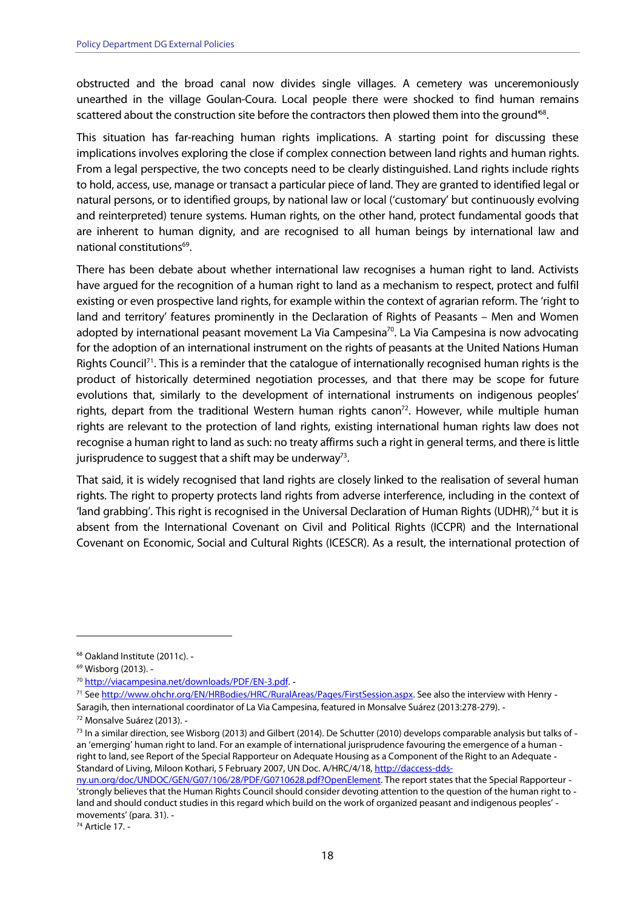obstructed and the broad canal now divides single villages. A cemetery was unceremoniously unearthed in the village Goulan-Coura. Local people there were shocked to find human remains scattered about the construction site before the contractors then plowed them into the ground'[68].

This situation has far-reaching human rights implications. A starting point for discussing these implications involves exploring the close if complex connection between land rights and human rights. From a legal perspective, the two concepts need to be clearly distinguished. Land rights include rights to hold, access, use, manage or transact a particular piece of land. They are granted to identified legal or natural persons, or to identified groups, by national law or local ('customary' but continuously evolving and reinterpreted) tenure systems. Human rights, on the other hand, protect fundamental goods that are inherent to human dignity, and are recognised to all human beings by international law and national constitutions[69].

There has been debate about whether international law recognises a human right to land. Activists have argued for the recognition of a human right to land as a mechanism to respect, protect and fulfil existing or even prospective land rights, for example within the context of agrarian reform. The 'right to land and territory' features prominently in the Declaration of Rights of Peasants – Men and Women adopted by international peasant movement La Via Campesina[70]. La Via Campesina is now advocating for the adoption of an international instrument on the rights of peasants at the United Nations Human Rights Council[71]. This is a reminder that the catalogue of internationally recognised human rights is the product of historically determined negotiation processes, and that there may be scope for future evolutions that, similarly to the development of international instruments on indigenous peoples' rights, depart from the traditional Western human rights canon[72]. However, while multiple human rights are relevant to the protection of land rights, existing international human rights law does not recognise a human right to land as such: no treaty affirms such a right in general terms, and there is little jurisprudence to suggest that a shift may be underway[73].

That said, it is widely recognised that land rights are closely linked to the realisation of several human rights. The right to property protects land rights from adverse interference, including in the context of 'land grabbing'. This right is recognised in the Universal Declaration of Human Rights (UDHR),[74] but it is absent from the International Covenant on Civil and Political Rights (ICCPR) and the International Covenant on Economic, Social and Cultural Rights (ICESCR). As a result, the international protection of

---

[68] Oakland Institute (2011c).

[69] Wisborg (2013).

[70] http://viacampesina.net/downloads/PDF/EN-3.pdf.

[71] See http://www.ohchr.org/EN/HRBodies/HRC/RuralAreas/Pages/FirstSession.aspx. See also the interview with Henry Saragih, then international coordinator of La Via Campesina, featured in Monsalve Suárez (2013:278-279).

[72] Monsalve Suárez (2013).

[73] In a similar direction, see Wisborg (2013) and Gilbert (2014). De Schutter (2010) develops comparable analysis but talks of an 'emerging' human right to land. For an example of international jurisprudence favouring the emergence of a human right to land, see Report of the Special Rapporteur on Adequate Housing as a Component of the Right to an Adequate Standard of Living, Miloon Kothari, 5 February 2007, UN Doc. A/HRC/4/18, http://daccess-dds-ny.un.org/doc/UNDOC/GEN/G07/106/28/PDF/G0710628.pdf?OpenElement. The report states that the Special Rapporteur 'strongly believes that the Human Rights Council should consider devoting attention to the question of the human right to land and should conduct studies in this regard which build on the work of organized peasant and indigenous peoples' movements' (para. 31).

[74] Article 17.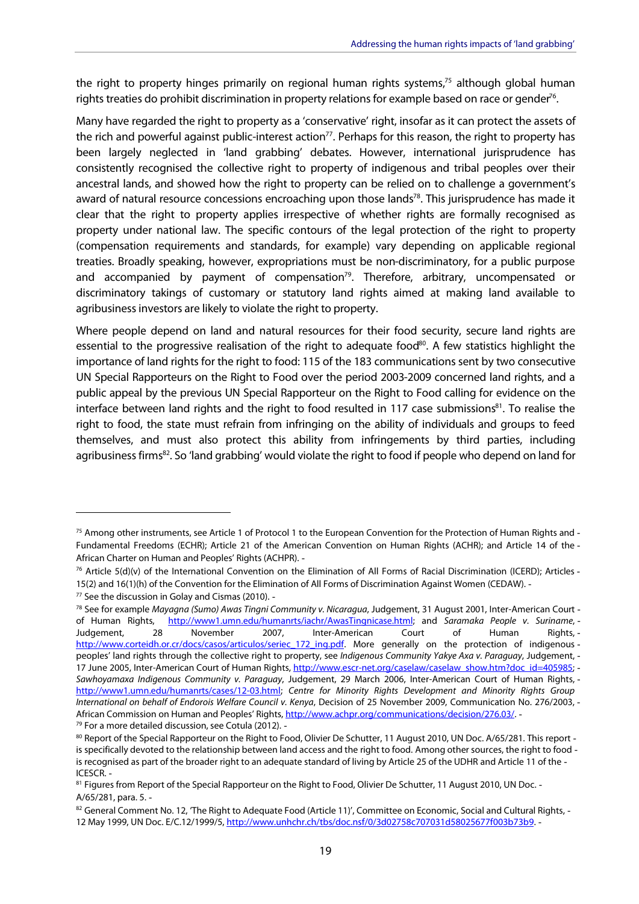the right to property hinges primarily on regional human rights systems,[75] although global human rights treaties do prohibit discrimination in property relations for example based on race or gender[76].

Many have regarded the right to property as a 'conservative' right, insofar as it can protect the assets of the rich and powerful against public-interest action[77]. Perhaps for this reason, the right to property has been largely neglected in 'land grabbing' debates. However, international jurisprudence has consistently recognised the collective right to property of indigenous and tribal peoples over their ancestral lands, and showed how the right to property can be relied on to challenge a government's award of natural resource concessions encroaching upon those lands[78]. This jurisprudence has made it clear that the right to property applies irrespective of whether rights are formally recognised as property under national law. The specific contours of the legal protection of the right to property (compensation requirements and standards, for example) vary depending on applicable regional treaties. Broadly speaking, however, expropriations must be non-discriminatory, for a public purpose and accompanied by payment of compensation[79]. Therefore, arbitrary, uncompensated or discriminatory takings of customary or statutory land rights aimed at making land available to agribusiness investors are likely to violate the right to property.

Where people depend on land and natural resources for their food security, secure land rights are essential to the progressive realisation of the right to adequate food[80]. A few statistics highlight the importance of land rights for the right to food: 115 of the 183 communications sent by two consecutive UN Special Rapporteurs on the Right to Food over the period 2003-2009 concerned land rights, and a public appeal by the previous UN Special Rapporteur on the Right to Food calling for evidence on the interface between land rights and the right to food resulted in 117 case submissions[81]. To realise the right to food, the state must refrain from infringing on the ability of individuals and groups to feed themselves, and must also protect this ability from infringements by third parties, including agribusiness firms[82]. So 'land grabbing' would violate the right to food if people who depend on land for

---

[75] Among other instruments, see Article 1 of Protocol 1 to the European Convention for the Protection of Human Rights and Fundamental Freedoms (ECHR); Article 21 of the American Convention on Human Rights (ACHR); and Article 14 of the African Charter on Human and Peoples' Rights (ACHPR).

[76] Article 5(d)(v) of the International Convention on the Elimination of All Forms of Racial Discrimination (ICERD); Articles 15(2) and 16(1)(h) of the Convention for the Elimination of All Forms of Discrimination Against Women (CEDAW).

[77] See the discussion in Golay and Cismas (2010).

[78] See for example *Mayagna (Sumo) Awas Tingni Community v. Nicaragua*, Judgement, 31 August 2001, Inter-American Court of Human Rights, http://www1.umn.edu/humanrts/iachr/AwasTingnicase.html; and *Saramaka People v. Suriname*, Judgement, 28 November 2007, Inter-American Court of Human Rights, http://www.corteidh.or.cr/docs/casos/articulos/seriec_172_ing.pdf. More generally on the protection of indigenous peoples' land rights through the collective right to property, see *Indigenous Community Yakye Axa v. Paraguay*, Judgement, 17 June 2005, Inter-American Court of Human Rights, http://www.escr-net.org/caselaw/caselaw_show.htm?doc_id=405985; *Sawhoyamaxa Indigenous Community v. Paraguay*, Judgement, 29 March 2006, Inter-American Court of Human Rights, http://www1.umn.edu/humanrts/cases/12-03.html; *Centre for Minority Rights Development and Minority Rights Group International on behalf of Endorois Welfare Council v. Kenya*, Decision of 25 November 2009, Communication No. 276/2003, African Commission on Human and Peoples' Rights, http://www.achpr.org/communications/decision/276.03/.

[79] For a more detailed discussion, see Cotula (2012).

[80] Report of the Special Rapporteur on the Right to Food, Olivier De Schutter, 11 August 2010, UN Doc. A/65/281. This report is specifically devoted to the relationship between land access and the right to food. Among other sources, the right to food is recognised as part of the broader right to an adequate standard of living by Article 25 of the UDHR and Article 11 of the ICESCR.

[81] Figures from Report of the Special Rapporteur on the Right to Food, Olivier De Schutter, 11 August 2010, UN Doc. A/65/281, para. 5.

[82] General Comment No. 12, 'The Right to Adequate Food (Article 11)', Committee on Economic, Social and Cultural Rights, 12 May 1999, UN Doc. E/C.12/1999/5, http://www.unhchr.ch/tbs/doc.nsf/0/3d02758c707031d58025677f003b73b9.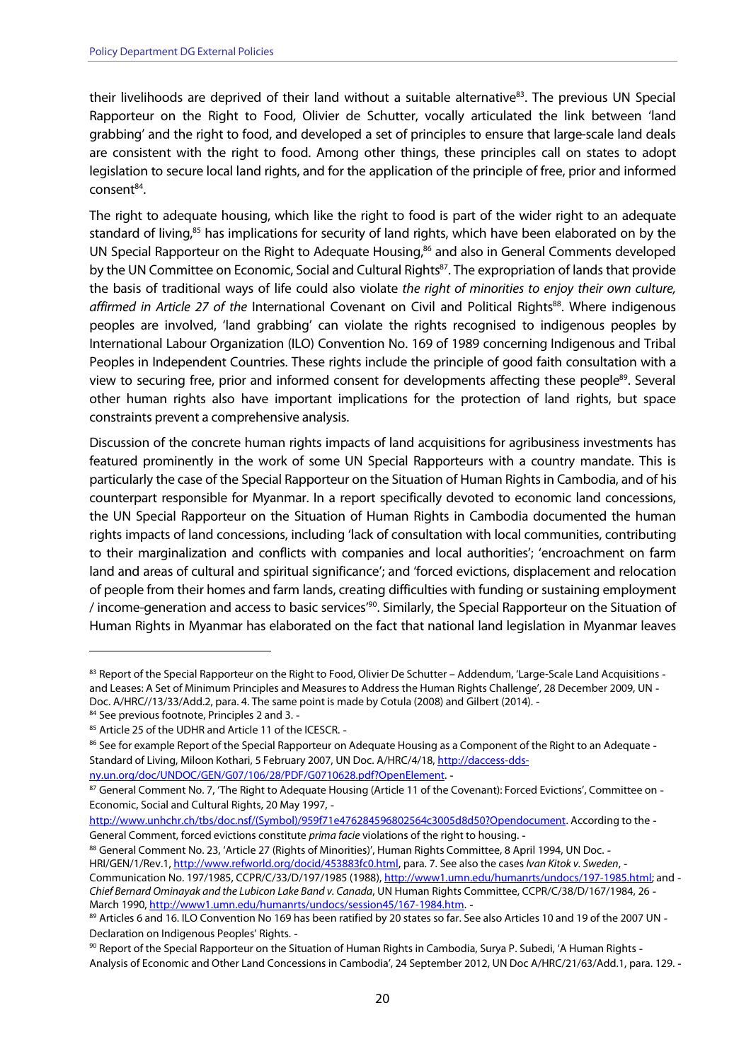their livelihoods are deprived of their land without a suitable alternative[83]. The previous UN Special Rapporteur on the Right to Food, Olivier de Schutter, vocally articulated the link between 'land grabbing' and the right to food, and developed a set of principles to ensure that large-scale land deals are consistent with the right to food. Among other things, these principles call on states to adopt legislation to secure local land rights, and for the application of the principle of free, prior and informed consent[84].

The right to adequate housing, which like the right to food is part of the wider right to an adequate standard of living,[85] has implications for security of land rights, which have been elaborated on by the UN Special Rapporteur on the Right to Adequate Housing,[86] and also in General Comments developed by the UN Committee on Economic, Social and Cultural Rights[87]. The expropriation of lands that provide the basis of traditional ways of life could also violate *the right of minorities to enjoy their own culture, affirmed in Article 27 of the* International Covenant on Civil and Political Rights[88]. Where indigenous peoples are involved, 'land grabbing' can violate the rights recognised to indigenous peoples by International Labour Organization (ILO) Convention No. 169 of 1989 concerning Indigenous and Tribal Peoples in Independent Countries. These rights include the principle of good faith consultation with a view to securing free, prior and informed consent for developments affecting these people[89]. Several other human rights also have important implications for the protection of land rights, but space constraints prevent a comprehensive analysis.

Discussion of the concrete human rights impacts of land acquisitions for agribusiness investments has featured prominently in the work of some UN Special Rapporteurs with a country mandate. This is particularly the case of the Special Rapporteur on the Situation of Human Rights in Cambodia, and of his counterpart responsible for Myanmar. In a report specifically devoted to economic land concessions, the UN Special Rapporteur on the Situation of Human Rights in Cambodia documented the human rights impacts of land concessions, including 'lack of consultation with local communities, contributing to their marginalization and conflicts with companies and local authorities'; 'encroachment on farm land and areas of cultural and spiritual significance'; and 'forced evictions, displacement and relocation of people from their homes and farm lands, creating difficulties with funding or sustaining employment / income-generation and access to basic services'[90]. Similarly, the Special Rapporteur on the Situation of Human Rights in Myanmar has elaborated on the fact that national land legislation in Myanmar leaves

---

[83] Report of the Special Rapporteur on the Right to Food, Olivier De Schutter – Addendum, 'Large-Scale Land Acquisitions and Leases: A Set of Minimum Principles and Measures to Address the Human Rights Challenge', 28 December 2009, UN Doc. A/HRC//13/33/Add.2, para. 4. The same point is made by Cotula (2008) and Gilbert (2014).

[84] See previous footnote, Principles 2 and 3.

[85] Article 25 of the UDHR and Article 11 of the ICESCR.

[86] See for example Report of the Special Rapporteur on Adequate Housing as a Component of the Right to an Adequate Standard of Living, Miloon Kothari, 5 February 2007, UN Doc. A/HRC/4/18, http://daccess-dds-ny.un.org/doc/UNDOC/GEN/G07/106/28/PDF/G0710628.pdf?OpenElement.

[87] General Comment No. 7, 'The Right to Adequate Housing (Article 11 of the Covenant): Forced Evictions', Committee on Economic, Social and Cultural Rights, 20 May 1997, http://www.unhchr.ch/tbs/doc.nsf/(Symbol)/959f71e476284596802564c3005d8d50?Opendocument. According to the General Comment, forced evictions constitute *prima facie* violations of the right to housing.

[88] General Comment No. 23, 'Article 27 (Rights of Minorities)', Human Rights Committee, 8 April 1994, UN Doc. HRI/GEN/1/Rev.1, http://www.refworld.org/docid/453883fc0.html, para. 7. See also the cases *Ivan Kitok v. Sweden*, Communication No. 197/1985, CCPR/C/33/D/197/1985 (1988), http://www1.umn.edu/humanrts/undocs/197-1985.html; and *Chief Bernard Ominayak and the Lubicon Lake Band v. Canada*, UN Human Rights Committee, CCPR/C/38/D/167/1984, 26 March 1990, http://www1.umn.edu/humanrts/undocs/session45/167-1984.htm.

[89] Articles 6 and 16. ILO Convention No 169 has been ratified by 20 states so far. See also Articles 10 and 19 of the 2007 UN Declaration on Indigenous Peoples' Rights.

[90] Report of the Special Rapporteur on the Situation of Human Rights in Cambodia, Surya P. Subedi, 'A Human Rights Analysis of Economic and Other Land Concessions in Cambodia', 24 September 2012, UN Doc A/HRC/21/63/Add.1, para. 129.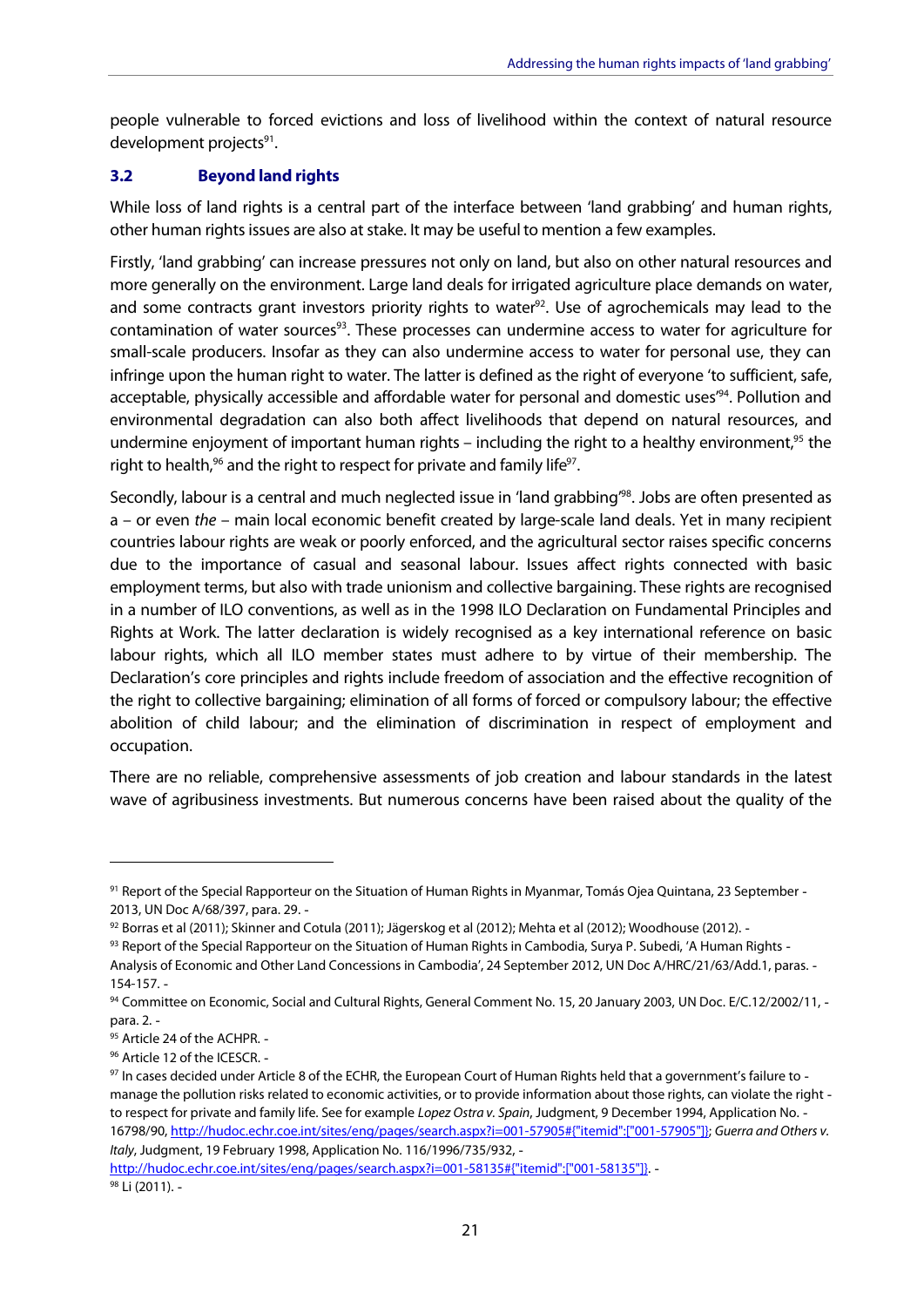people vulnerable to forced evictions and loss of livelihood within the context of natural resource development projects[91].

### 3.2 Beyond land rights

While loss of land rights is a central part of the interface between 'land grabbing' and human rights, other human rights issues are also at stake. It may be useful to mention a few examples.

Firstly, 'land grabbing' can increase pressures not only on land, but also on other natural resources and more generally on the environment. Large land deals for irrigated agriculture place demands on water, and some contracts grant investors priority rights to water[92]. Use of agrochemicals may lead to the contamination of water sources[93]. These processes can undermine access to water for agriculture for small-scale producers. Insofar as they can also undermine access to water for personal use, they can infringe upon the human right to water. The latter is defined as the right of everyone 'to sufficient, safe, acceptable, physically accessible and affordable water for personal and domestic uses'[94]. Pollution and environmental degradation can also both affect livelihoods that depend on natural resources, and undermine enjoyment of important human rights – including the right to a healthy environment,[95] the right to health,[96] and the right to respect for private and family life[97].

Secondly, labour is a central and much neglected issue in 'land grabbing'[98]. Jobs are often presented as a – or even *the* – main local economic benefit created by large-scale land deals. Yet in many recipient countries labour rights are weak or poorly enforced, and the agricultural sector raises specific concerns due to the importance of casual and seasonal labour. Issues affect rights connected with basic employment terms, but also with trade unionism and collective bargaining. These rights are recognised in a number of ILO conventions, as well as in the 1998 ILO Declaration on Fundamental Principles and Rights at Work. The latter declaration is widely recognised as a key international reference on basic labour rights, which all ILO member states must adhere to by virtue of their membership. The Declaration's core principles and rights include freedom of association and the effective recognition of the right to collective bargaining; elimination of all forms of forced or compulsory labour; the effective abolition of child labour; and the elimination of discrimination in respect of employment and occupation.

There are no reliable, comprehensive assessments of job creation and labour standards in the latest wave of agribusiness investments. But numerous concerns have been raised about the quality of the

---

[91] Report of the Special Rapporteur on the Situation of Human Rights in Myanmar, Tomás Ojea Quintana, 23 September 2013, UN Doc A/68/397, para. 29.

[92] Borras et al (2011); Skinner and Cotula (2011); Jägerskog et al (2012); Mehta et al (2012); Woodhouse (2012).

[93] Report of the Special Rapporteur on the Situation of Human Rights in Cambodia, Surya P. Subedi, 'A Human Rights Analysis of Economic and Other Land Concessions in Cambodia', 24 September 2012, UN Doc A/HRC/21/63/Add.1, paras. 154-157.

[94] Committee on Economic, Social and Cultural Rights, General Comment No. 15, 20 January 2003, UN Doc. E/C.12/2002/11, para. 2.

[95] Article 24 of the ACHPR.

[96] Article 12 of the ICESCR.

[97] In cases decided under Article 8 of the ECHR, the European Court of Human Rights held that a government's failure to manage the pollution risks related to economic activities, or to provide information about those rights, can violate the right to respect for private and family life. See for example *Lopez Ostra v. Spain*, Judgment, 9 December 1994, Application No. 16798/90, http://hudoc.echr.coe.int/sites/eng/pages/search.aspx?i=001-57905#{"itemid":["001-57905"]}; *Guerra and Others v. Italy*, Judgment, 19 February 1998, Application No. 116/1996/735/932, http://hudoc.echr.coe.int/sites/eng/pages/search.aspx?i=001-58135#{"itemid":["001-58135"]}.

[98] Li (2011).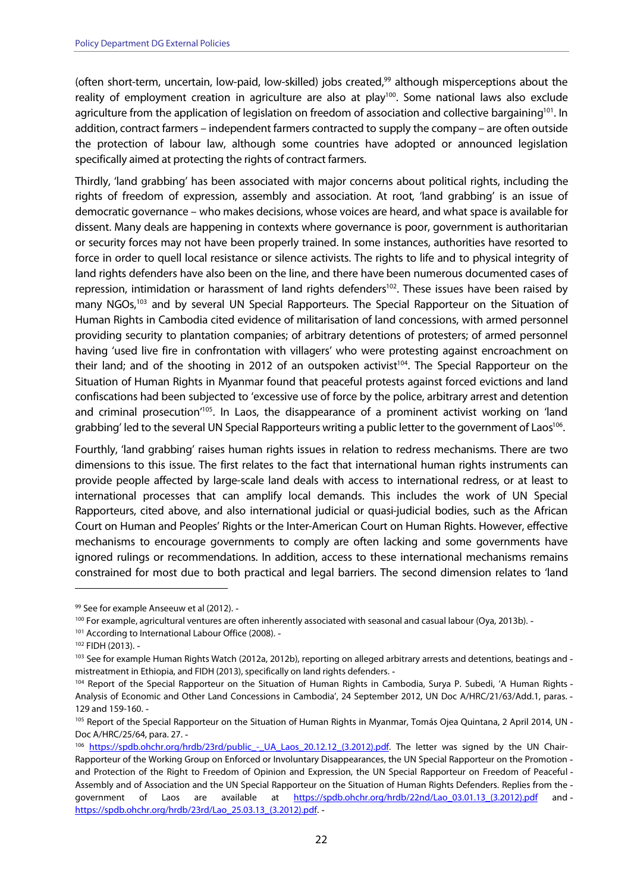(often short-term, uncertain, low-paid, low-skilled) jobs created,[99] although misperceptions about the reality of employment creation in agriculture are also at play[100]. Some national laws also exclude agriculture from the application of legislation on freedom of association and collective bargaining[101]. In addition, contract farmers – independent farmers contracted to supply the company – are often outside the protection of labour law, although some countries have adopted or announced legislation specifically aimed at protecting the rights of contract farmers.

Thirdly, 'land grabbing' has been associated with major concerns about political rights, including the rights of freedom of expression, assembly and association. At root, 'land grabbing' is an issue of democratic governance – who makes decisions, whose voices are heard, and what space is available for dissent. Many deals are happening in contexts where governance is poor, government is authoritarian or security forces may not have been properly trained. In some instances, authorities have resorted to force in order to quell local resistance or silence activists. The rights to life and to physical integrity of land rights defenders have also been on the line, and there have been numerous documented cases of repression, intimidation or harassment of land rights defenders[102]. These issues have been raised by many NGOs,[103] and by several UN Special Rapporteurs. The Special Rapporteur on the Situation of Human Rights in Cambodia cited evidence of militarisation of land concessions, with armed personnel providing security to plantation companies; of arbitrary detentions of protesters; of armed personnel having 'used live fire in confrontation with villagers' who were protesting against encroachment on their land; and of the shooting in 2012 of an outspoken activist[104]. The Special Rapporteur on the Situation of Human Rights in Myanmar found that peaceful protests against forced evictions and land confiscations had been subjected to 'excessive use of force by the police, arbitrary arrest and detention and criminal prosecution'[105]. In Laos, the disappearance of a prominent activist working on 'land grabbing' led to the several UN Special Rapporteurs writing a public letter to the government of Laos[106].

Fourthly, 'land grabbing' raises human rights issues in relation to redress mechanisms. There are two dimensions to this issue. The first relates to the fact that international human rights instruments can provide people affected by large-scale land deals with access to international redress, or at least to international processes that can amplify local demands. This includes the work of UN Special Rapporteurs, cited above, and also international judicial or quasi-judicial bodies, such as the African Court on Human and Peoples' Rights or the Inter-American Court on Human Rights. However, effective mechanisms to encourage governments to comply are often lacking and some governments have ignored rulings or recommendations. In addition, access to these international mechanisms remains constrained for most due to both practical and legal barriers. The second dimension relates to 'land

---

[99] See for example Anseeuw et al (2012).

[100] For example, agricultural ventures are often inherently associated with seasonal and casual labour (Oya, 2013b).

[101] According to International Labour Office (2008).

[102] FIDH (2013).

[103] See for example Human Rights Watch (2012a, 2012b), reporting on alleged arbitrary arrests and detentions, beatings and mistreatment in Ethiopia, and FIDH (2013), specifically on land rights defenders.

[104] Report of the Special Rapporteur on the Situation of Human Rights in Cambodia, Surya P. Subedi, 'A Human Rights Analysis of Economic and Other Land Concessions in Cambodia', 24 September 2012, UN Doc A/HRC/21/63/Add.1, paras. 129 and 159-160.

[105] Report of the Special Rapporteur on the Situation of Human Rights in Myanmar, Tomás Ojea Quintana, 2 April 2014, UN Doc A/HRC/25/64, para. 27.

[106] https://spdb.ohchr.org/hrdb/23rd/public_-_UA_Laos_20.12.12_(3.2012).pdf. The letter was signed by the UN Chair-Rapporteur of the Working Group on Enforced or Involuntary Disappearances, the UN Special Rapporteur on the Promotion and Protection of the Right to Freedom of Opinion and Expression, the UN Special Rapporteur on Freedom of Peaceful Assembly and of Association and the UN Special Rapporteur on the Situation of Human Rights Defenders. Replies from the government of Laos are available at https://spdb.ohchr.org/hrdb/22nd/Lao_03.01.13_(3.2012).pdf and https://spdb.ohchr.org/hrdb/23rd/Lao_25.03.13_(3.2012).pdf.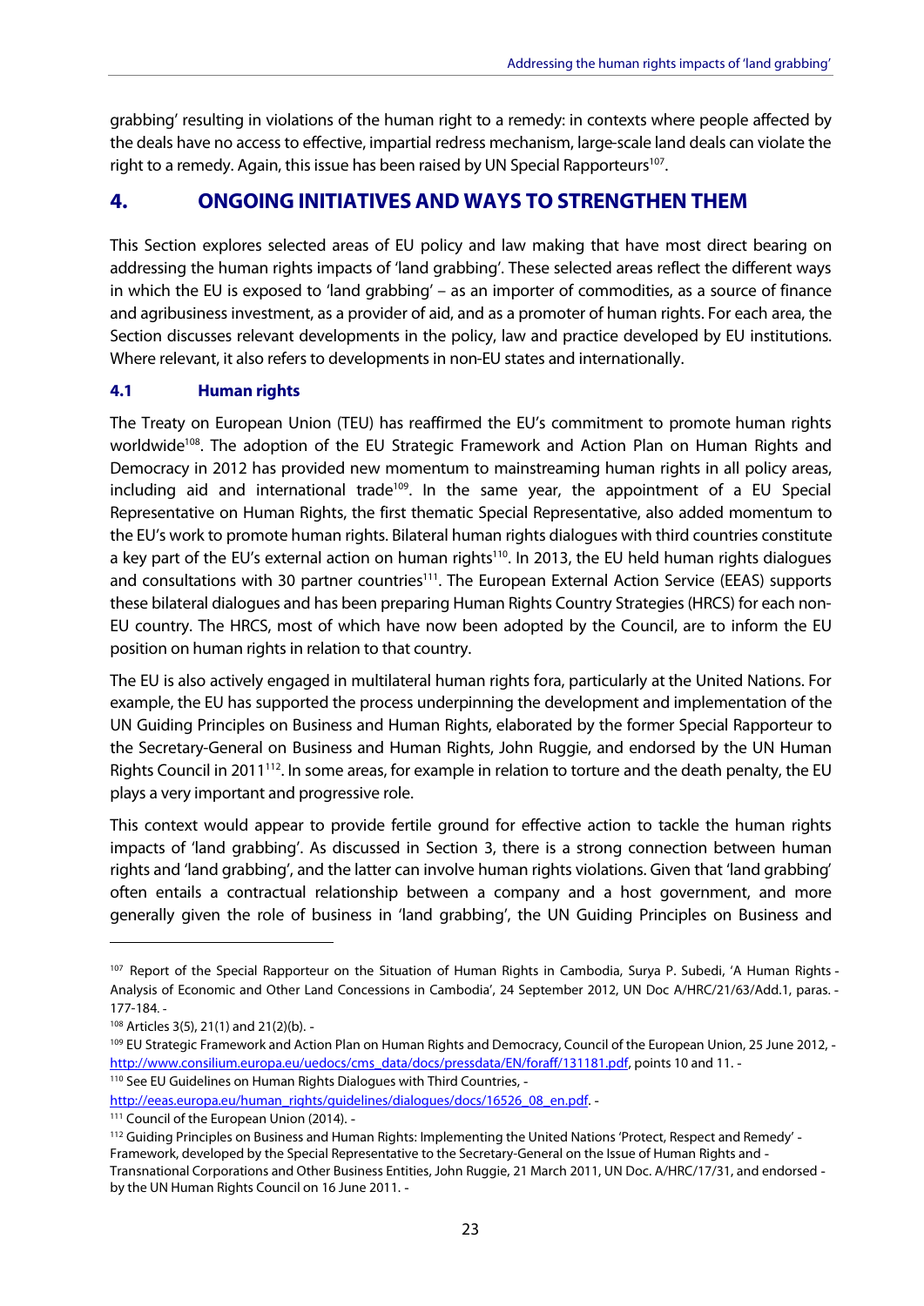grabbing' resulting in violations of the human right to a remedy: in contexts where people affected by the deals have no access to effective, impartial redress mechanism, large-scale land deals can violate the right to a remedy. Again, this issue has been raised by UN Special Rapporteurs[107].

# 4. ONGOING INITIATIVES AND WAYS TO STRENGTHEN THEM

This Section explores selected areas of EU policy and law making that have most direct bearing on addressing the human rights impacts of 'land grabbing'. These selected areas reflect the different ways in which the EU is exposed to 'land grabbing' – as an importer of commodities, as a source of finance and agribusiness investment, as a provider of aid, and as a promoter of human rights. For each area, the Section discusses relevant developments in the policy, law and practice developed by EU institutions. Where relevant, it also refers to developments in non-EU states and internationally.

## 4.1 Human rights

The Treaty on European Union (TEU) has reaffirmed the EU's commitment to promote human rights worldwide[108]. The adoption of the EU Strategic Framework and Action Plan on Human Rights and Democracy in 2012 has provided new momentum to mainstreaming human rights in all policy areas, including aid and international trade[109]. In the same year, the appointment of a EU Special Representative on Human Rights, the first thematic Special Representative, also added momentum to the EU's work to promote human rights. Bilateral human rights dialogues with third countries constitute a key part of the EU's external action on human rights[110]. In 2013, the EU held human rights dialogues and consultations with 30 partner countries[111]. The European External Action Service (EEAS) supports these bilateral dialogues and has been preparing Human Rights Country Strategies (HRCS) for each non-EU country. The HRCS, most of which have now been adopted by the Council, are to inform the EU position on human rights in relation to that country.

The EU is also actively engaged in multilateral human rights fora, particularly at the United Nations. For example, the EU has supported the process underpinning the development and implementation of the UN Guiding Principles on Business and Human Rights, elaborated by the former Special Rapporteur to the Secretary-General on Business and Human Rights, John Ruggie, and endorsed by the UN Human Rights Council in 2011[112]. In some areas, for example in relation to torture and the death penalty, the EU plays a very important and progressive role.

This context would appear to provide fertile ground for effective action to tackle the human rights impacts of 'land grabbing'. As discussed in Section 3, there is a strong connection between human rights and 'land grabbing', and the latter can involve human rights violations. Given that 'land grabbing' often entails a contractual relationship between a company and a host government, and more generally given the role of business in 'land grabbing', the UN Guiding Principles on Business and

---

[107] Report of the Special Rapporteur on the Situation of Human Rights in Cambodia, Surya P. Subedi, 'A Human Rights Analysis of Economic and Other Land Concessions in Cambodia', 24 September 2012, UN Doc A/HRC/21/63/Add.1, paras. 177-184.

[108] Articles 3(5), 21(1) and 21(2)(b).

[109] EU Strategic Framework and Action Plan on Human Rights and Democracy, Council of the European Union, 25 June 2012, http://www.consilium.europa.eu/uedocs/cms_data/docs/pressdata/EN/foraff/131181.pdf, points 10 and 11.

[110] See EU Guidelines on Human Rights Dialogues with Third Countries, http://eeas.europa.eu/human_rights/guidelines/dialogues/docs/16526_08_en.pdf.

[111] Council of the European Union (2014).

[112] Guiding Principles on Business and Human Rights: Implementing the United Nations 'Protect, Respect and Remedy' Framework, developed by the Special Representative to the Secretary-General on the Issue of Human Rights and Transnational Corporations and Other Business Entities, John Ruggie, 21 March 2011, UN Doc. A/HRC/17/31, and endorsed by the UN Human Rights Council on 16 June 2011.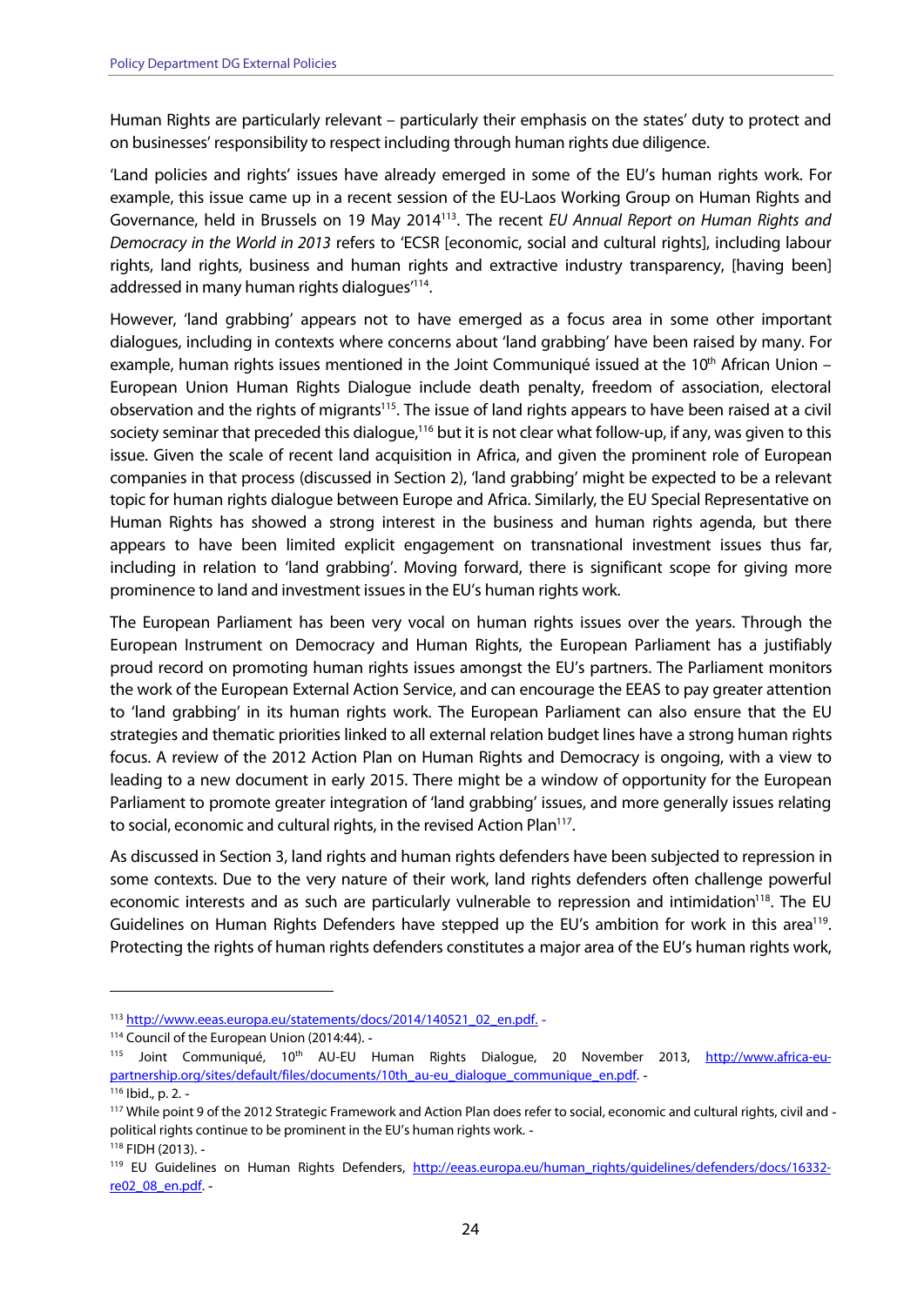Human Rights are particularly relevant – particularly their emphasis on the states' duty to protect and on businesses' responsibility to respect including through human rights due diligence.

'Land policies and rights' issues have already emerged in some of the EU's human rights work. For example, this issue came up in a recent session of the EU-Laos Working Group on Human Rights and Governance, held in Brussels on 19 May 2014[113]. The recent *EU Annual Report on Human Rights and Democracy in the World in 2013* refers to 'ECSR [economic, social and cultural rights], including labour rights, land rights, business and human rights and extractive industry transparency, [having been] addressed in many human rights dialogues'[114].

However, 'land grabbing' appears not to have emerged as a focus area in some other important dialogues, including in contexts where concerns about 'land grabbing' have been raised by many. For example, human rights issues mentioned in the Joint Communiqué issued at the 10th African Union – European Union Human Rights Dialogue include death penalty, freedom of association, electoral observation and the rights of migrants[115]. The issue of land rights appears to have been raised at a civil society seminar that preceded this dialogue,[116] but it is not clear what follow-up, if any, was given to this issue. Given the scale of recent land acquisition in Africa, and given the prominent role of European companies in that process (discussed in Section 2), 'land grabbing' might be expected to be a relevant topic for human rights dialogue between Europe and Africa. Similarly, the EU Special Representative on Human Rights has showed a strong interest in the business and human rights agenda, but there appears to have been limited explicit engagement on transnational investment issues thus far, including in relation to 'land grabbing'. Moving forward, there is significant scope for giving more prominence to land and investment issues in the EU's human rights work.

The European Parliament has been very vocal on human rights issues over the years. Through the European Instrument on Democracy and Human Rights, the European Parliament has a justifiably proud record on promoting human rights issues amongst the EU's partners. The Parliament monitors the work of the European External Action Service, and can encourage the EEAS to pay greater attention to 'land grabbing' in its human rights work. The European Parliament can also ensure that the EU strategies and thematic priorities linked to all external relation budget lines have a strong human rights focus. A review of the 2012 Action Plan on Human Rights and Democracy is ongoing, with a view to leading to a new document in early 2015. There might be a window of opportunity for the European Parliament to promote greater integration of 'land grabbing' issues, and more generally issues relating to social, economic and cultural rights, in the revised Action Plan[117].

As discussed in Section 3, land rights and human rights defenders have been subjected to repression in some contexts. Due to the very nature of their work, land rights defenders often challenge powerful economic interests and as such are particularly vulnerable to repression and intimidation[118]. The EU Guidelines on Human Rights Defenders have stepped up the EU's ambition for work in this area[119]. Protecting the rights of human rights defenders constitutes a major area of the EU's human rights work,

---

[113] http://www.eeas.europa.eu/statements/docs/2014/140521_02_en.pdf.

[114] Council of the European Union (2014:44).

[115] Joint Communiqué, 10th AU-EU Human Rights Dialogue, 20 November 2013, http://www.africa-eu-partnership.org/sites/default/files/documents/10th_au-eu_dialogue_communique_en.pdf.

[116] Ibid., p. 2.

[117] While point 9 of the 2012 Strategic Framework and Action Plan does refer to social, economic and cultural rights, civil and political rights continue to be prominent in the EU's human rights work.

[118] FIDH (2013).

[119] EU Guidelines on Human Rights Defenders, http://eeas.europa.eu/human_rights/guidelines/defenders/docs/16332-re02_08_en.pdf.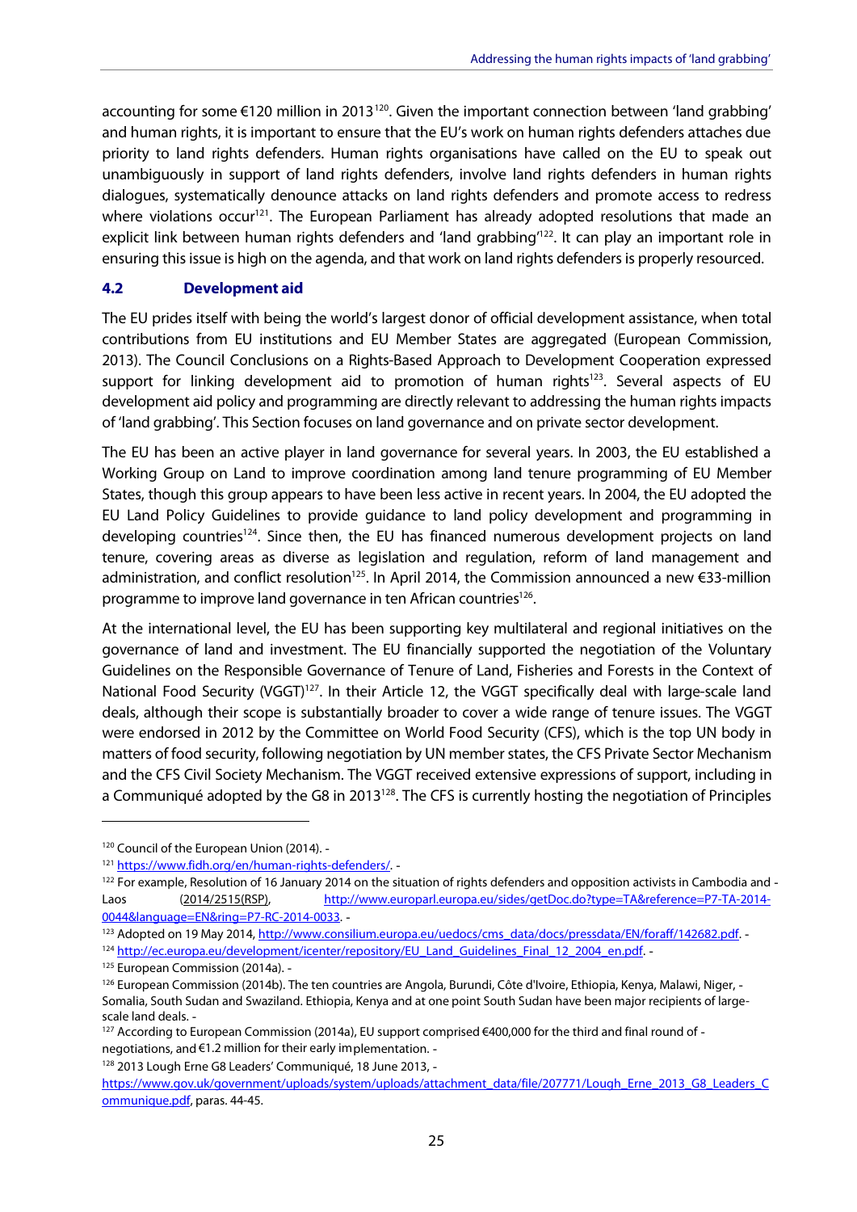accounting for some €120 million in 2013[120]. Given the important connection between 'land grabbing' and human rights, it is important to ensure that the EU's work on human rights defenders attaches due priority to land rights defenders. Human rights organisations have called on the EU to speak out unambiguously in support of land rights defenders, involve land rights defenders in human rights dialogues, systematically denounce attacks on land rights defenders and promote access to redress where violations occur[121]. The European Parliament has already adopted resolutions that made an explicit link between human rights defenders and 'land grabbing'[122]. It can play an important role in ensuring this issue is high on the agenda, and that work on land rights defenders is properly resourced.

### 4.2 Development aid

The EU prides itself with being the world's largest donor of official development assistance, when total contributions from EU institutions and EU Member States are aggregated (European Commission, 2013). The Council Conclusions on a Rights-Based Approach to Development Cooperation expressed support for linking development aid to promotion of human rights[123]. Several aspects of EU development aid policy and programming are directly relevant to addressing the human rights impacts of 'land grabbing'. This Section focuses on land governance and on private sector development.

The EU has been an active player in land governance for several years. In 2003, the EU established a Working Group on Land to improve coordination among land tenure programming of EU Member States, though this group appears to have been less active in recent years. In 2004, the EU adopted the EU Land Policy Guidelines to provide guidance to land policy development and programming in developing countries[124]. Since then, the EU has financed numerous development projects on land tenure, covering areas as diverse as legislation and regulation, reform of land management and administration, and conflict resolution[125]. In April 2014, the Commission announced a new €33-million programme to improve land governance in ten African countries[126].

At the international level, the EU has been supporting key multilateral and regional initiatives on the governance of land and investment. The EU financially supported the negotiation of the Voluntary Guidelines on the Responsible Governance of Tenure of Land, Fisheries and Forests in the Context of National Food Security (VGGT)[127]. In their Article 12, the VGGT specifically deal with large-scale land deals, although their scope is substantially broader to cover a wide range of tenure issues. The VGGT were endorsed in 2012 by the Committee on World Food Security (CFS), which is the top UN body in matters of food security, following negotiation by UN member states, the CFS Private Sector Mechanism and the CFS Civil Society Mechanism. The VGGT received extensive expressions of support, including in a Communiqué adopted by the G8 in 2013[128]. The CFS is currently hosting the negotiation of Principles

---

[120] Council of the European Union (2014).

[121] https://www.fidh.org/en/human-rights-defenders/.

[122] For example, Resolution of 16 January 2014 on the situation of rights defenders and opposition activists in Cambodia and Laos (2014/2515(RSP), http://www.europarl.europa.eu/sides/getDoc.do?type=TA&reference=P7-TA-2014-0044&language=EN&ring=P7-RC-2014-0033.

[123] Adopted on 19 May 2014, http://www.consilium.europa.eu/uedocs/cms_data/docs/pressdata/EN/foraff/142682.pdf.

[124] http://ec.europa.eu/development/icenter/repository/EU_Land_Guidelines_Final_12_2004_en.pdf.

[125] European Commission (2014a).

[126] European Commission (2014b). The ten countries are Angola, Burundi, Côte d'Ivoire, Ethiopia, Kenya, Malawi, Niger, Somalia, South Sudan and Swaziland. Ethiopia, Kenya and at one point South Sudan have been major recipients of large-scale land deals.

[127] According to European Commission (2014a), EU support comprised €400,000 for the third and final round of negotiations, and €1.2 million for their early implementation.

[128] 2013 Lough Erne G8 Leaders' Communiqué, 18 June 2013, https://www.gov.uk/government/uploads/system/uploads/attachment_data/file/207771/Lough_Erne_2013_G8_Leaders_Communique.pdf, paras. 44-45.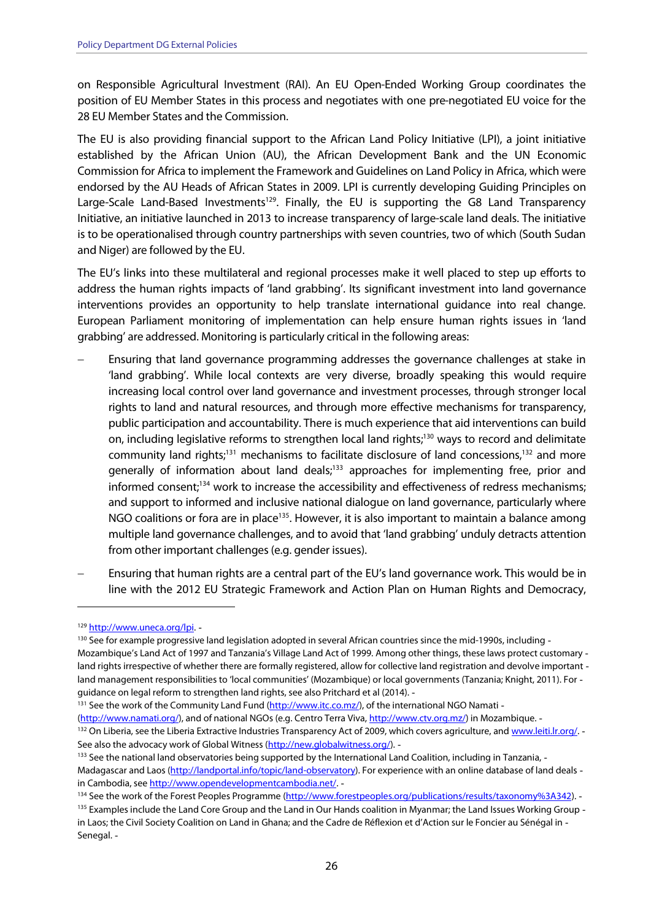on Responsible Agricultural Investment (RAI). An EU Open-Ended Working Group coordinates the position of EU Member States in this process and negotiates with one pre-negotiated EU voice for the 28 EU Member States and the Commission.

The EU is also providing financial support to the African Land Policy Initiative (LPI), a joint initiative established by the African Union (AU), the African Development Bank and the UN Economic Commission for Africa to implement the Framework and Guidelines on Land Policy in Africa, which were endorsed by the AU Heads of African States in 2009. LPI is currently developing Guiding Principles on Large-Scale Land-Based Investments[129]. Finally, the EU is supporting the G8 Land Transparency Initiative, an initiative launched in 2013 to increase transparency of large-scale land deals. The initiative is to be operationalised through country partnerships with seven countries, two of which (South Sudan and Niger) are followed by the EU.

The EU's links into these multilateral and regional processes make it well placed to step up efforts to address the human rights impacts of 'land grabbing'. Its significant investment into land governance interventions provides an opportunity to help translate international guidance into real change. European Parliament monitoring of implementation can help ensure human rights issues in 'land grabbing' are addressed. Monitoring is particularly critical in the following areas:

- Ensuring that land governance programming addresses the governance challenges at stake in 'land grabbing'. While local contexts are very diverse, broadly speaking this would require increasing local control over land governance and investment processes, through stronger local rights to land and natural resources, and through more effective mechanisms for transparency, public participation and accountability. There is much experience that aid interventions can build on, including legislative reforms to strengthen local land rights;[130] ways to record and delimitate community land rights;[131] mechanisms to facilitate disclosure of land concessions,[132] and more generally of information about land deals;[133] approaches for implementing free, prior and informed consent;[134] work to increase the accessibility and effectiveness of redress mechanisms; and support to informed and inclusive national dialogue on land governance, particularly where NGO coalitions or fora are in place[135]. However, it is also important to maintain a balance among multiple land governance challenges, and to avoid that 'land grabbing' unduly detracts attention from other important challenges (e.g. gender issues).
- Ensuring that human rights are a central part of the EU's land governance work. This would be in line with the 2012 EU Strategic Framework and Action Plan on Human Rights and Democracy,

---

[129] http://www.uneca.org/lpi.

[130] See for example progressive land legislation adopted in several African countries since the mid-1990s, including Mozambique's Land Act of 1997 and Tanzania's Village Land Act of 1999. Among other things, these laws protect customary land rights irrespective of whether there are formally registered, allow for collective land registration and devolve important land management responsibilities to 'local communities' (Mozambique) or local governments (Tanzania; Knight, 2011). For guidance on legal reform to strengthen land rights, see also Pritchard et al (2014).

[131] See the work of the Community Land Fund (http://www.itc.co.mz/), of the international NGO Namati (http://www.namati.org/), and of national NGOs (e.g. Centro Terra Viva, http://www.ctv.org.mz/) in Mozambique.

[132] On Liberia, see the Liberia Extractive Industries Transparency Act of 2009, which covers agriculture, and www.leiti.lr.org/. See also the advocacy work of Global Witness (http://new.globalwitness.org/).

[133] See the national land observatories being supported by the International Land Coalition, including in Tanzania, Madagascar and Laos (http://landportal.info/topic/land-observatory). For experience with an online database of land deals in Cambodia, see http://www.opendevelopmentcambodia.net/.

[134] See the work of the Forest Peoples Programme (http://www.forestpeoples.org/publications/results/taxonomy%3A342).

[135] Examples include the Land Core Group and the Land in Our Hands coalition in Myanmar; the Land Issues Working Group in Laos; the Civil Society Coalition on Land in Ghana; and the Cadre de Réflexion et d'Action sur le Foncier au Sénégal in Senegal.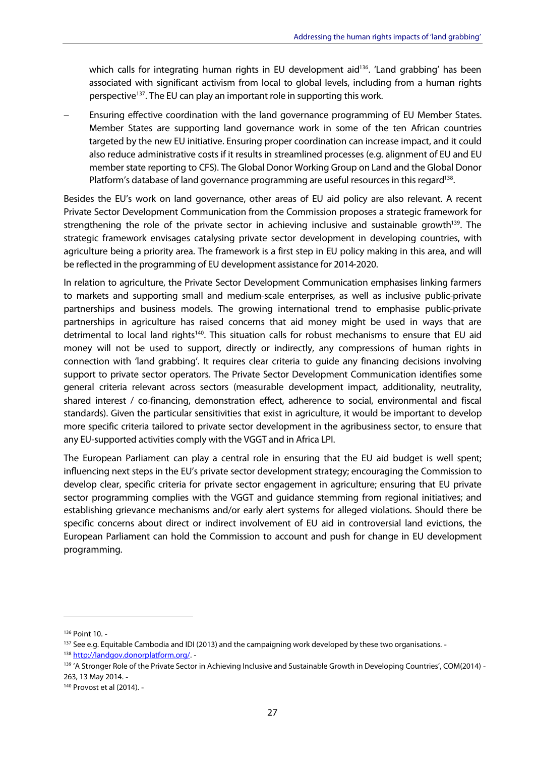which calls for integrating human rights in EU development aid[136]. 'Land grabbing' has been associated with significant activism from local to global levels, including from a human rights perspective[137]. The EU can play an important role in supporting this work.

- Ensuring effective coordination with the land governance programming of EU Member States. Member States are supporting land governance work in some of the ten African countries targeted by the new EU initiative. Ensuring proper coordination can increase impact, and it could also reduce administrative costs if it results in streamlined processes (e.g. alignment of EU and EU member state reporting to CFS). The Global Donor Working Group on Land and the Global Donor Platform's database of land governance programming are useful resources in this regard[138].

Besides the EU's work on land governance, other areas of EU aid policy are also relevant. A recent Private Sector Development Communication from the Commission proposes a strategic framework for strengthening the role of the private sector in achieving inclusive and sustainable growth[139]. The strategic framework envisages catalysing private sector development in developing countries, with agriculture being a priority area. The framework is a first step in EU policy making in this area, and will be reflected in the programming of EU development assistance for 2014-2020.

In relation to agriculture, the Private Sector Development Communication emphasises linking farmers to markets and supporting small and medium-scale enterprises, as well as inclusive public-private partnerships and business models. The growing international trend to emphasise public-private partnerships in agriculture has raised concerns that aid money might be used in ways that are detrimental to local land rights[140]. This situation calls for robust mechanisms to ensure that EU aid money will not be used to support, directly or indirectly, any compressions of human rights in connection with 'land grabbing'. It requires clear criteria to guide any financing decisions involving support to private sector operators. The Private Sector Development Communication identifies some general criteria relevant across sectors (measurable development impact, additionality, neutrality, shared interest / co-financing, demonstration effect, adherence to social, environmental and fiscal standards). Given the particular sensitivities that exist in agriculture, it would be important to develop more specific criteria tailored to private sector development in the agribusiness sector, to ensure that any EU-supported activities comply with the VGGT and in Africa LPI.

The European Parliament can play a central role in ensuring that the EU aid budget is well spent; influencing next steps in the EU's private sector development strategy; encouraging the Commission to develop clear, specific criteria for private sector engagement in agriculture; ensuring that EU private sector programming complies with the VGGT and guidance stemming from regional initiatives; and establishing grievance mechanisms and/or early alert systems for alleged violations. Should there be specific concerns about direct or indirect involvement of EU aid in controversial land evictions, the European Parliament can hold the Commission to account and push for change in EU development programming.

---

[136] Point 10. -

[137] See e.g. Equitable Cambodia and IDI (2013) and the campaigning work developed by these two organisations. -

[138] http://landgov.donorplatform.org/. -

[139] 'A Stronger Role of the Private Sector in Achieving Inclusive and Sustainable Growth in Developing Countries', COM(2014) - 263, 13 May 2014. -

[140] Provost et al (2014). -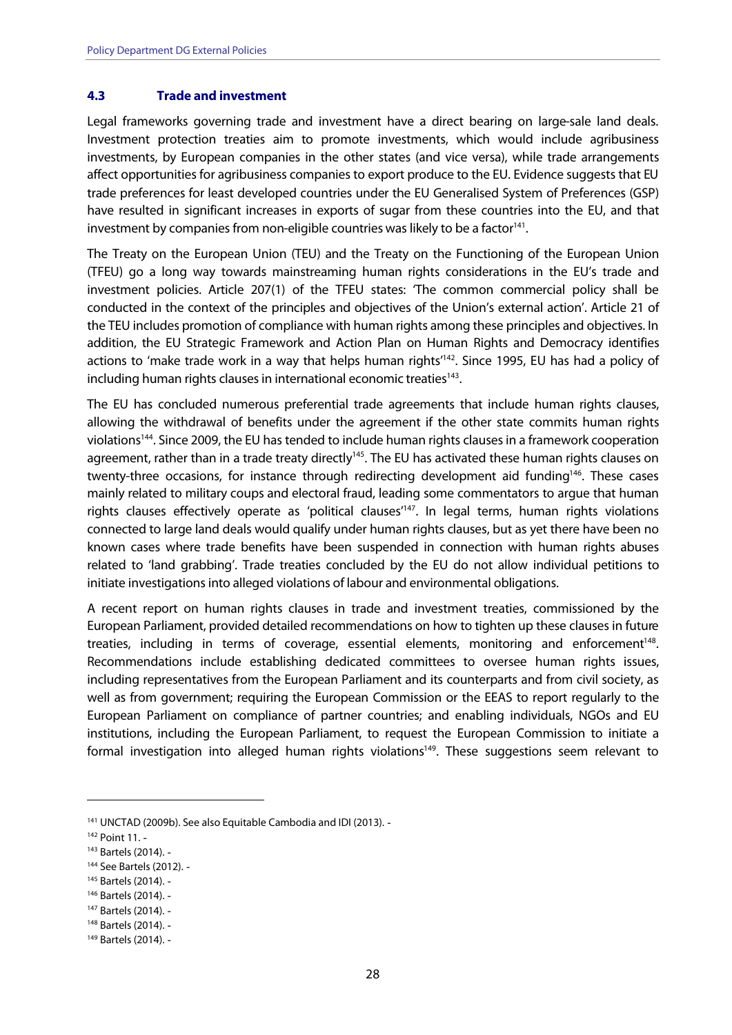### 4.3 Trade and investment

Legal frameworks governing trade and investment have a direct bearing on large-sale land deals. Investment protection treaties aim to promote investments, which would include agribusiness investments, by European companies in the other states (and vice versa), while trade arrangements affect opportunities for agribusiness companies to export produce to the EU. Evidence suggests that EU trade preferences for least developed countries under the EU Generalised System of Preferences (GSP) have resulted in significant increases in exports of sugar from these countries into the EU, and that investment by companies from non-eligible countries was likely to be a factor[141].

The Treaty on the European Union (TEU) and the Treaty on the Functioning of the European Union (TFEU) go a long way towards mainstreaming human rights considerations in the EU's trade and investment policies. Article 207(1) of the TFEU states: 'The common commercial policy shall be conducted in the context of the principles and objectives of the Union's external action'. Article 21 of the TEU includes promotion of compliance with human rights among these principles and objectives. In addition, the EU Strategic Framework and Action Plan on Human Rights and Democracy identifies actions to 'make trade work in a way that helps human rights'[142]. Since 1995, EU has had a policy of including human rights clauses in international economic treaties[143].

The EU has concluded numerous preferential trade agreements that include human rights clauses, allowing the withdrawal of benefits under the agreement if the other state commits human rights violations[144]. Since 2009, the EU has tended to include human rights clauses in a framework cooperation agreement, rather than in a trade treaty directly[145]. The EU has activated these human rights clauses on twenty-three occasions, for instance through redirecting development aid funding[146]. These cases mainly related to military coups and electoral fraud, leading some commentators to argue that human rights clauses effectively operate as 'political clauses'[147]. In legal terms, human rights violations connected to large land deals would qualify under human rights clauses, but as yet there have been no known cases where trade benefits have been suspended in connection with human rights abuses related to 'land grabbing'. Trade treaties concluded by the EU do not allow individual petitions to initiate investigations into alleged violations of labour and environmental obligations.

A recent report on human rights clauses in trade and investment treaties, commissioned by the European Parliament, provided detailed recommendations on how to tighten up these clauses in future treaties, including in terms of coverage, essential elements, monitoring and enforcement[148]. Recommendations include establishing dedicated committees to oversee human rights issues, including representatives from the European Parliament and its counterparts and from civil society, as well as from government; requiring the European Commission or the EEAS to report regularly to the European Parliament on compliance of partner countries; and enabling individuals, NGOs and EU institutions, including the European Parliament, to request the European Commission to initiate a formal investigation into alleged human rights violations[149]. These suggestions seem relevant to

[141] UNCTAD (2009b). See also Equitable Cambodia and IDI (2013). -

[142] Point 11. -

[143] Bartels (2014). -

[144] See Bartels (2012). -

[145] Bartels (2014). -

[146] Bartels (2014). -

[147] Bartels (2014). -

[148] Bartels (2014). -

[149] Bartels (2014). -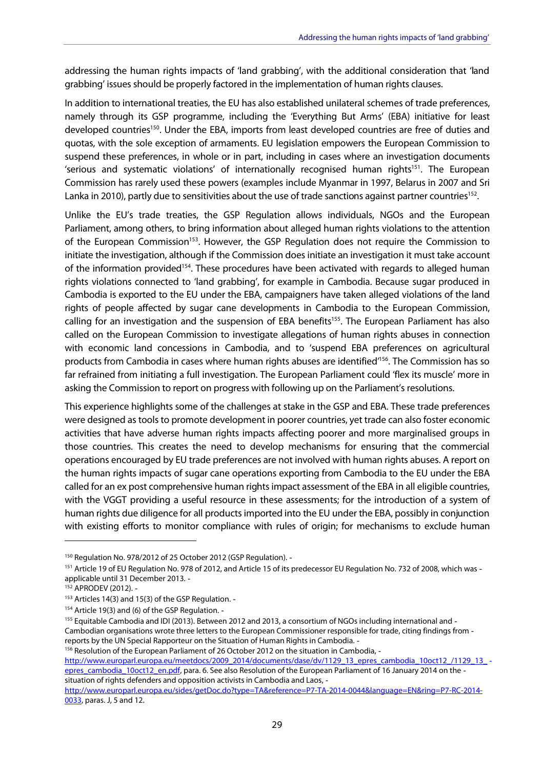addressing the human rights impacts of 'land grabbing', with the additional consideration that 'land grabbing' issues should be properly factored in the implementation of human rights clauses.

In addition to international treaties, the EU has also established unilateral schemes of trade preferences, namely through its GSP programme, including the 'Everything But Arms' (EBA) initiative for least developed countries[150]. Under the EBA, imports from least developed countries are free of duties and quotas, with the sole exception of armaments. EU legislation empowers the European Commission to suspend these preferences, in whole or in part, including in cases where an investigation documents 'serious and systematic violations' of internationally recognised human rights[151]. The European Commission has rarely used these powers (examples include Myanmar in 1997, Belarus in 2007 and Sri Lanka in 2010), partly due to sensitivities about the use of trade sanctions against partner countries[152].

Unlike the EU's trade treaties, the GSP Regulation allows individuals, NGOs and the European Parliament, among others, to bring information about alleged human rights violations to the attention of the European Commission[153]. However, the GSP Regulation does not require the Commission to initiate the investigation, although if the Commission does initiate an investigation it must take account of the information provided[154]. These procedures have been activated with regards to alleged human rights violations connected to 'land grabbing', for example in Cambodia. Because sugar produced in Cambodia is exported to the EU under the EBA, campaigners have taken alleged violations of the land rights of people affected by sugar cane developments in Cambodia to the European Commission, calling for an investigation and the suspension of EBA benefits[155]. The European Parliament has also called on the European Commission to investigate allegations of human rights abuses in connection with economic land concessions in Cambodia, and to 'suspend EBA preferences on agricultural products from Cambodia in cases where human rights abuses are identified'[156]. The Commission has so far refrained from initiating a full investigation. The European Parliament could 'flex its muscle' more in asking the Commission to report on progress with following up on the Parliament's resolutions.

This experience highlights some of the challenges at stake in the GSP and EBA. These trade preferences were designed as tools to promote development in poorer countries, yet trade can also foster economic activities that have adverse human rights impacts affecting poorer and more marginalised groups in those countries. This creates the need to develop mechanisms for ensuring that the commercial operations encouraged by EU trade preferences are not involved with human rights abuses. A report on the human rights impacts of sugar cane operations exporting from Cambodia to the EU under the EBA called for an ex post comprehensive human rights impact assessment of the EBA in all eligible countries, with the VGGT providing a useful resource in these assessments; for the introduction of a system of human rights due diligence for all products imported into the EU under the EBA, possibly in conjunction with existing efforts to monitor compliance with rules of origin; for mechanisms to exclude human

---

[150] Regulation No. 978/2012 of 25 October 2012 (GSP Regulation).

[151] Article 19 of EU Regulation No. 978 of 2012, and Article 15 of its predecessor EU Regulation No. 732 of 2008, which was applicable until 31 December 2013.

[152] APRODEV (2012).

[153] Articles 14(3) and 15(3) of the GSP Regulation.

[154] Article 19(3) and (6) of the GSP Regulation.

[155] Equitable Cambodia and IDI (2013). Between 2012 and 2013, a consortium of NGOs including international and Cambodian organisations wrote three letters to the European Commissioner responsible for trade, citing findings from reports by the UN Special Rapporteur on the Situation of Human Rights in Cambodia.

[156] Resolution of the European Parliament of 26 October 2012 on the situation in Cambodia, http://www.europarl.europa.eu/meetdocs/2009_2014/documents/dase/dv/1129_13_epres_cambodia_10oct12_/1129_13_epres_cambodia_10oct12_en.pdf, para. 6. See also Resolution of the European Parliament of 16 January 2014 on the situation of rights defenders and opposition activists in Cambodia and Laos, http://www.europarl.europa.eu/sides/getDoc.do?type=TA&reference=P7-TA-2014-0044&language=EN&ring=P7-RC-2014-0033, paras. J, 5 and 12.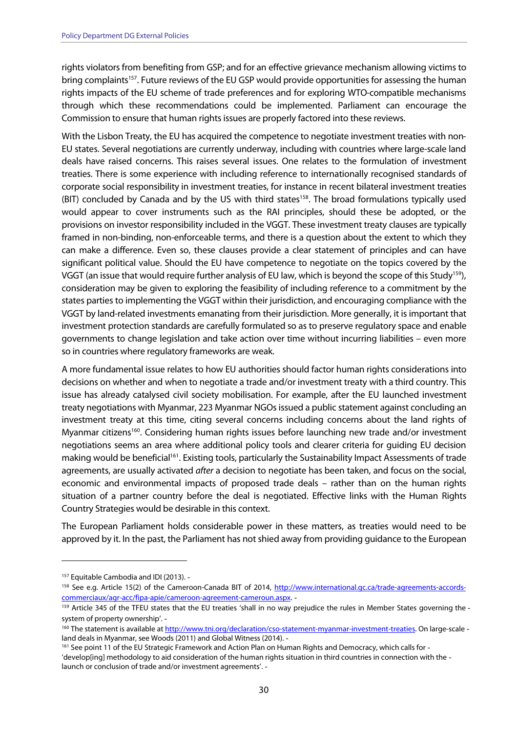rights violators from benefiting from GSP; and for an effective grievance mechanism allowing victims to bring complaints[157]. Future reviews of the EU GSP would provide opportunities for assessing the human rights impacts of the EU scheme of trade preferences and for exploring WTO-compatible mechanisms through which these recommendations could be implemented. Parliament can encourage the Commission to ensure that human rights issues are properly factored into these reviews.

With the Lisbon Treaty, the EU has acquired the competence to negotiate investment treaties with non-EU states. Several negotiations are currently underway, including with countries where large-scale land deals have raised concerns. This raises several issues. One relates to the formulation of investment treaties. There is some experience with including reference to internationally recognised standards of corporate social responsibility in investment treaties, for instance in recent bilateral investment treaties (BIT) concluded by Canada and by the US with third states[158]. The broad formulations typically used would appear to cover instruments such as the RAI principles, should these be adopted, or the provisions on investor responsibility included in the VGGT. These investment treaty clauses are typically framed in non-binding, non-enforceable terms, and there is a question about the extent to which they can make a difference. Even so, these clauses provide a clear statement of principles and can have significant political value. Should the EU have competence to negotiate on the topics covered by the VGGT (an issue that would require further analysis of EU law, which is beyond the scope of this Study[159]), consideration may be given to exploring the feasibility of including reference to a commitment by the states parties to implementing the VGGT within their jurisdiction, and encouraging compliance with the VGGT by land-related investments emanating from their jurisdiction. More generally, it is important that investment protection standards are carefully formulated so as to preserve regulatory space and enable governments to change legislation and take action over time without incurring liabilities – even more so in countries where regulatory frameworks are weak.

A more fundamental issue relates to how EU authorities should factor human rights considerations into decisions on whether and when to negotiate a trade and/or investment treaty with a third country. This issue has already catalysed civil society mobilisation. For example, after the EU launched investment treaty negotiations with Myanmar, 223 Myanmar NGOs issued a public statement against concluding an investment treaty at this time, citing several concerns including concerns about the land rights of Myanmar citizens[160]. Considering human rights issues before launching new trade and/or investment negotiations seems an area where additional policy tools and clearer criteria for guiding EU decision making would be beneficial[161]. Existing tools, particularly the Sustainability Impact Assessments of trade agreements, are usually activated *after* a decision to negotiate has been taken, and focus on the social, economic and environmental impacts of proposed trade deals – rather than on the human rights situation of a partner country before the deal is negotiated. Effective links with the Human Rights Country Strategies would be desirable in this context.

The European Parliament holds considerable power in these matters, as treaties would need to be approved by it. In the past, the Parliament has not shied away from providing guidance to the European

---

[157] Equitable Cambodia and IDI (2013).

[158] See e.g. Article 15(2) of the Cameroon-Canada BIT of 2014, http://www.international.gc.ca/trade-agreements-accords-commerciaux/agr-acc/fipa-apie/cameroon-agreement-cameroun.aspx.

[159] Article 345 of the TFEU states that the EU treaties 'shall in no way prejudice the rules in Member States governing the system of property ownership'.

[160] The statement is available at http://www.tni.org/declaration/cso-statement-myanmar-investment-treaties. On large-scale land deals in Myanmar, see Woods (2011) and Global Witness (2014).

[161] See point 11 of the EU Strategic Framework and Action Plan on Human Rights and Democracy, which calls for 'develop[ing] methodology to aid consideration of the human rights situation in third countries in connection with the launch or conclusion of trade and/or investment agreements'.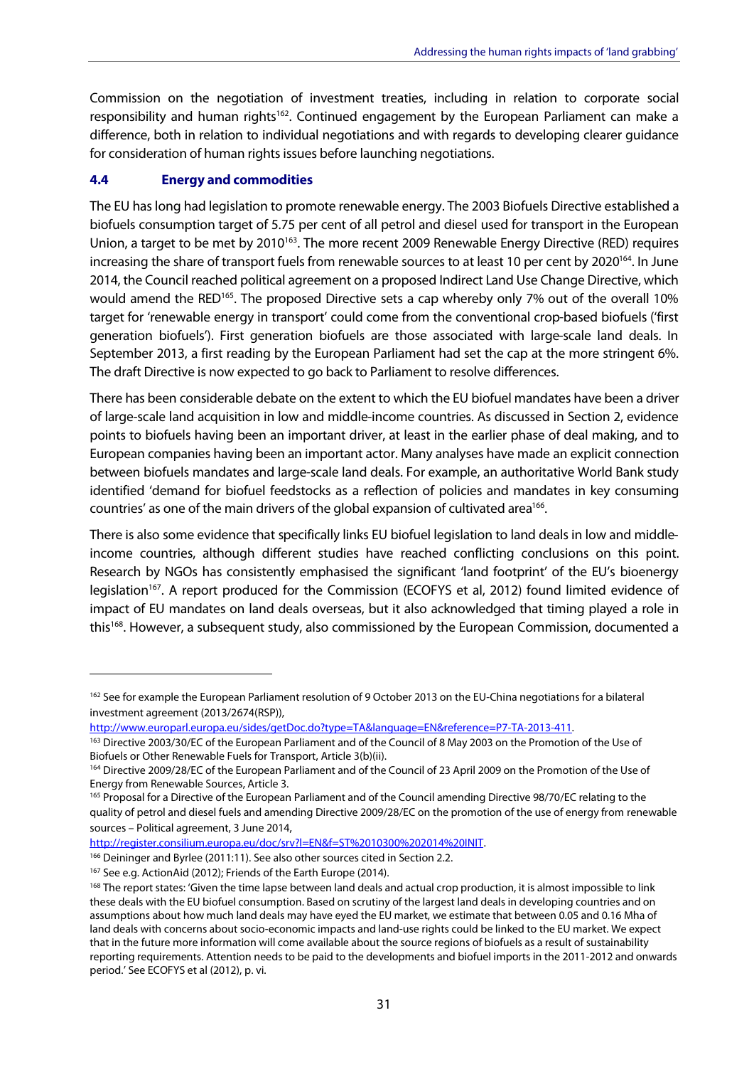Commission on the negotiation of investment treaties, including in relation to corporate social responsibility and human rights[162]. Continued engagement by the European Parliament can make a difference, both in relation to individual negotiations and with regards to developing clearer guidance for consideration of human rights issues before launching negotiations.

### 4.4 Energy and commodities

The EU has long had legislation to promote renewable energy. The 2003 Biofuels Directive established a biofuels consumption target of 5.75 per cent of all petrol and diesel used for transport in the European Union, a target to be met by 2010[163]. The more recent 2009 Renewable Energy Directive (RED) requires increasing the share of transport fuels from renewable sources to at least 10 per cent by 2020[164]. In June 2014, the Council reached political agreement on a proposed Indirect Land Use Change Directive, which would amend the RED[165]. The proposed Directive sets a cap whereby only 7% out of the overall 10% target for 'renewable energy in transport' could come from the conventional crop-based biofuels ('first generation biofuels'). First generation biofuels are those associated with large-scale land deals. In September 2013, a first reading by the European Parliament had set the cap at the more stringent 6%. The draft Directive is now expected to go back to Parliament to resolve differences.

There has been considerable debate on the extent to which the EU biofuel mandates have been a driver of large-scale land acquisition in low and middle-income countries. As discussed in Section 2, evidence points to biofuels having been an important driver, at least in the earlier phase of deal making, and to European companies having been an important actor. Many analyses have made an explicit connection between biofuels mandates and large-scale land deals. For example, an authoritative World Bank study identified 'demand for biofuel feedstocks as a reflection of policies and mandates in key consuming countries' as one of the main drivers of the global expansion of cultivated area[166].

There is also some evidence that specifically links EU biofuel legislation to land deals in low and middle-income countries, although different studies have reached conflicting conclusions on this point. Research by NGOs has consistently emphasised the significant 'land footprint' of the EU's bioenergy legislation[167]. A report produced for the Commission (ECOFYS et al, 2012) found limited evidence of impact of EU mandates on land deals overseas, but it also acknowledged that timing played a role in this[168]. However, a subsequent study, also commissioned by the European Commission, documented a

---

[162] See for example the European Parliament resolution of 9 October 2013 on the EU-China negotiations for a bilateral investment agreement (2013/2674(RSP)), http://www.europarl.europa.eu/sides/getDoc.do?type=TA&language=EN&reference=P7-TA-2013-411.

[163] Directive 2003/30/EC of the European Parliament and of the Council of 8 May 2003 on the Promotion of the Use of Biofuels or Other Renewable Fuels for Transport, Article 3(b)(ii).

[164] Directive 2009/28/EC of the European Parliament and of the Council of 23 April 2009 on the Promotion of the Use of Energy from Renewable Sources, Article 3.

[165] Proposal for a Directive of the European Parliament and of the Council amending Directive 98/70/EC relating to the quality of petrol and diesel fuels and amending Directive 2009/28/EC on the promotion of the use of energy from renewable sources – Political agreement, 3 June 2014, http://register.consilium.europa.eu/doc/srv?l=EN&f=ST%2010300%202014%20INIT.

[166] Deininger and Byrlee (2011:11). See also other sources cited in Section 2.2.

[167] See e.g. ActionAid (2012); Friends of the Earth Europe (2014).

[168] The report states: 'Given the time lapse between land deals and actual crop production, it is almost impossible to link these deals with the EU biofuel consumption. Based on scrutiny of the largest land deals in developing countries and on assumptions about how much land deals may have eyed the EU market, we estimate that between 0.05 and 0.16 Mha of land deals with concerns about socio-economic impacts and land-use rights could be linked to the EU market. We expect that in the future more information will come available about the source regions of biofuels as a result of sustainability reporting requirements. Attention needs to be paid to the developments and biofuel imports in the 2011-2012 and onwards period.' See ECOFYS et al (2012), p. vi.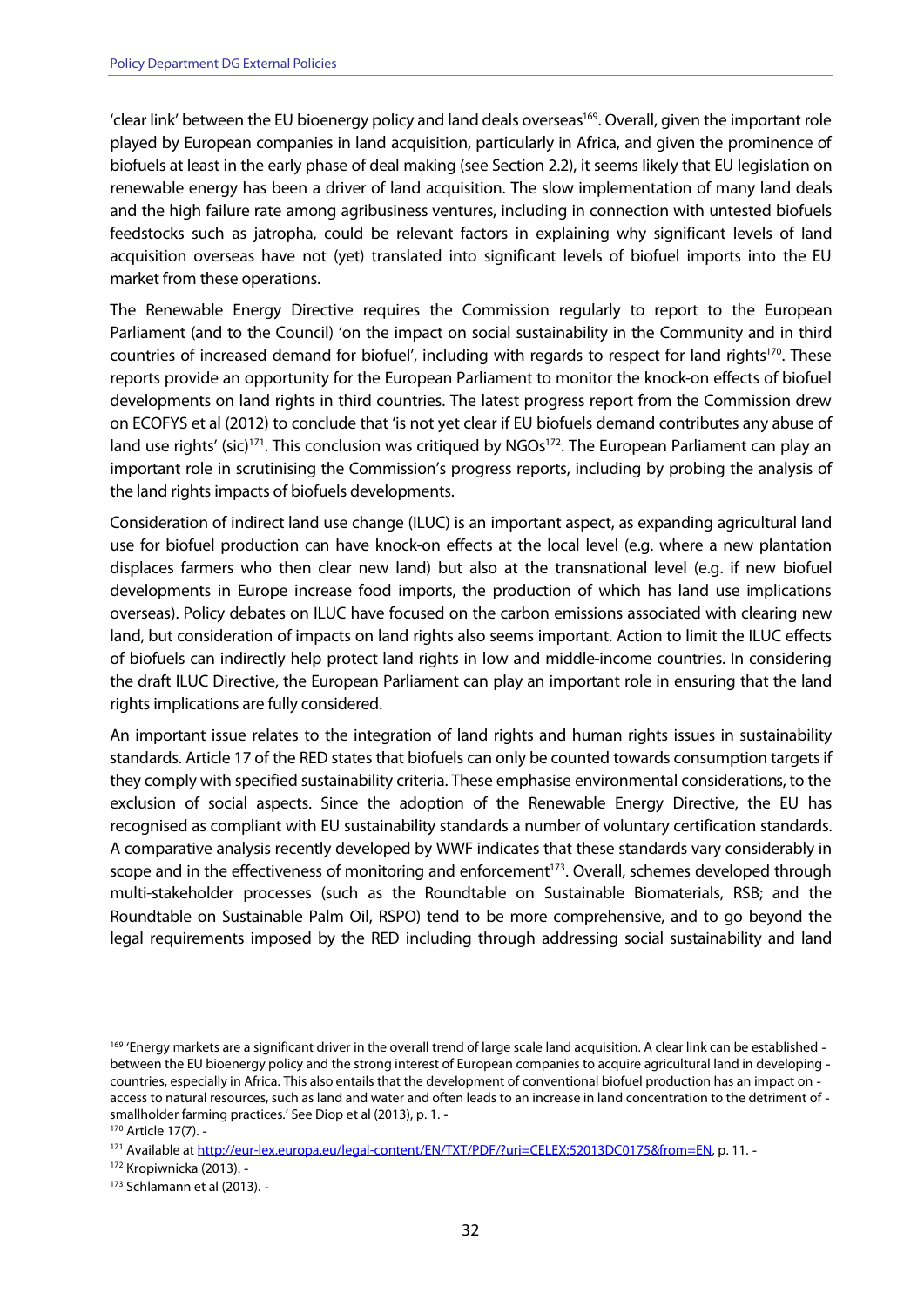'clear link' between the EU bioenergy policy and land deals overseas[169]. Overall, given the important role played by European companies in land acquisition, particularly in Africa, and given the prominence of biofuels at least in the early phase of deal making (see Section 2.2), it seems likely that EU legislation on renewable energy has been a driver of land acquisition. The slow implementation of many land deals and the high failure rate among agribusiness ventures, including in connection with untested biofuels feedstocks such as jatropha, could be relevant factors in explaining why significant levels of land acquisition overseas have not (yet) translated into significant levels of biofuel imports into the EU market from these operations.

The Renewable Energy Directive requires the Commission regularly to report to the European Parliament (and to the Council) 'on the impact on social sustainability in the Community and in third countries of increased demand for biofuel', including with regards to respect for land rights[170]. These reports provide an opportunity for the European Parliament to monitor the knock-on effects of biofuel developments on land rights in third countries. The latest progress report from the Commission drew on ECOFYS et al (2012) to conclude that 'is not yet clear if EU biofuels demand contributes any abuse of land use rights' (sic)[171]. This conclusion was critiqued by NGOs[172]. The European Parliament can play an important role in scrutinising the Commission's progress reports, including by probing the analysis of the land rights impacts of biofuels developments.

Consideration of indirect land use change (ILUC) is an important aspect, as expanding agricultural land use for biofuel production can have knock-on effects at the local level (e.g. where a new plantation displaces farmers who then clear new land) but also at the transnational level (e.g. if new biofuel developments in Europe increase food imports, the production of which has land use implications overseas). Policy debates on ILUC have focused on the carbon emissions associated with clearing new land, but consideration of impacts on land rights also seems important. Action to limit the ILUC effects of biofuels can indirectly help protect land rights in low and middle-income countries. In considering the draft ILUC Directive, the European Parliament can play an important role in ensuring that the land rights implications are fully considered.

An important issue relates to the integration of land rights and human rights issues in sustainability standards. Article 17 of the RED states that biofuels can only be counted towards consumption targets if they comply with specified sustainability criteria. These emphasise environmental considerations, to the exclusion of social aspects. Since the adoption of the Renewable Energy Directive, the EU has recognised as compliant with EU sustainability standards a number of voluntary certification standards. A comparative analysis recently developed by WWF indicates that these standards vary considerably in scope and in the effectiveness of monitoring and enforcement[173]. Overall, schemes developed through multi-stakeholder processes (such as the Roundtable on Sustainable Biomaterials, RSB; and the Roundtable on Sustainable Palm Oil, RSPO) tend to be more comprehensive, and to go beyond the legal requirements imposed by the RED including through addressing social sustainability and land

---

[169] 'Energy markets are a significant driver in the overall trend of large scale land acquisition. A clear link can be established between the EU bioenergy policy and the strong interest of European companies to acquire agricultural land in developing countries, especially in Africa. This also entails that the development of conventional biofuel production has an impact on access to natural resources, such as land and water and often leads to an increase in land concentration to the detriment of smallholder farming practices.' See Diop et al (2013), p. 1.

[170] Article 17(7).

[171] Available at http://eur-lex.europa.eu/legal-content/EN/TXT/PDF/?uri=CELEX:52013DC0175&from=EN, p. 11.

[172] Kropiwnicka (2013).

[173] Schlamann et al (2013).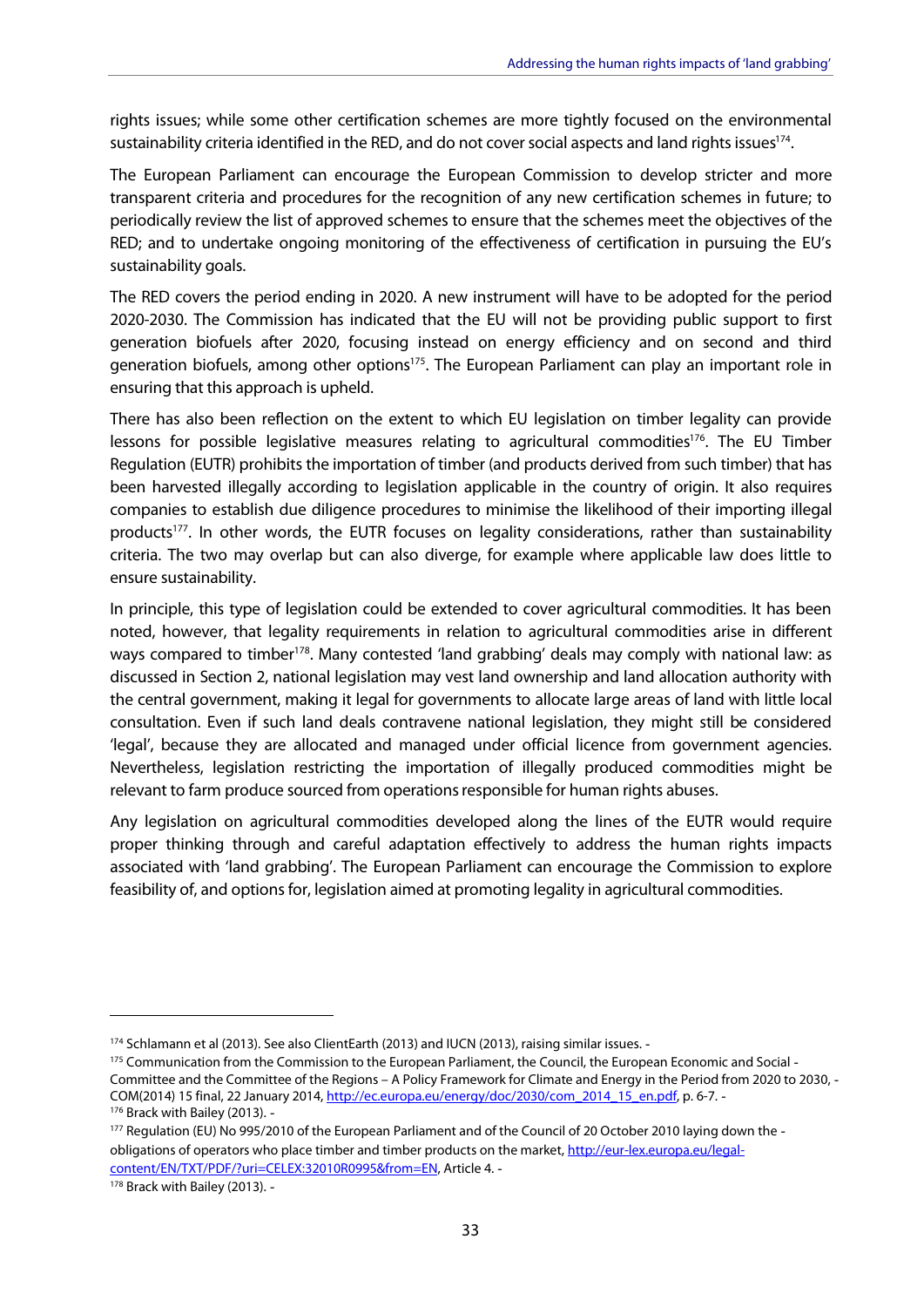rights issues; while some other certification schemes are more tightly focused on the environmental sustainability criteria identified in the RED, and do not cover social aspects and land rights issues[174].

The European Parliament can encourage the European Commission to develop stricter and more transparent criteria and procedures for the recognition of any new certification schemes in future; to periodically review the list of approved schemes to ensure that the schemes meet the objectives of the RED; and to undertake ongoing monitoring of the effectiveness of certification in pursuing the EU's sustainability goals.

The RED covers the period ending in 2020. A new instrument will have to be adopted for the period 2020-2030. The Commission has indicated that the EU will not be providing public support to first generation biofuels after 2020, focusing instead on energy efficiency and on second and third generation biofuels, among other options[175]. The European Parliament can play an important role in ensuring that this approach is upheld.

There has also been reflection on the extent to which EU legislation on timber legality can provide lessons for possible legislative measures relating to agricultural commodities[176]. The EU Timber Regulation (EUTR) prohibits the importation of timber (and products derived from such timber) that has been harvested illegally according to legislation applicable in the country of origin. It also requires companies to establish due diligence procedures to minimise the likelihood of their importing illegal products[177]. In other words, the EUTR focuses on legality considerations, rather than sustainability criteria. The two may overlap but can also diverge, for example where applicable law does little to ensure sustainability.

In principle, this type of legislation could be extended to cover agricultural commodities. It has been noted, however, that legality requirements in relation to agricultural commodities arise in different ways compared to timber[178]. Many contested 'land grabbing' deals may comply with national law: as discussed in Section 2, national legislation may vest land ownership and land allocation authority with the central government, making it legal for governments to allocate large areas of land with little local consultation. Even if such land deals contravene national legislation, they might still be considered 'legal', because they are allocated and managed under official licence from government agencies. Nevertheless, legislation restricting the importation of illegally produced commodities might be relevant to farm produce sourced from operations responsible for human rights abuses.

Any legislation on agricultural commodities developed along the lines of the EUTR would require proper thinking through and careful adaptation effectively to address the human rights impacts associated with 'land grabbing'. The European Parliament can encourage the Commission to explore feasibility of, and options for, legislation aimed at promoting legality in agricultural commodities.

---

[174] Schlamann et al (2013). See also ClientEarth (2013) and IUCN (2013), raising similar issues.

[175] Communication from the Commission to the European Parliament, the Council, the European Economic and Social Committee and the Committee of the Regions – A Policy Framework for Climate and Energy in the Period from 2020 to 2030, COM(2014) 15 final, 22 January 2014, http://ec.europa.eu/energy/doc/2030/com_2014_15_en.pdf, p. 6-7.

[176] Brack with Bailey (2013).

[177] Regulation (EU) No 995/2010 of the European Parliament and of the Council of 20 October 2010 laying down the obligations of operators who place timber and timber products on the market, http://eur-lex.europa.eu/legal-content/EN/TXT/PDF/?uri=CELEX:32010R0995&from=EN, Article 4.

[178] Brack with Bailey (2013).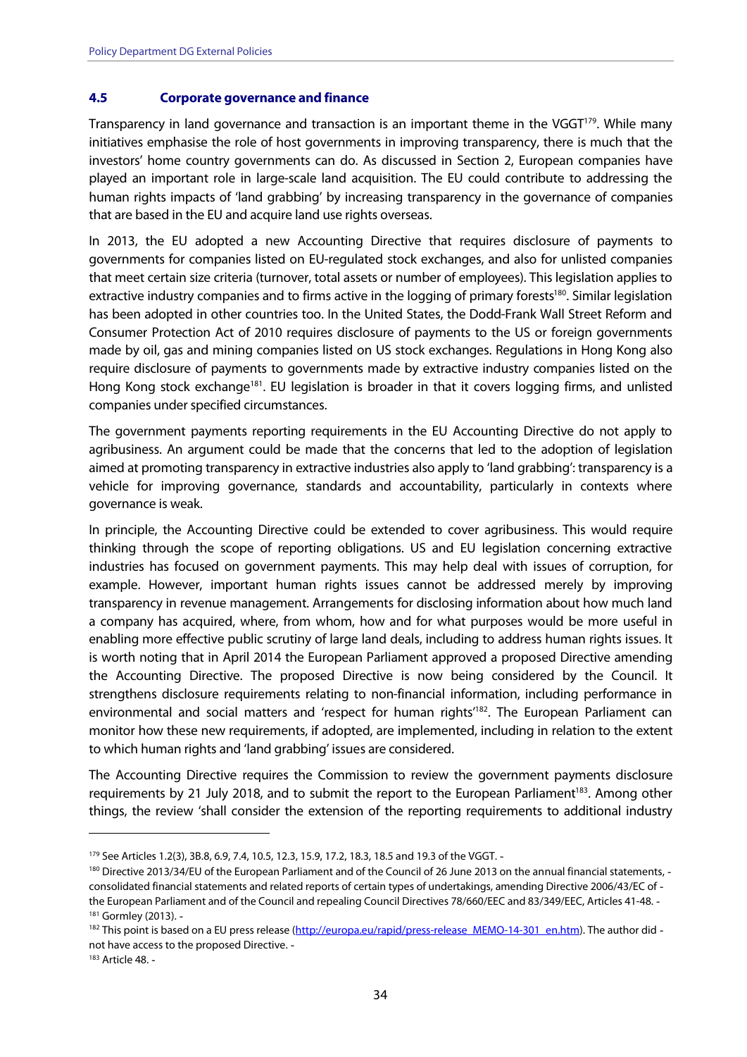### 4.5 Corporate governance and finance

Transparency in land governance and transaction is an important theme in the VGGT[179]. While many initiatives emphasise the role of host governments in improving transparency, there is much that the investors' home country governments can do. As discussed in Section 2, European companies have played an important role in large-scale land acquisition. The EU could contribute to addressing the human rights impacts of 'land grabbing' by increasing transparency in the governance of companies that are based in the EU and acquire land use rights overseas.

In 2013, the EU adopted a new Accounting Directive that requires disclosure of payments to governments for companies listed on EU-regulated stock exchanges, and also for unlisted companies that meet certain size criteria (turnover, total assets or number of employees). This legislation applies to extractive industry companies and to firms active in the logging of primary forests[180]. Similar legislation has been adopted in other countries too. In the United States, the Dodd-Frank Wall Street Reform and Consumer Protection Act of 2010 requires disclosure of payments to the US or foreign governments made by oil, gas and mining companies listed on US stock exchanges. Regulations in Hong Kong also require disclosure of payments to governments made by extractive industry companies listed on the Hong Kong stock exchange[181]. EU legislation is broader in that it covers logging firms, and unlisted companies under specified circumstances.

The government payments reporting requirements in the EU Accounting Directive do not apply to agribusiness. An argument could be made that the concerns that led to the adoption of legislation aimed at promoting transparency in extractive industries also apply to 'land grabbing': transparency is a vehicle for improving governance, standards and accountability, particularly in contexts where governance is weak.

In principle, the Accounting Directive could be extended to cover agribusiness. This would require thinking through the scope of reporting obligations. US and EU legislation concerning extractive industries has focused on government payments. This may help deal with issues of corruption, for example. However, important human rights issues cannot be addressed merely by improving transparency in revenue management. Arrangements for disclosing information about how much land a company has acquired, where, from whom, how and for what purposes would be more useful in enabling more effective public scrutiny of large land deals, including to address human rights issues. It is worth noting that in April 2014 the European Parliament approved a proposed Directive amending the Accounting Directive. The proposed Directive is now being considered by the Council. It strengthens disclosure requirements relating to non-financial information, including performance in environmental and social matters and 'respect for human rights'[182]. The European Parliament can monitor how these new requirements, if adopted, are implemented, including in relation to the extent to which human rights and 'land grabbing' issues are considered.

The Accounting Directive requires the Commission to review the government payments disclosure requirements by 21 July 2018, and to submit the report to the European Parliament[183]. Among other things, the review 'shall consider the extension of the reporting requirements to additional industry

---

[179] See Articles 1.2(3), 3B.8, 6.9, 7.4, 10.5, 12.3, 15.9, 17.2, 18.3, 18.5 and 19.3 of the VGGT.

[180] Directive 2013/34/EU of the European Parliament and of the Council of 26 June 2013 on the annual financial statements, consolidated financial statements and related reports of certain types of undertakings, amending Directive 2006/43/EC of the European Parliament and of the Council and repealing Council Directives 78/660/EEC and 83/349/EEC, Articles 41-48.

[181] Gormley (2013).

[182] This point is based on a EU press release (http://europa.eu/rapid/press-release_MEMO-14-301_en.htm). The author did not have access to the proposed Directive.

[183] Article 48.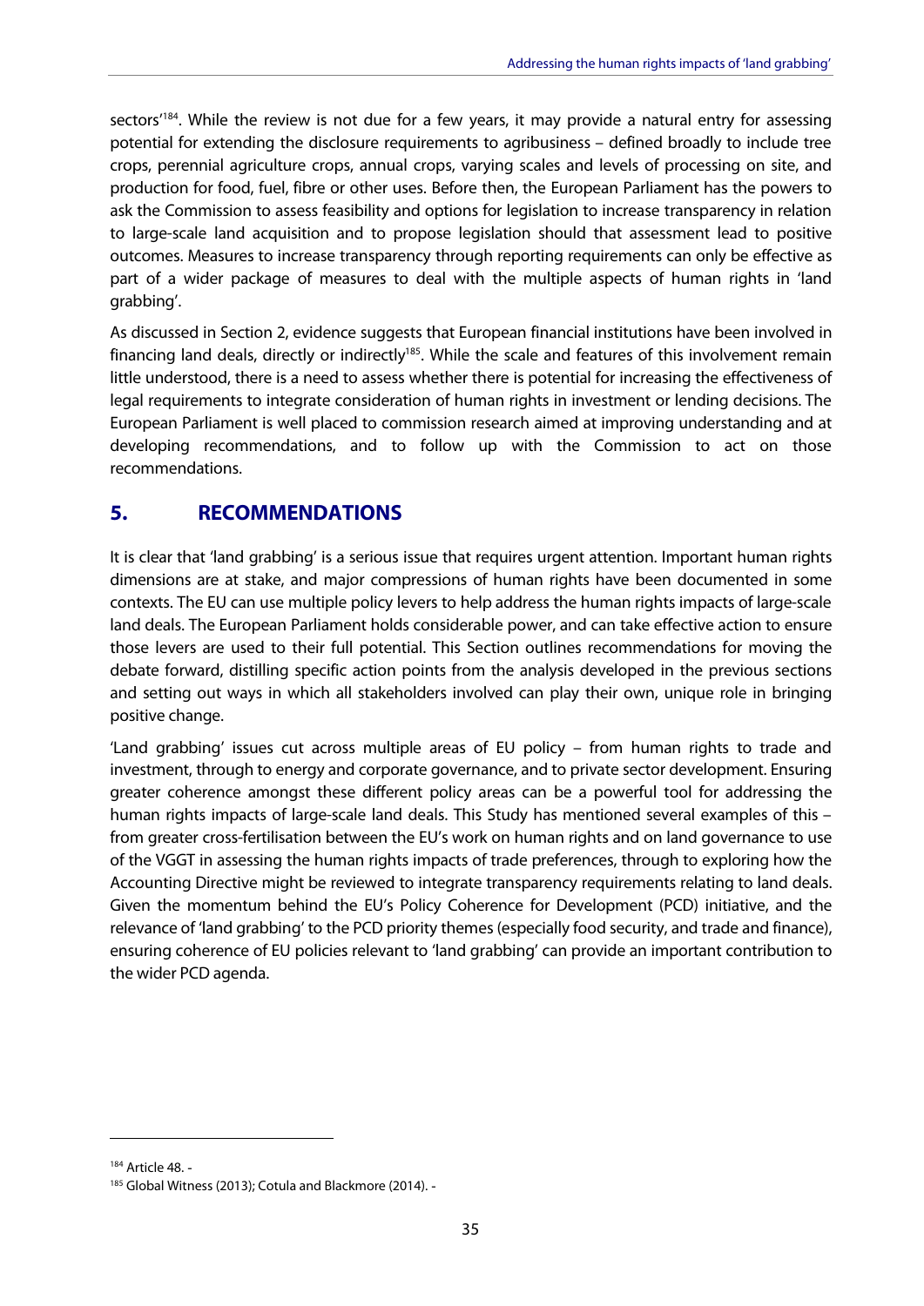sectors'[184]. While the review is not due for a few years, it may provide a natural entry for assessing potential for extending the disclosure requirements to agribusiness – defined broadly to include tree crops, perennial agriculture crops, annual crops, varying scales and levels of processing on site, and production for food, fuel, fibre or other uses. Before then, the European Parliament has the powers to ask the Commission to assess feasibility and options for legislation to increase transparency in relation to large-scale land acquisition and to propose legislation should that assessment lead to positive outcomes. Measures to increase transparency through reporting requirements can only be effective as part of a wider package of measures to deal with the multiple aspects of human rights in 'land grabbing'.

As discussed in Section 2, evidence suggests that European financial institutions have been involved in financing land deals, directly or indirectly[185]. While the scale and features of this involvement remain little understood, there is a need to assess whether there is potential for increasing the effectiveness of legal requirements to integrate consideration of human rights in investment or lending decisions. The European Parliament is well placed to commission research aimed at improving understanding and at developing recommendations, and to follow up with the Commission to act on those recommendations.

## 5. RECOMMENDATIONS

It is clear that 'land grabbing' is a serious issue that requires urgent attention. Important human rights dimensions are at stake, and major compressions of human rights have been documented in some contexts. The EU can use multiple policy levers to help address the human rights impacts of large-scale land deals. The European Parliament holds considerable power, and can take effective action to ensure those levers are used to their full potential. This Section outlines recommendations for moving the debate forward, distilling specific action points from the analysis developed in the previous sections and setting out ways in which all stakeholders involved can play their own, unique role in bringing positive change.

'Land grabbing' issues cut across multiple areas of EU policy – from human rights to trade and investment, through to energy and corporate governance, and to private sector development. Ensuring greater coherence amongst these different policy areas can be a powerful tool for addressing the human rights impacts of large-scale land deals. This Study has mentioned several examples of this – from greater cross-fertilisation between the EU's work on human rights and on land governance to use of the VGGT in assessing the human rights impacts of trade preferences, through to exploring how the Accounting Directive might be reviewed to integrate transparency requirements relating to land deals. Given the momentum behind the EU's Policy Coherence for Development (PCD) initiative, and the relevance of 'land grabbing' to the PCD priority themes (especially food security, and trade and finance), ensuring coherence of EU policies relevant to 'land grabbing' can provide an important contribution to the wider PCD agenda.

---

[184] Article 48. -

[185] Global Witness (2013); Cotula and Blackmore (2014). -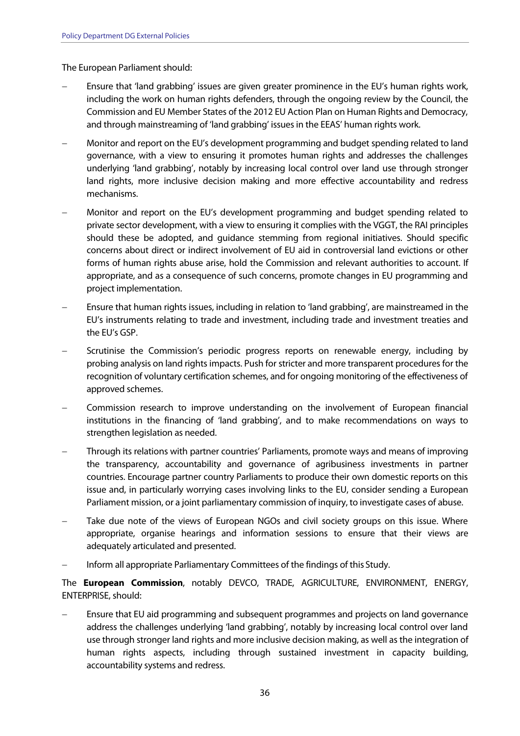The European Parliament should:

- Ensure that 'land grabbing' issues are given greater prominence in the EU's human rights work, including the work on human rights defenders, through the ongoing review by the Council, the Commission and EU Member States of the 2012 EU Action Plan on Human Rights and Democracy, and through mainstreaming of 'land grabbing' issues in the EEAS' human rights work.
- Monitor and report on the EU's development programming and budget spending related to land governance, with a view to ensuring it promotes human rights and addresses the challenges underlying 'land grabbing', notably by increasing local control over land use through stronger land rights, more inclusive decision making and more effective accountability and redress mechanisms.
- Monitor and report on the EU's development programming and budget spending related to private sector development, with a view to ensuring it complies with the VGGT, the RAI principles should these be adopted, and guidance stemming from regional initiatives. Should specific concerns about direct or indirect involvement of EU aid in controversial land evictions or other forms of human rights abuse arise, hold the Commission and relevant authorities to account. If appropriate, and as a consequence of such concerns, promote changes in EU programming and project implementation.
- Ensure that human rights issues, including in relation to 'land grabbing', are mainstreamed in the EU's instruments relating to trade and investment, including trade and investment treaties and the EU's GSP.
- Scrutinise the Commission's periodic progress reports on renewable energy, including by probing analysis on land rights impacts. Push for stricter and more transparent procedures for the recognition of voluntary certification schemes, and for ongoing monitoring of the effectiveness of approved schemes.
- Commission research to improve understanding on the involvement of European financial institutions in the financing of 'land grabbing', and to make recommendations on ways to strengthen legislation as needed.
- Through its relations with partner countries' Parliaments, promote ways and means of improving the transparency, accountability and governance of agribusiness investments in partner countries. Encourage partner country Parliaments to produce their own domestic reports on this issue and, in particularly worrying cases involving links to the EU, consider sending a European Parliament mission, or a joint parliamentary commission of inquiry, to investigate cases of abuse.
- Take due note of the views of European NGOs and civil society groups on this issue. Where appropriate, organise hearings and information sessions to ensure that their views are adequately articulated and presented.
- Inform all appropriate Parliamentary Committees of the findings of this Study.

The **European Commission**, notably DEVCO, TRADE, AGRICULTURE, ENVIRONMENT, ENERGY, ENTERPRISE, should:

- Ensure that EU aid programming and subsequent programmes and projects on land governance address the challenges underlying 'land grabbing', notably by increasing local control over land use through stronger land rights and more inclusive decision making, as well as the integration of human rights aspects, including through sustained investment in capacity building, accountability systems and redress.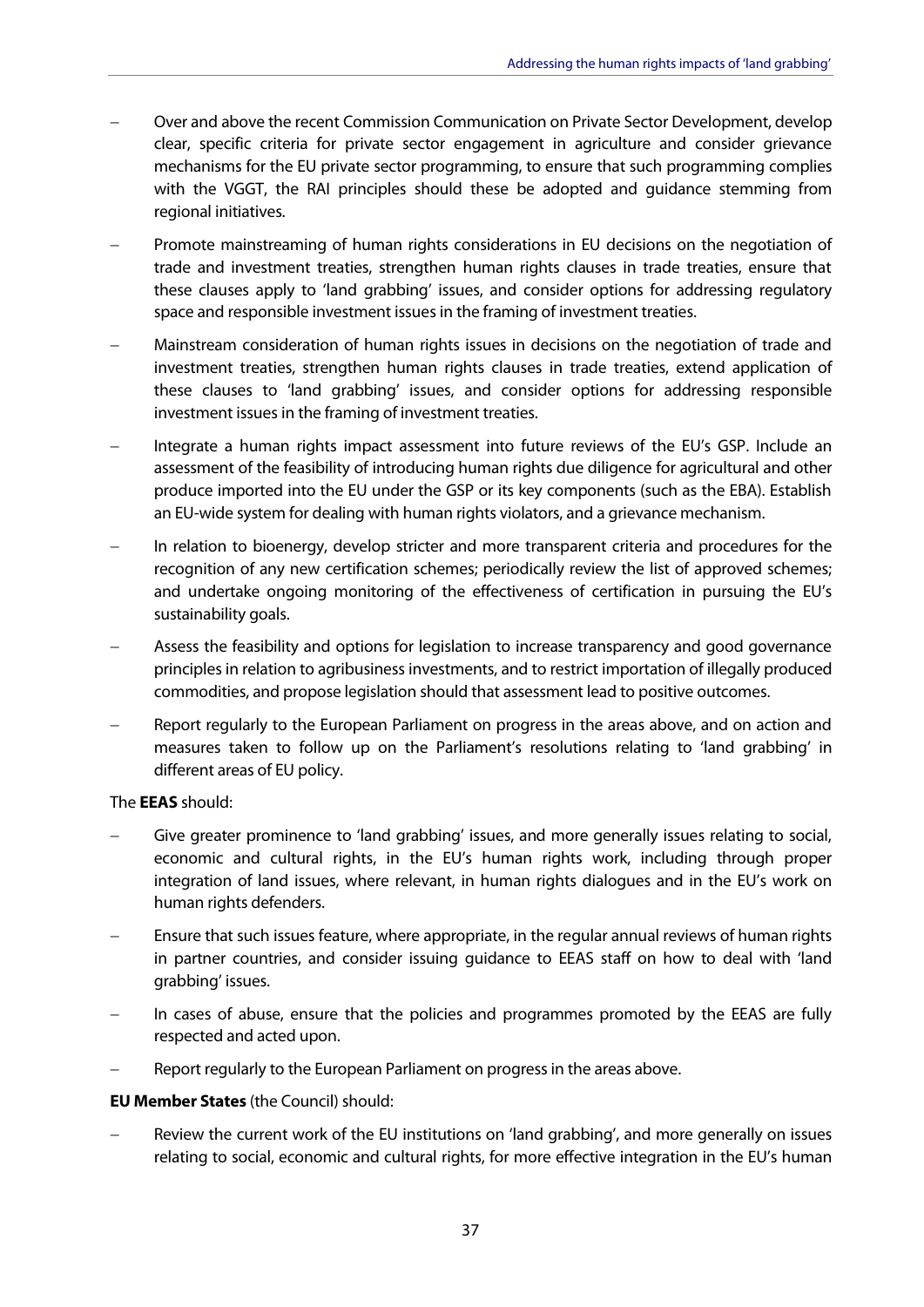- Over and above the recent Commission Communication on Private Sector Development, develop clear, specific criteria for private sector engagement in agriculture and consider grievance mechanisms for the EU private sector programming, to ensure that such programming complies with the VGGT, the RAI principles should these be adopted and guidance stemming from regional initiatives.
- Promote mainstreaming of human rights considerations in EU decisions on the negotiation of trade and investment treaties, strengthen human rights clauses in trade treaties, ensure that these clauses apply to 'land grabbing' issues, and consider options for addressing regulatory space and responsible investment issues in the framing of investment treaties.
- Mainstream consideration of human rights issues in decisions on the negotiation of trade and investment treaties, strengthen human rights clauses in trade treaties, extend application of these clauses to 'land grabbing' issues, and consider options for addressing responsible investment issues in the framing of investment treaties.
- Integrate a human rights impact assessment into future reviews of the EU's GSP. Include an assessment of the feasibility of introducing human rights due diligence for agricultural and other produce imported into the EU under the GSP or its key components (such as the EBA). Establish an EU-wide system for dealing with human rights violators, and a grievance mechanism.
- In relation to bioenergy, develop stricter and more transparent criteria and procedures for the recognition of any new certification schemes; periodically review the list of approved schemes; and undertake ongoing monitoring of the effectiveness of certification in pursuing the EU's sustainability goals.
- Assess the feasibility and options for legislation to increase transparency and good governance principles in relation to agribusiness investments, and to restrict importation of illegally produced commodities, and propose legislation should that assessment lead to positive outcomes.
- Report regularly to the European Parliament on progress in the areas above, and on action and measures taken to follow up on the Parliament's resolutions relating to 'land grabbing' in different areas of EU policy.

The **EEAS** should:

- Give greater prominence to 'land grabbing' issues, and more generally issues relating to social, economic and cultural rights, in the EU's human rights work, including through proper integration of land issues, where relevant, in human rights dialogues and in the EU's work on human rights defenders.
- Ensure that such issues feature, where appropriate, in the regular annual reviews of human rights in partner countries, and consider issuing guidance to EEAS staff on how to deal with 'land grabbing' issues.
- In cases of abuse, ensure that the policies and programmes promoted by the EEAS are fully respected and acted upon.
- Report regularly to the European Parliament on progress in the areas above.

**EU Member States** (the Council) should:

- Review the current work of the EU institutions on 'land grabbing', and more generally on issues relating to social, economic and cultural rights, for more effective integration in the EU's human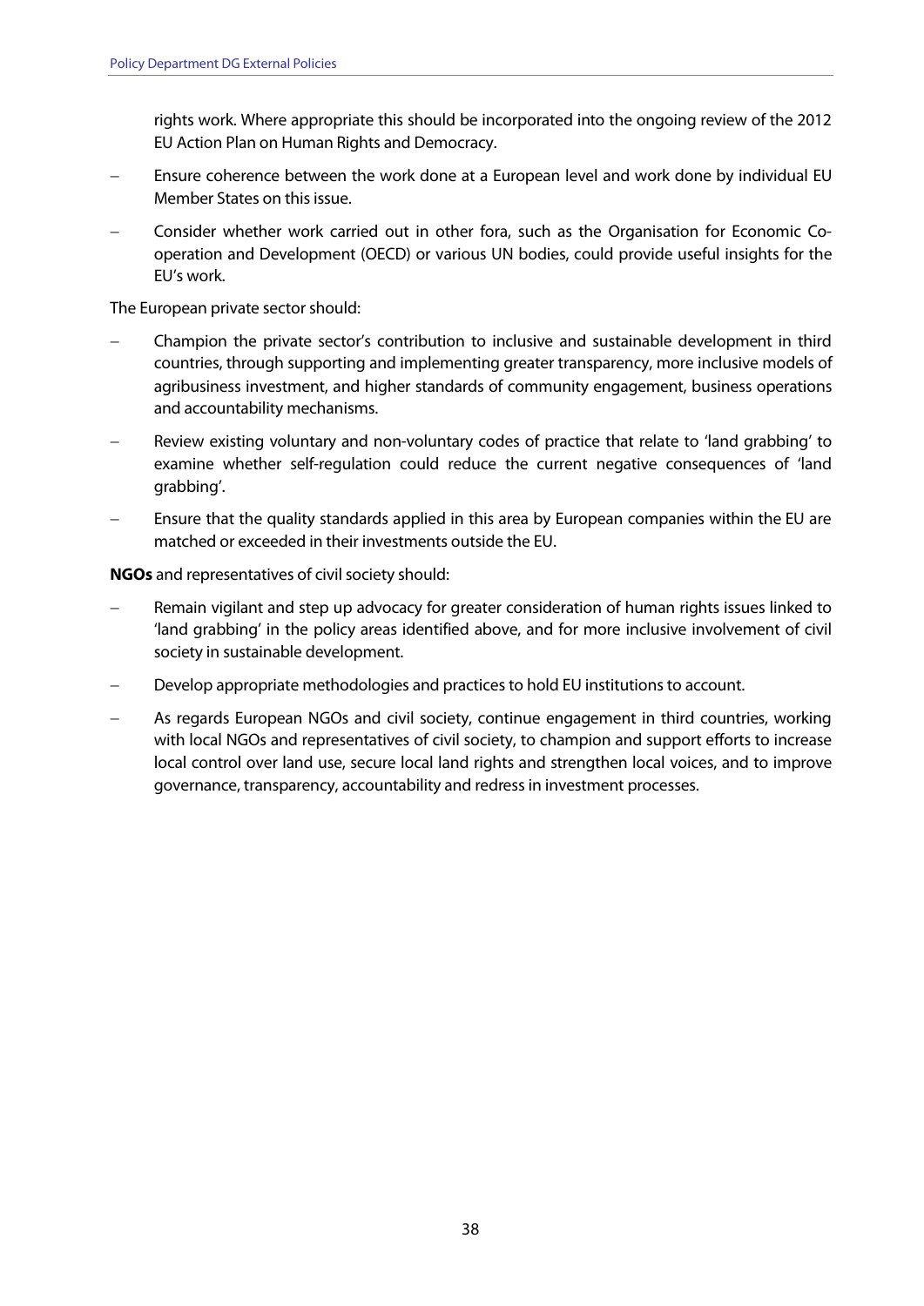rights work. Where appropriate this should be incorporated into the ongoing review of the 2012 EU Action Plan on Human Rights and Democracy.

- Ensure coherence between the work done at a European level and work done by individual EU Member States on this issue.
- Consider whether work carried out in other fora, such as the Organisation for Economic Co-operation and Development (OECD) or various UN bodies, could provide useful insights for the EU's work.

The European private sector should:

- Champion the private sector's contribution to inclusive and sustainable development in third countries, through supporting and implementing greater transparency, more inclusive models of agribusiness investment, and higher standards of community engagement, business operations and accountability mechanisms.
- Review existing voluntary and non-voluntary codes of practice that relate to 'land grabbing' to examine whether self-regulation could reduce the current negative consequences of 'land grabbing'.
- Ensure that the quality standards applied in this area by European companies within the EU are matched or exceeded in their investments outside the EU.

**NGOs** and representatives of civil society should:

- Remain vigilant and step up advocacy for greater consideration of human rights issues linked to 'land grabbing' in the policy areas identified above, and for more inclusive involvement of civil society in sustainable development.
- Develop appropriate methodologies and practices to hold EU institutions to account.
- As regards European NGOs and civil society, continue engagement in third countries, working with local NGOs and representatives of civil society, to champion and support efforts to increase local control over land use, secure local land rights and strengthen local voices, and to improve governance, transparency, accountability and redress in investment processes.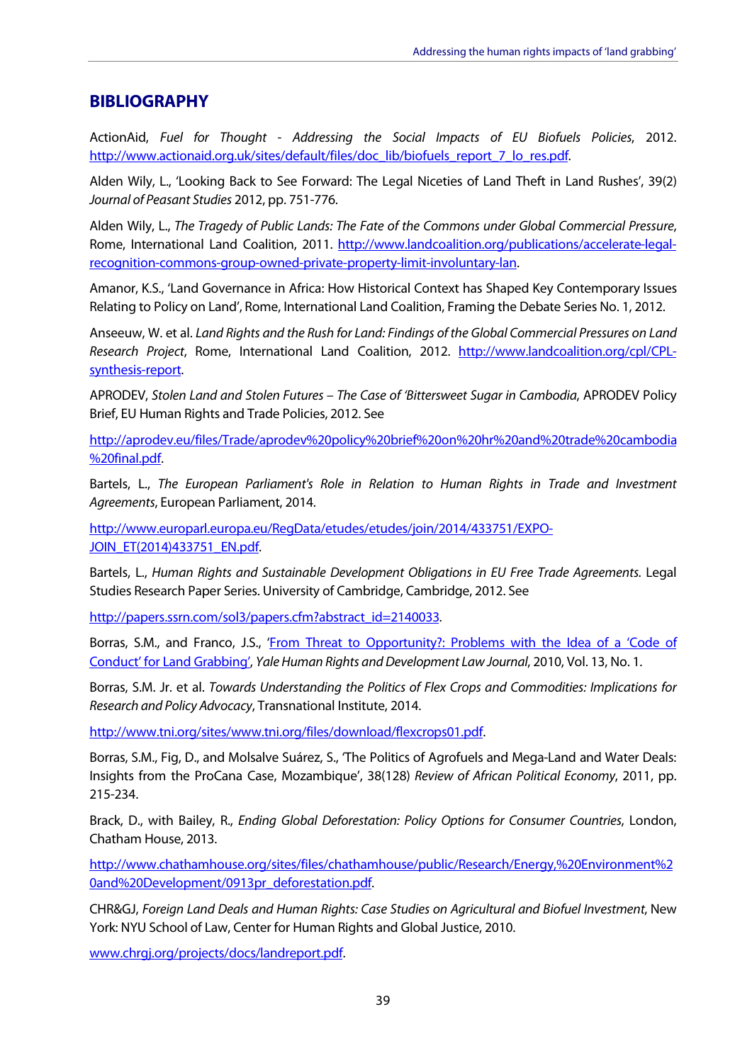## BIBLIOGRAPHY

ActionAid, *Fuel for Thought - Addressing the Social Impacts of EU Biofuels Policies*, 2012. http://www.actionaid.org.uk/sites/default/files/doc_lib/biofuels_report_7_lo_res.pdf.

Alden Wily, L., 'Looking Back to See Forward: The Legal Niceties of Land Theft in Land Rushes', 39(2) *Journal of Peasant Studies* 2012, pp. 751-776.

Alden Wily, L., *The Tragedy of Public Lands: The Fate of the Commons under Global Commercial Pressure*, Rome, International Land Coalition, 2011. http://www.landcoalition.org/publications/accelerate-legal-recognition-commons-group-owned-private-property-limit-involuntary-lan.

Amanor, K.S., 'Land Governance in Africa: How Historical Context has Shaped Key Contemporary Issues Relating to Policy on Land', Rome, International Land Coalition, Framing the Debate Series No. 1, 2012.

Anseeuw, W. et al. *Land Rights and the Rush for Land: Findings of the Global Commercial Pressures on Land Research Project*, Rome, International Land Coalition, 2012. http://www.landcoalition.org/cpl/CPL-synthesis-report.

APRODEV, *Stolen Land and Stolen Futures – The Case of 'Bittersweet Sugar in Cambodia*, APRODEV Policy Brief, EU Human Rights and Trade Policies, 2012. See

http://aprodev.eu/files/Trade/aprodev%20policy%20brief%20on%20hr%20and%20trade%20cambodia%20final.pdf.

Bartels, L., *The European Parliament's Role in Relation to Human Rights in Trade and Investment Agreements*, European Parliament, 2014.

http://www.europarl.europa.eu/RegData/etudes/etudes/join/2014/433751/EXPO-JOIN_ET(2014)433751_EN.pdf.

Bartels, L., *Human Rights and Sustainable Development Obligations in EU Free Trade Agreements.* Legal Studies Research Paper Series. University of Cambridge, Cambridge, 2012. See

http://papers.ssrn.com/sol3/papers.cfm?abstract_id=2140033.

Borras, S.M., and Franco, J.S., 'From Threat to Opportunity?: Problems with the Idea of a 'Code of Conduct' for Land Grabbing', *Yale Human Rights and Development Law Journal*, 2010, Vol. 13, No. 1.

Borras, S.M. Jr. et al. *Towards Understanding the Politics of Flex Crops and Commodities: Implications for Research and Policy Advocacy*, Transnational Institute, 2014.

http://www.tni.org/sites/www.tni.org/files/download/flexcrops01.pdf.

Borras, S.M., Fig, D., and Molsalve Suárez, S., 'The Politics of Agrofuels and Mega-Land and Water Deals: Insights from the ProCana Case, Mozambique', 38(128) *Review of African Political Economy*, 2011, pp. 215-234.

Brack, D., with Bailey, R., *Ending Global Deforestation: Policy Options for Consumer Countries*, London, Chatham House, 2013.

http://www.chathamhouse.org/sites/files/chathamhouse/public/Research/Energy,%20Environment%20and%20Development/0913pr_deforestation.pdf.

CHR&GJ, *Foreign Land Deals and Human Rights: Case Studies on Agricultural and Biofuel Investment*, New York: NYU School of Law, Center for Human Rights and Global Justice, 2010.

www.chrgj.org/projects/docs/landreport.pdf.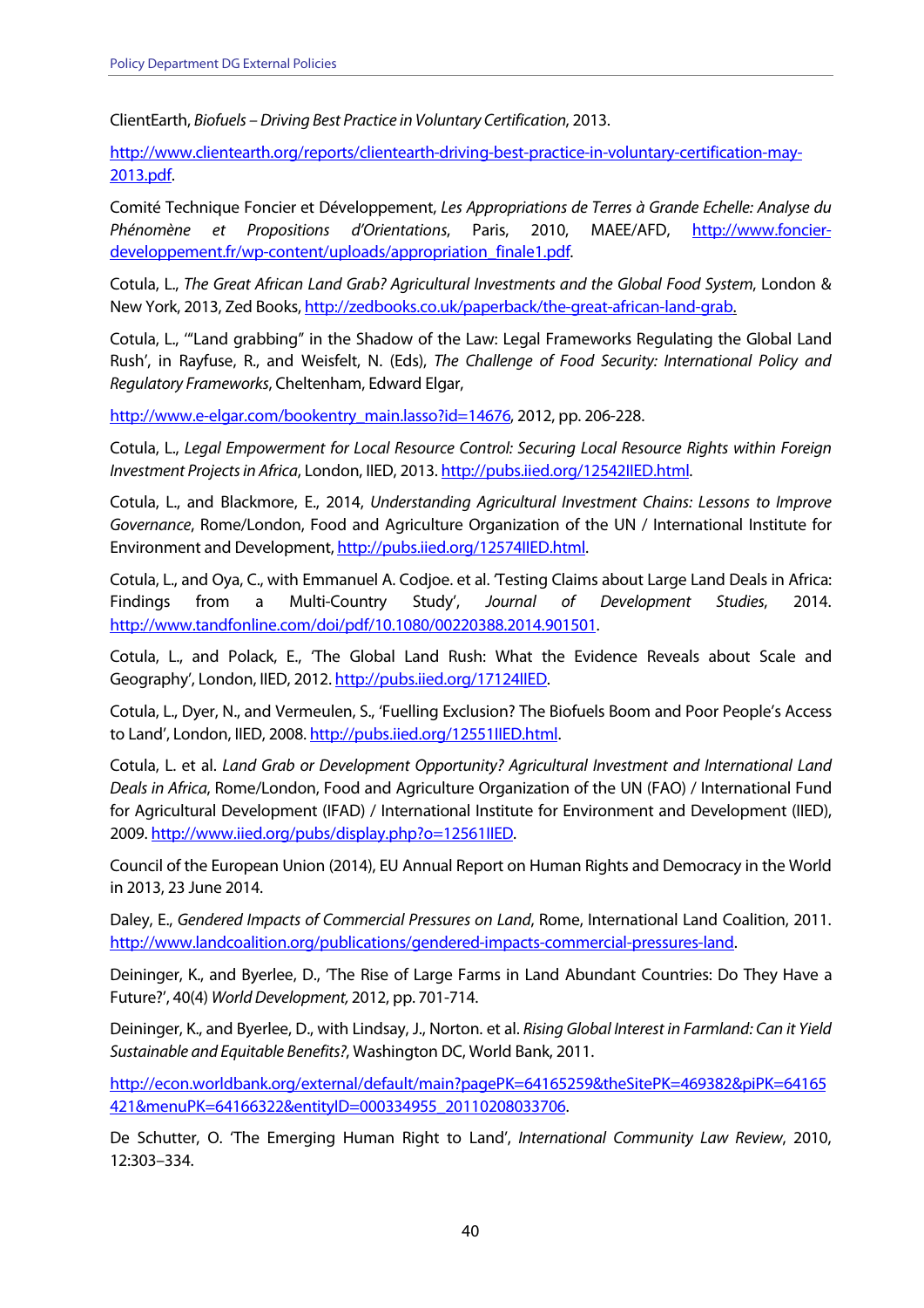ClientEarth, *Biofuels – Driving Best Practice in Voluntary Certification*, 2013.

http://www.clientearth.org/reports/clientearth-driving-best-practice-in-voluntary-certification-may-2013.pdf.

Comité Technique Foncier et Développement, *Les Appropriations de Terres à Grande Echelle: Analyse du Phénomène et Propositions d'Orientations*, Paris, 2010, MAEE/AFD, http://www.foncier-developpement.fr/wp-content/uploads/appropriation_finale1.pdf.

Cotula, L., *The Great African Land Grab? Agricultural Investments and the Global Food System*, London & New York, 2013, Zed Books, http://zedbooks.co.uk/paperback/the-great-african-land-grab.

Cotula, L., '"Land grabbing" in the Shadow of the Law: Legal Frameworks Regulating the Global Land Rush', in Rayfuse, R., and Weisfelt, N. (Eds), *The Challenge of Food Security: International Policy and Regulatory Frameworks*, Cheltenham, Edward Elgar,

http://www.e-elgar.com/bookentry_main.lasso?id=14676, 2012, pp. 206-228.

Cotula, L., *Legal Empowerment for Local Resource Control: Securing Local Resource Rights within Foreign Investment Projects in Africa*, London, IIED, 2013. http://pubs.iied.org/12542IIED.html.

Cotula, L., and Blackmore, E., 2014, *Understanding Agricultural Investment Chains: Lessons to Improve Governance*, Rome/London, Food and Agriculture Organization of the UN / International Institute for Environment and Development, http://pubs.iied.org/12574IIED.html.

Cotula, L., and Oya, C., with Emmanuel A. Codjoe. et al. 'Testing Claims about Large Land Deals in Africa: Findings from a Multi-Country Study', *Journal of Development Studies*, 2014. http://www.tandfonline.com/doi/pdf/10.1080/00220388.2014.901501.

Cotula, L., and Polack, E., 'The Global Land Rush: What the Evidence Reveals about Scale and Geography', London, IIED, 2012. http://pubs.iied.org/17124IIED.

Cotula, L., Dyer, N., and Vermeulen, S., 'Fuelling Exclusion? The Biofuels Boom and Poor People's Access to Land', London, IIED, 2008. http://pubs.iied.org/12551IIED.html.

Cotula, L. et al. *Land Grab or Development Opportunity? Agricultural Investment and International Land Deals in Africa*, Rome/London, Food and Agriculture Organization of the UN (FAO) / International Fund for Agricultural Development (IFAD) / International Institute for Environment and Development (IIED), 2009. http://www.iied.org/pubs/display.php?o=12561IIED.

Council of the European Union (2014), EU Annual Report on Human Rights and Democracy in the World in 2013, 23 June 2014.

Daley, E., *Gendered Impacts of Commercial Pressures on Land*, Rome, International Land Coalition, 2011. http://www.landcoalition.org/publications/gendered-impacts-commercial-pressures-land.

Deininger, K., and Byerlee, D., 'The Rise of Large Farms in Land Abundant Countries: Do They Have a Future?', 40(4) *World Development,* 2012, pp. 701-714.

Deininger, K., and Byerlee, D., with Lindsay, J., Norton. et al. *Rising Global Interest in Farmland: Can it Yield Sustainable and Equitable Benefits?*, Washington DC, World Bank, 2011.

http://econ.worldbank.org/external/default/main?pagePK=64165259&theSitePK=469382&piPK=64165421&menuPK=64166322&entityID=000334955_20110208033706.

De Schutter, O. 'The Emerging Human Right to Land', *International Community Law Review*, 2010, 12:303–334.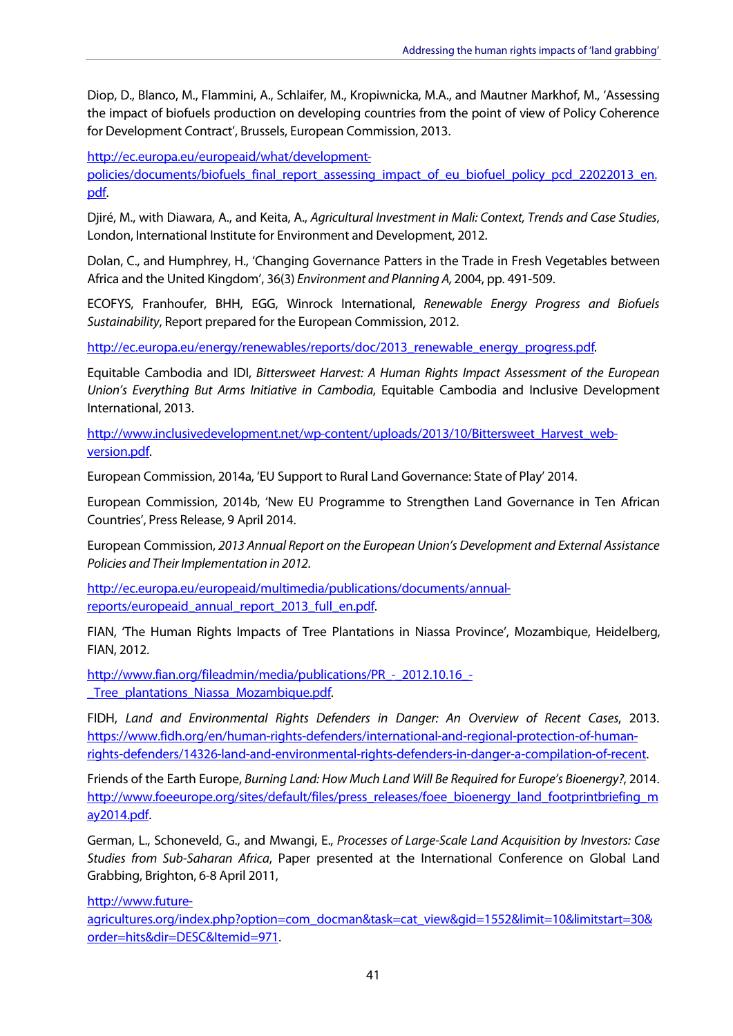Diop, D., Blanco, M., Flammini, A., Schlaifer, M., Kropiwnicka, M.A., and Mautner Markhof, M., 'Assessing the impact of biofuels production on developing countries from the point of view of Policy Coherence for Development Contract', Brussels, European Commission, 2013.

http://ec.europa.eu/europeaid/what/development-policies/documents/biofuels_final_report_assessing_impact_of_eu_biofuel_policy_pcd_22022013_en.pdf.

Djiré, M., with Diawara, A., and Keita, A., *Agricultural Investment in Mali: Context, Trends and Case Studies*, London, International Institute for Environment and Development, 2012.

Dolan, C., and Humphrey, H., 'Changing Governance Patters in the Trade in Fresh Vegetables between Africa and the United Kingdom', 36(3) *Environment and Planning A,* 2004, pp. 491-509.

ECOFYS, Franhoufer, BHH, EGG, Winrock International, *Renewable Energy Progress and Biofuels Sustainability*, Report prepared for the European Commission, 2012.

http://ec.europa.eu/energy/renewables/reports/doc/2013_renewable_energy_progress.pdf.

Equitable Cambodia and IDI, *Bittersweet Harvest: A Human Rights Impact Assessment of the European Union's Everything But Arms Initiative in Cambodia*, Equitable Cambodia and Inclusive Development International, 2013.

http://www.inclusivedevelopment.net/wp-content/uploads/2013/10/Bittersweet_Harvest_web-version.pdf.

European Commission, 2014a, 'EU Support to Rural Land Governance: State of Play' 2014.

European Commission, 2014b, 'New EU Programme to Strengthen Land Governance in Ten African Countries', Press Release, 9 April 2014.

European Commission, *2013 Annual Report on the European Union's Development and External Assistance Policies and Their Implementation in 2012.*

http://ec.europa.eu/europeaid/multimedia/publications/documents/annual-reports/europeaid_annual_report_2013_full_en.pdf.

FIAN, 'The Human Rights Impacts of Tree Plantations in Niassa Province', Mozambique, Heidelberg, FIAN, 2012.

http://www.fian.org/fileadmin/media/publications/PR_-_2012.10.16_-_Tree_plantations_Niassa_Mozambique.pdf.

FIDH, *Land and Environmental Rights Defenders in Danger: An Overview of Recent Cases*, 2013. https://www.fidh.org/en/human-rights-defenders/international-and-regional-protection-of-human-rights-defenders/14326-land-and-environmental-rights-defenders-in-danger-a-compilation-of-recent.

Friends of the Earth Europe, *Burning Land: How Much Land Will Be Required for Europe's Bioenergy?*, 2014. http://www.foeeurope.org/sites/default/files/press_releases/foee_bioenergy_land_footprintbriefing_may2014.pdf.

German, L., Schoneveld, G., and Mwangi, E., *Processes of Large-Scale Land Acquisition by Investors: Case Studies from Sub-Saharan Africa*, Paper presented at the International Conference on Global Land Grabbing, Brighton, 6-8 April 2011,

http://www.future-agricultures.org/index.php?option=com_docman&task=cat_view&gid=1552&limit=10&limitstart=30&order=hits&dir=DESC&Itemid=971.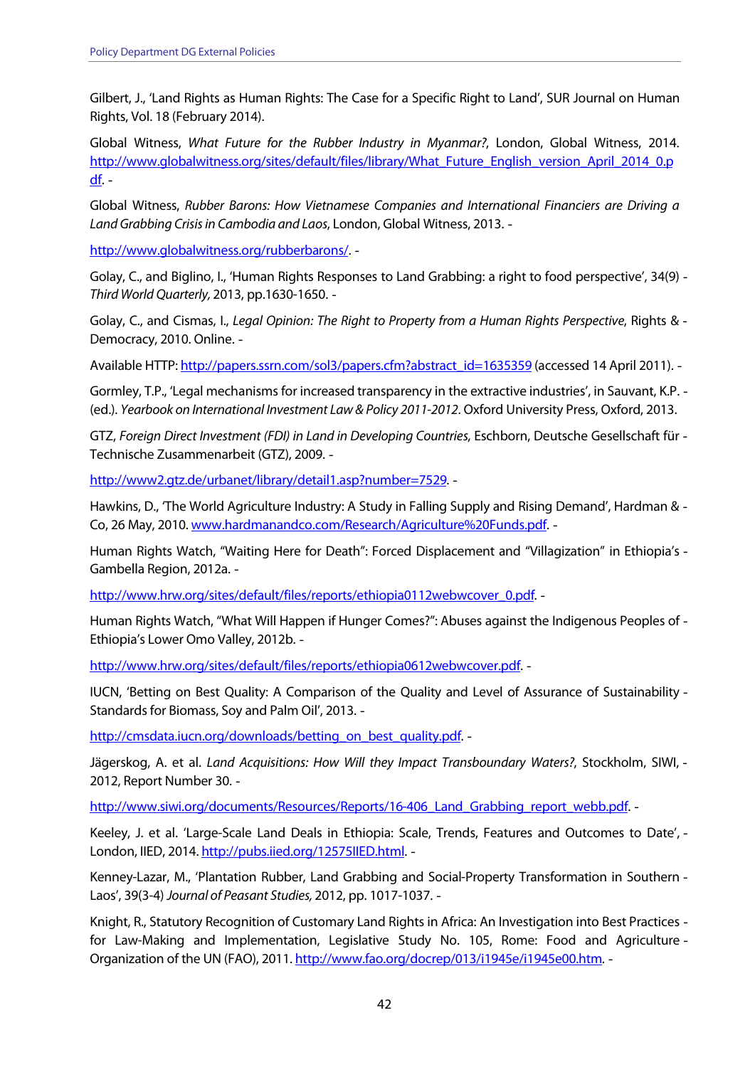Gilbert, J., 'Land Rights as Human Rights: The Case for a Specific Right to Land', SUR Journal on Human Rights, Vol. 18 (February 2014).

Global Witness, *What Future for the Rubber Industry in Myanmar?*, London, Global Witness, 2014. http://www.globalwitness.org/sites/default/files/library/What_Future_English_version_April_2014_0.pdf. -

Global Witness, *Rubber Barons: How Vietnamese Companies and International Financiers are Driving a Land Grabbing Crisis in Cambodia and Laos*, London, Global Witness, 2013. -

http://www.globalwitness.org/rubberbarons/. -

Golay, C., and Biglino, I., 'Human Rights Responses to Land Grabbing: a right to food perspective', 34(9) - *Third World Quarterly,* 2013, pp.1630-1650. -

Golay, C., and Cismas, I., *Legal Opinion: The Right to Property from a Human Rights Perspective*, Rights & - Democracy, 2010. Online. -

Available HTTP: http://papers.ssrn.com/sol3/papers.cfm?abstract_id=1635359 (accessed 14 April 2011). -

Gormley, T.P., 'Legal mechanisms for increased transparency in the extractive industries', in Sauvant, K.P. - (ed.). *Yearbook on International Investment Law & Policy 2011-2012*. Oxford University Press, Oxford, 2013.

GTZ, *Foreign Direct Investment (FDI) in Land in Developing Countries*, Eschborn, Deutsche Gesellschaft für - Technische Zusammenarbeit (GTZ), 2009. -

http://www2.gtz.de/urbanet/library/detail1.asp?number=7529. -

Hawkins, D., 'The World Agriculture Industry: A Study in Falling Supply and Rising Demand', Hardman & - Co, 26 May, 2010. www.hardmanandco.com/Research/Agriculture%20Funds.pdf. -

Human Rights Watch, "Waiting Here for Death": Forced Displacement and "Villagization" in Ethiopia's - Gambella Region, 2012a. -

http://www.hrw.org/sites/default/files/reports/ethiopia0112webwcover_0.pdf. -

Human Rights Watch, "What Will Happen if Hunger Comes?": Abuses against the Indigenous Peoples of - Ethiopia's Lower Omo Valley, 2012b. -

http://www.hrw.org/sites/default/files/reports/ethiopia0612webwcover.pdf. -

IUCN, 'Betting on Best Quality: A Comparison of the Quality and Level of Assurance of Sustainability - Standards for Biomass, Soy and Palm Oil', 2013. -

http://cmsdata.iucn.org/downloads/betting_on_best_quality.pdf. -

Jägerskog, A. et al. *Land Acquisitions: How Will they Impact Transboundary Waters?*, Stockholm, SIWI, - 2012, Report Number 30. -

http://www.siwi.org/documents/Resources/Reports/16-406_Land_Grabbing_report_webb.pdf. -

Keeley, J. et al. 'Large-Scale Land Deals in Ethiopia: Scale, Trends, Features and Outcomes to Date', - London, IIED, 2014. http://pubs.iied.org/12575IIED.html. -

Kenney-Lazar, M., 'Plantation Rubber, Land Grabbing and Social-Property Transformation in Southern - Laos', 39(3-4) *Journal of Peasant Studies,* 2012, pp. 1017-1037. -

Knight, R., Statutory Recognition of Customary Land Rights in Africa: An Investigation into Best Practices - for Law-Making and Implementation, Legislative Study No. 105, Rome: Food and Agriculture - Organization of the UN (FAO), 2011. http://www.fao.org/docrep/013/i1945e/i1945e00.htm. -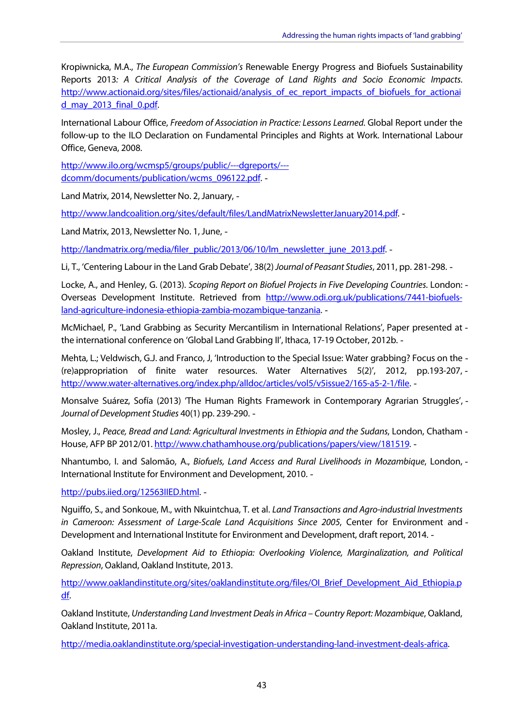Kropiwnicka, M.A., *The European Commission's* Renewable Energy Progress and Biofuels Sustainability Reports 2013*: A Critical Analysis of the Coverage of Land Rights and Socio Economic Impacts*. http://www.actionaid.org/sites/files/actionaid/analysis_of_ec_report_impacts_of_biofuels_for_actionaid_may_2013_final_0.pdf.

International Labour Office, *Freedom of Association in Practice: Lessons Learned*. Global Report under the follow-up to the ILO Declaration on Fundamental Principles and Rights at Work. International Labour Office, Geneva, 2008.

http://www.ilo.org/wcmsp5/groups/public/---dgreports/---dcomm/documents/publication/wcms_096122.pdf. -

Land Matrix, 2014, Newsletter No. 2, January, -

http://www.landcoalition.org/sites/default/files/LandMatrixNewsletterJanuary2014.pdf. -

Land Matrix, 2013, Newsletter No. 1, June, -

http://landmatrix.org/media/filer_public/2013/06/10/lm_newsletter_june_2013.pdf. -

Li, T., 'Centering Labour in the Land Grab Debate', 38(2) *Journal of Peasant Studies*, 2011, pp. 281-298. -

Locke, A., and Henley, G. (2013). *Scoping Report on Biofuel Projects in Five Developing Countries*. London: - Overseas Development Institute. Retrieved from http://www.odi.org.uk/publications/7441-biofuels-land-agriculture-indonesia-ethiopia-zambia-mozambique-tanzania. -

McMichael, P., 'Land Grabbing as Security Mercantilism in International Relations', Paper presented at - the international conference on 'Global Land Grabbing II', Ithaca, 17-19 October, 2012b. -

Mehta, L.; Veldwisch, G.J. and Franco, J, 'Introduction to the Special Issue: Water grabbing? Focus on the - (re)appropriation of finite water resources. Water Alternatives 5(2)', 2012, pp.193-207, - http://www.water-alternatives.org/index.php/alldoc/articles/vol5/v5issue2/165-a5-2-1/file. -

Monsalve Suárez, Sofía (2013) 'The Human Rights Framework in Contemporary Agrarian Struggles', - *Journal of Development Studies* 40(1) pp. 239-290. -

Mosley, J., *Peace, Bread and Land: Agricultural Investments in Ethiopia and the Sudans*, London, Chatham - House, AFP BP 2012/01. http://www.chathamhouse.org/publications/papers/view/181519. -

Nhantumbo, I. and Salomão, A., *Biofuels, Land Access and Rural Livelihoods in Mozambique*, London, - International Institute for Environment and Development, 2010. -

http://pubs.iied.org/12563IIED.html. -

Nguiffo, S., and Sonkoue, M., with Nkuintchua, T. et al. *Land Transactions and Agro-industrial Investments in Cameroon: Assessment of Large-Scale Land Acquisitions Since 2005*, Center for Environment and - Development and International Institute for Environment and Development, draft report, 2014. -

Oakland Institute, *Development Aid to Ethiopia: Overlooking Violence, Marginalization, and Political Repression*, Oakland, Oakland Institute, 2013.

http://www.oaklandinstitute.org/sites/oaklandinstitute.org/files/OI_Brief_Development_Aid_Ethiopia.pdf.

Oakland Institute, *Understanding Land Investment Deals in Africa – Country Report: Mozambique*, Oakland, Oakland Institute, 2011a.

http://media.oaklandinstitute.org/special-investigation-understanding-land-investment-deals-africa.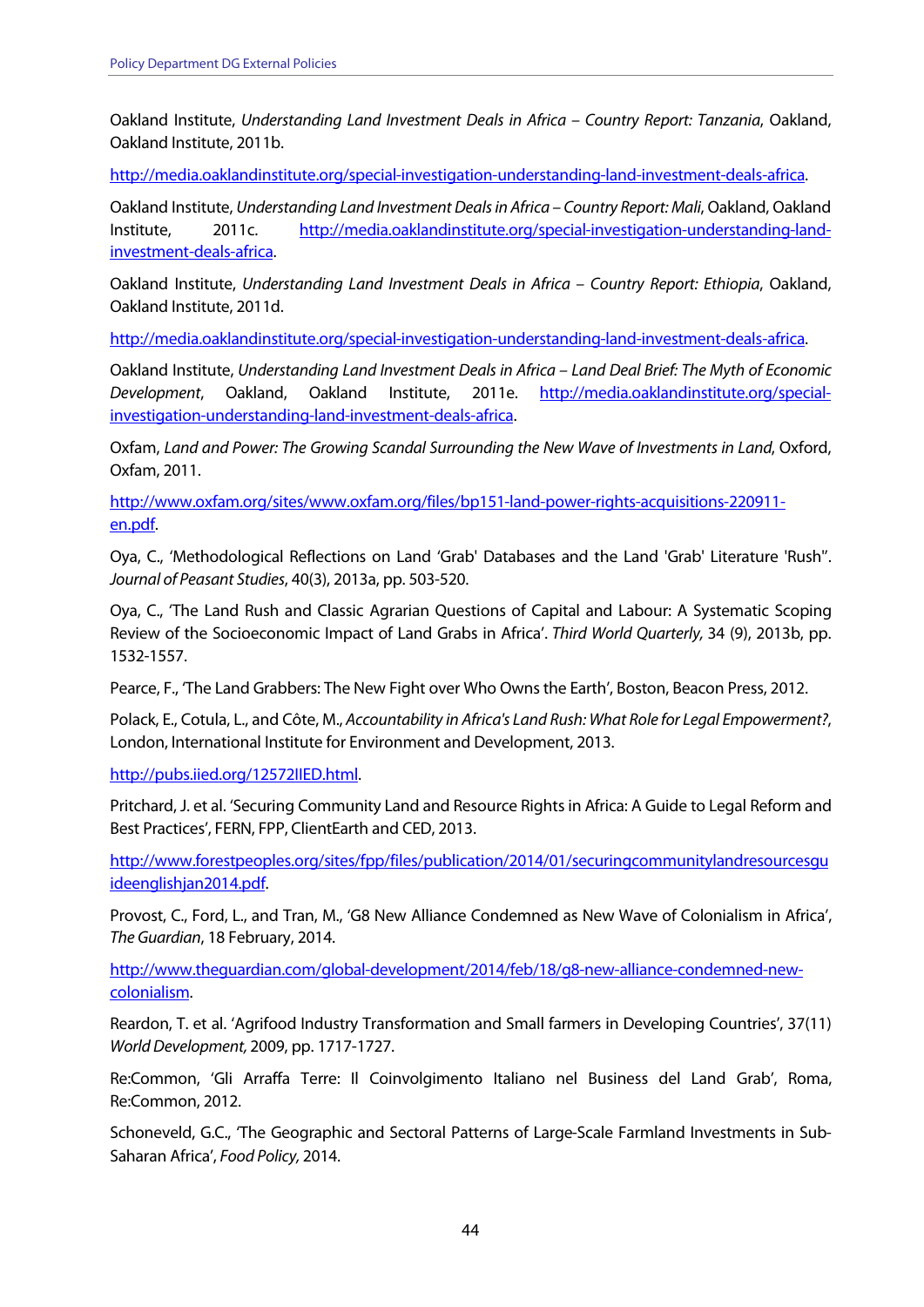Oakland Institute, *Understanding Land Investment Deals in Africa – Country Report: Tanzania*, Oakland, Oakland Institute, 2011b.

http://media.oaklandinstitute.org/special-investigation-understanding-land-investment-deals-africa.

Oakland Institute, *Understanding Land Investment Deals in Africa – Country Report: Mali*, Oakland, Oakland Institute, 2011c. http://media.oaklandinstitute.org/special-investigation-understanding-land-investment-deals-africa.

Oakland Institute, *Understanding Land Investment Deals in Africa – Country Report: Ethiopia*, Oakland, Oakland Institute, 2011d.

http://media.oaklandinstitute.org/special-investigation-understanding-land-investment-deals-africa.

Oakland Institute, *Understanding Land Investment Deals in Africa – Land Deal Brief: The Myth of Economic Development*, Oakland, Oakland Institute, 2011e. http://media.oaklandinstitute.org/special-investigation-understanding-land-investment-deals-africa.

Oxfam, *Land and Power: The Growing Scandal Surrounding the New Wave of Investments in Land*, Oxford, Oxfam, 2011.

http://www.oxfam.org/sites/www.oxfam.org/files/bp151-land-power-rights-acquisitions-220911-en.pdf.

Oya, C., 'Methodological Reflections on Land 'Grab' Databases and the Land 'Grab' Literature 'Rush''. *Journal of Peasant Studies*, 40(3), 2013a, pp. 503-520.

Oya, C., 'The Land Rush and Classic Agrarian Questions of Capital and Labour: A Systematic Scoping Review of the Socioeconomic Impact of Land Grabs in Africa'. *Third World Quarterly,* 34 (9), 2013b, pp. 1532-1557.

Pearce, F., 'The Land Grabbers: The New Fight over Who Owns the Earth', Boston, Beacon Press, 2012.

Polack, E., Cotula, L., and Côte, M., *Accountability in Africa's Land Rush: What Role for Legal Empowerment?*, London, International Institute for Environment and Development, 2013.

http://pubs.iied.org/12572IIED.html.

Pritchard, J. et al. 'Securing Community Land and Resource Rights in Africa: A Guide to Legal Reform and Best Practices', FERN, FPP, ClientEarth and CED, 2013.

http://www.forestpeoples.org/sites/fpp/files/publication/2014/01/securingcommunitylandresourcesguideenglishjan2014.pdf.

Provost, C., Ford, L., and Tran, M., 'G8 New Alliance Condemned as New Wave of Colonialism in Africa', *The Guardian*, 18 February, 2014.

http://www.theguardian.com/global-development/2014/feb/18/g8-new-alliance-condemned-new-colonialism.

Reardon, T. et al. 'Agrifood Industry Transformation and Small farmers in Developing Countries', 37(11) *World Development,* 2009, pp. 1717-1727.

Re:Common, 'Gli Arraffa Terre: Il Coinvolgimento Italiano nel Business del Land Grab', Roma, Re:Common, 2012.

Schoneveld, G.C., 'The Geographic and Sectoral Patterns of Large-Scale Farmland Investments in Sub-Saharan Africa', *Food Policy,* 2014.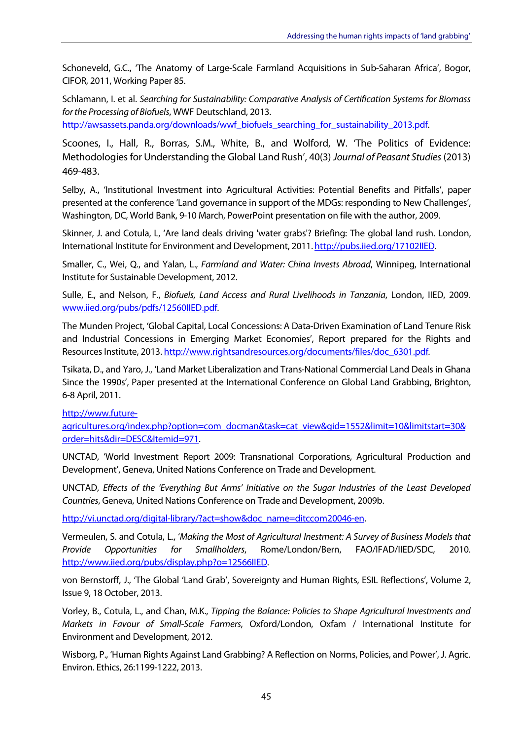Schoneveld, G.C., 'The Anatomy of Large-Scale Farmland Acquisitions in Sub-Saharan Africa', Bogor, CIFOR, 2011, Working Paper 85.

Schlamann, I. et al. *Searching for Sustainability: Comparative Analysis of Certification Systems for Biomass for the Processing of Biofuels*, WWF Deutschland, 2013. http://awsassets.panda.org/downloads/wwf_biofuels_searching_for_sustainability_2013.pdf.

Scoones, I., Hall, R., Borras, S.M., White, B., and Wolford, W. 'The Politics of Evidence: Methodologies for Understanding the Global Land Rush', 40(3) *Journal of Peasant Studies* (2013) 469-483.

Selby, A., 'Institutional Investment into Agricultural Activities: Potential Benefits and Pitfalls', paper presented at the conference 'Land governance in support of the MDGs: responding to New Challenges', Washington, DC, World Bank, 9-10 March, PowerPoint presentation on file with the author, 2009.

Skinner, J. and Cotula, L, 'Are land deals driving 'water grabs'? Briefing: The global land rush. London, International Institute for Environment and Development, 2011. http://pubs.iied.org/17102IIED.

Smaller, C., Wei, Q., and Yalan, L., *Farmland and Water: China Invests Abroad*, Winnipeg, International Institute for Sustainable Development, 2012.

Sulle, E., and Nelson, F., *Biofuels, Land Access and Rural Livelihoods in Tanzania*, London, IIED, 2009. www.iied.org/pubs/pdfs/12560IIED.pdf.

The Munden Project, 'Global Capital, Local Concessions: A Data-Driven Examination of Land Tenure Risk and Industrial Concessions in Emerging Market Economies', Report prepared for the Rights and Resources Institute, 2013. http://www.rightsandresources.org/documents/files/doc_6301.pdf.

Tsikata, D., and Yaro, J., 'Land Market Liberalization and Trans-National Commercial Land Deals in Ghana Since the 1990s', Paper presented at the International Conference on Global Land Grabbing, Brighton, 6-8 April, 2011.

http://www.future-agricultures.org/index.php?option=com_docman&task=cat_view&gid=1552&limit=10&limitstart=30&order=hits&dir=DESC&Itemid=971.

UNCTAD, 'World Investment Report 2009: Transnational Corporations, Agricultural Production and Development', Geneva, United Nations Conference on Trade and Development.

UNCTAD, *Effects of the 'Everything But Arms' Initiative on the Sugar Industries of the Least Developed Countries*, Geneva, United Nations Conference on Trade and Development, 2009b.

http://vi.unctad.org/digital-library/?act=show&doc_name=ditccom20046-en.

Vermeulen, S. and Cotula, L., '*Making the Most of Agricultural Instment: A Survey of Business Models that Provide Opportunities for Smallholders*, Rome/London/Bern, FAO/IFAD/IIED/SDC, 2010. http://www.iied.org/pubs/display.php?o=12566IIED.

von Bernstorff, J., 'The Global 'Land Grab', Sovereignty and Human Rights, ESIL Reflections', Volume 2, Issue 9, 18 October, 2013.

Vorley, B., Cotula, L., and Chan, M.K., *Tipping the Balance: Policies to Shape Agricultural Investments and Markets in Favour of Small-Scale Farmers*, Oxford/London, Oxfam / International Institute for Environment and Development, 2012.

Wisborg, P., 'Human Rights Against Land Grabbing? A Reflection on Norms, Policies, and Power', J. Agric. Environ. Ethics, 26:1199-1222, 2013.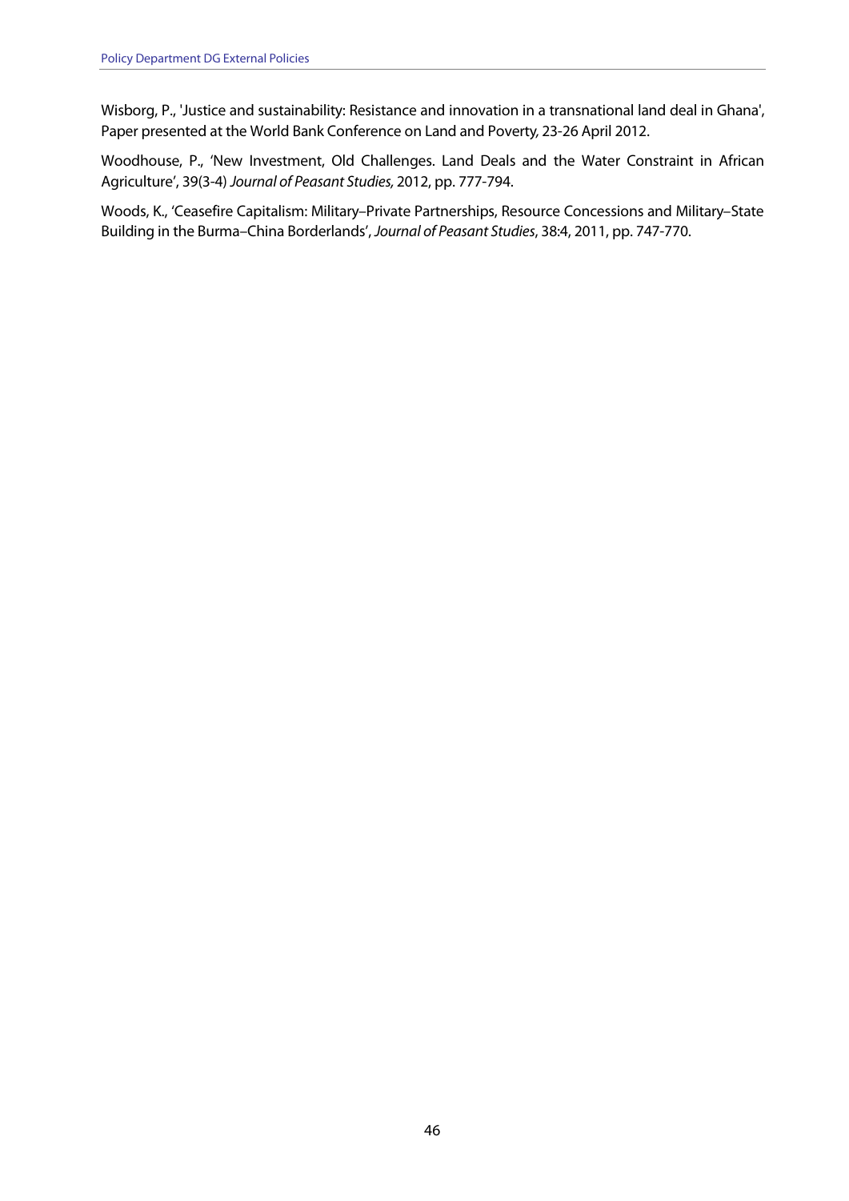Wisborg, P., 'Justice and sustainability: Resistance and innovation in a transnational land deal in Ghana', Paper presented at the World Bank Conference on Land and Poverty, 23-26 April 2012.

Woodhouse, P., 'New Investment, Old Challenges. Land Deals and the Water Constraint in African Agriculture', 39(3-4) *Journal of Peasant Studies,* 2012, pp. 777-794.

Woods, K., 'Ceasefire Capitalism: Military–Private Partnerships, Resource Concessions and Military–State Building in the Burma–China Borderlands', *Journal of Peasant Studies*, 38:4, 2011, pp. 747-770.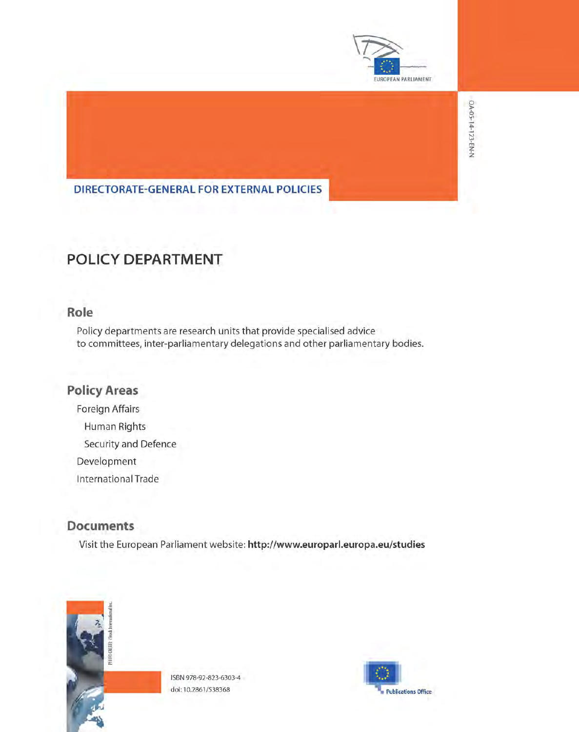EUROPEAN PARLIAMENT

QA-05-14-123-EN-N

DIRECTORATE-GENERAL FOR EXTERNAL POLICIES

# POLICY DEPARTMENT

## Role

Policy departments are research units that provide specialised advice to committees, inter-parliamentary delegations and other parliamentary bodies.

## Policy Areas

- Foreign Affairs
  - Human Rights
  - Security and Defence
- Development
- International Trade

## Documents

Visit the European Parliament website: **http://www.europarl.europa.eu/studies**

PHOTO CREDIT: iStock International Inc.

ISBN 978-92-823-6303-4
doi: 10.2861/538368

Publications Office